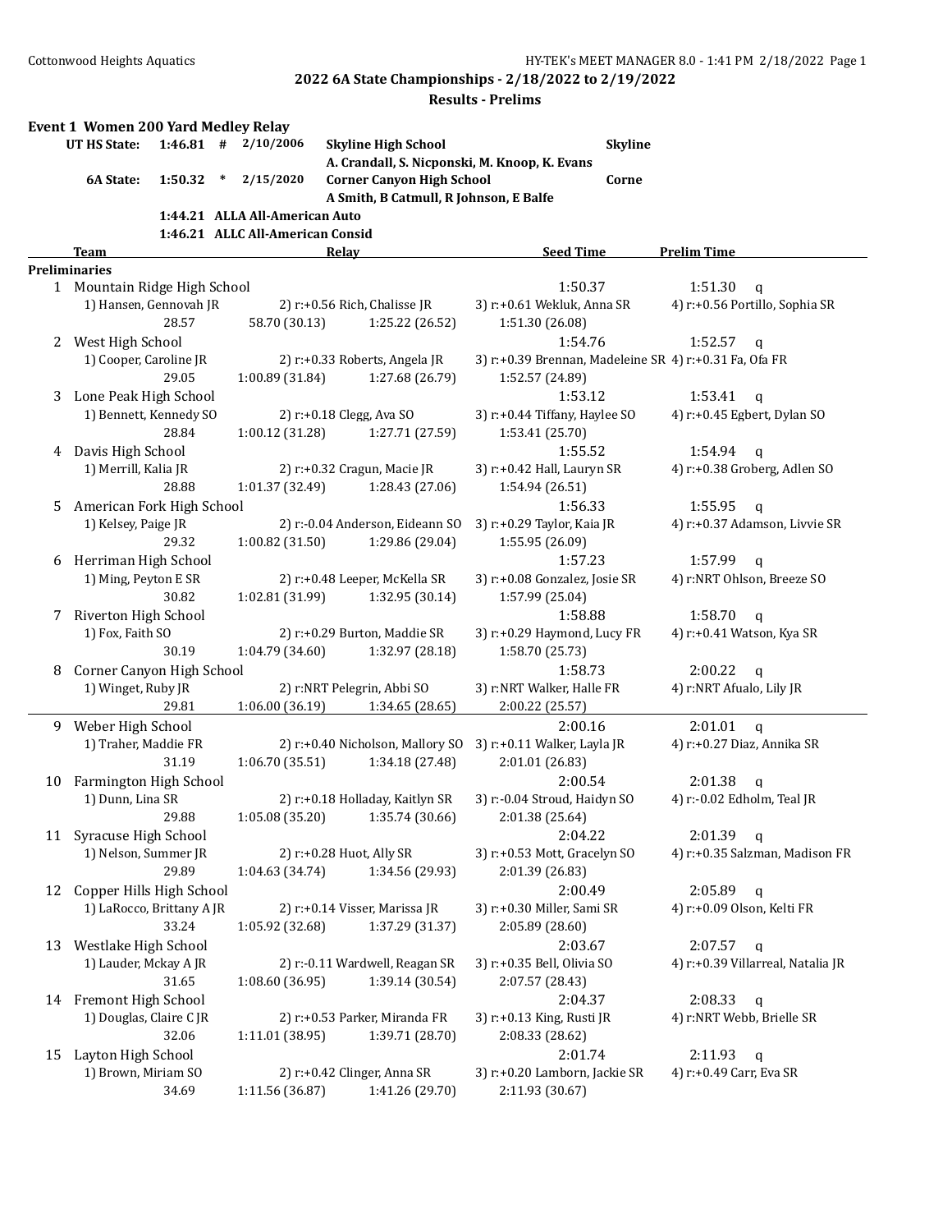## 2022 6A State Championships - 2/18/2022 to 2/19/2022

### Results - Prelims

**Event 1 Women 200 Yard Medley Relay**

| | | | | | |
|---|---|---|---|---|---|
| UT HS State: | 1:46.81 # | 2/10/2006 | Skyline High School | Skyline | |
| | | | A. Crandall, S. Nicponski, M. Knoop, K. Evans | | |
| 6A State: | 1:50.32 * | 2/15/2020 | Corner Canyon High School | Corne | |
| | | | A Smith, B Catmull, R Johnson, E Balfe | | |
| | 1:44.21 | ALLA All-American Auto | | | |
| | 1:46.21 | ALLC All-American Consid | | | |

**Preliminaries**

| | Team | Relay | | Seed Time | Prelim Time |
|---|---|---|---|---|---|
| 1 | Mountain Ridge High School | | | 1:50.37 | 1:51.30 q |
| | 1) Hansen, Gennovah JR | 2) r:+0.56 Rich, Chalisse JR | 3) r:+0.61 Wekluk, Anna SR | 4) r:+0.56 Portillo, Sophia SR | |
| | 28.57 | 58.70 (30.13) | 1:25.22 (26.52) | 1:51.30 (26.08) | |
| 2 | West High School | | | 1:54.76 | 1:52.57 q |
| | 1) Cooper, Caroline JR | 2) r:+0.33 Roberts, Angela JR | 3) r:+0.39 Brennan, Madeleine SR | 4) r:+0.31 Fa, Ofa FR | |
| | 29.05 | 1:00.89 (31.84) | 1:27.68 (26.79) | 1:52.57 (24.89) | |
| 3 | Lone Peak High School | | | 1:53.12 | 1:53.41 q |
| | 1) Bennett, Kennedy SO | 2) r:+0.18 Clegg, Ava SO | 3) r:+0.44 Tiffany, Haylee SO | 4) r:+0.45 Egbert, Dylan SO | |
| | 28.84 | 1:00.12 (31.28) | 1:27.71 (27.59) | 1:53.41 (25.70) | |
| 4 | Davis High School | | | 1:55.52 | 1:54.94 q |
| | 1) Merrill, Kalia JR | 2) r:+0.32 Cragun, Macie JR | 3) r:+0.42 Hall, Lauryn SR | 4) r:+0.38 Groberg, Adlen SO | |
| | 28.88 | 1:01.37 (32.49) | 1:28.43 (27.06) | 1:54.94 (26.51) | |
| 5 | American Fork High School | | | 1:56.33 | 1:55.95 q |
| | 1) Kelsey, Paige JR | 2) r:-0.04 Anderson, Eideann SO | 3) r:+0.29 Taylor, Kaia JR | 4) r:+0.37 Adamson, Livvie SR | |
| | 29.32 | 1:00.82 (31.50) | 1:29.86 (29.04) | 1:55.95 (26.09) | |
| 6 | Herriman High School | | | 1:57.23 | 1:57.99 q |
| | 1) Ming, Peyton E SR | 2) r:+0.48 Leeper, McKella SR | 3) r:+0.08 Gonzalez, Josie SR | 4) r:NRT Ohlson, Breeze SO | |
| | 30.82 | 1:02.81 (31.99) | 1:32.95 (30.14) | 1:57.99 (25.04) | |
| 7 | Riverton High School | | | 1:58.88 | 1:58.70 q |
| | 1) Fox, Faith SO | 2) r:+0.29 Burton, Maddie SR | 3) r:+0.29 Haymond, Lucy FR | 4) r:+0.41 Watson, Kya SR | |
| | 30.19 | 1:04.79 (34.60) | 1:32.97 (28.18) | 1:58.70 (25.73) | |
| 8 | Corner Canyon High School | | | 1:58.73 | 2:00.22 q |
| | 1) Winget, Ruby JR | 2) r:NRT Pelegrin, Abbi SO | 3) r:NRT Walker, Halle FR | 4) r:NRT Afualo, Lily JR | |
| | 29.81 | 1:06.00 (36.19) | 1:34.65 (28.65) | 2:00.22 (25.57) | |
| 9 | Weber High School | | | 2:00.16 | 2:01.01 q |
| | 1) Traher, Maddie FR | 2) r:+0.40 Nicholson, Mallory SO | 3) r:+0.11 Walker, Layla JR | 4) r:+0.27 Diaz, Annika SR | |
| | 31.19 | 1:06.70 (35.51) | 1:34.18 (27.48) | 2:01.01 (26.83) | |
| 10 | Farmington High School | | | 2:00.54 | 2:01.38 q |
| | 1) Dunn, Lina SR | 2) r:+0.18 Holladay, Kaitlyn SR | 3) r:-0.04 Stroud, Haidyn SO | 4) r:-0.02 Edholm, Teal JR | |
| | 29.88 | 1:05.08 (35.20) | 1:35.74 (30.66) | 2:01.38 (25.64) | |
| 11 | Syracuse High School | | | 2:04.22 | 2:01.39 q |
| | 1) Nelson, Summer JR | 2) r:+0.28 Huot, Ally SR | 3) r:+0.53 Mott, Gracelyn SO | 4) r:+0.35 Salzman, Madison FR | |
| | 29.89 | 1:04.63 (34.74) | 1:34.56 (29.93) | 2:01.39 (26.83) | |
| 12 | Copper Hills High School | | | 2:00.49 | 2:05.89 q |
| | 1) LaRocco, Brittany A JR | 2) r:+0.14 Visser, Marissa JR | 3) r:+0.30 Miller, Sami SR | 4) r:+0.09 Olson, Kelti FR | |
| | 33.24 | 1:05.92 (32.68) | 1:37.29 (31.37) | 2:05.89 (28.60) | |
| 13 | Westlake High School | | | 2:03.67 | 2:07.57 q |
| | 1) Lauder, Mckay A JR | 2) r:-0.11 Wardwell, Reagan SR | 3) r:+0.35 Bell, Olivia SO | 4) r:+0.39 Villarreal, Natalia JR | |
| | 31.65 | 1:08.60 (36.95) | 1:39.14 (30.54) | 2:07.57 (28.43) | |
| 14 | Fremont High School | | | 2:04.37 | 2:08.33 q |
| | 1) Douglas, Claire C JR | 2) r:+0.53 Parker, Miranda FR | 3) r:+0.13 King, Rusti JR | 4) r:NRT Webb, Brielle SR | |
| | 32.06 | 1:11.01 (38.95) | 1:39.71 (28.70) | 2:08.33 (28.62) | |
| 15 | Layton High School | | | 2:01.74 | 2:11.93 q |
| | 1) Brown, Miriam SO | 2) r:+0.42 Clinger, Anna SR | 3) r:+0.20 Lamborn, Jackie SR | 4) r:+0.49 Carr, Eva SR | |
| | 34.69 | 1:11.56 (36.87) | 1:41.26 (29.70) | 2:11.93 (30.67) | |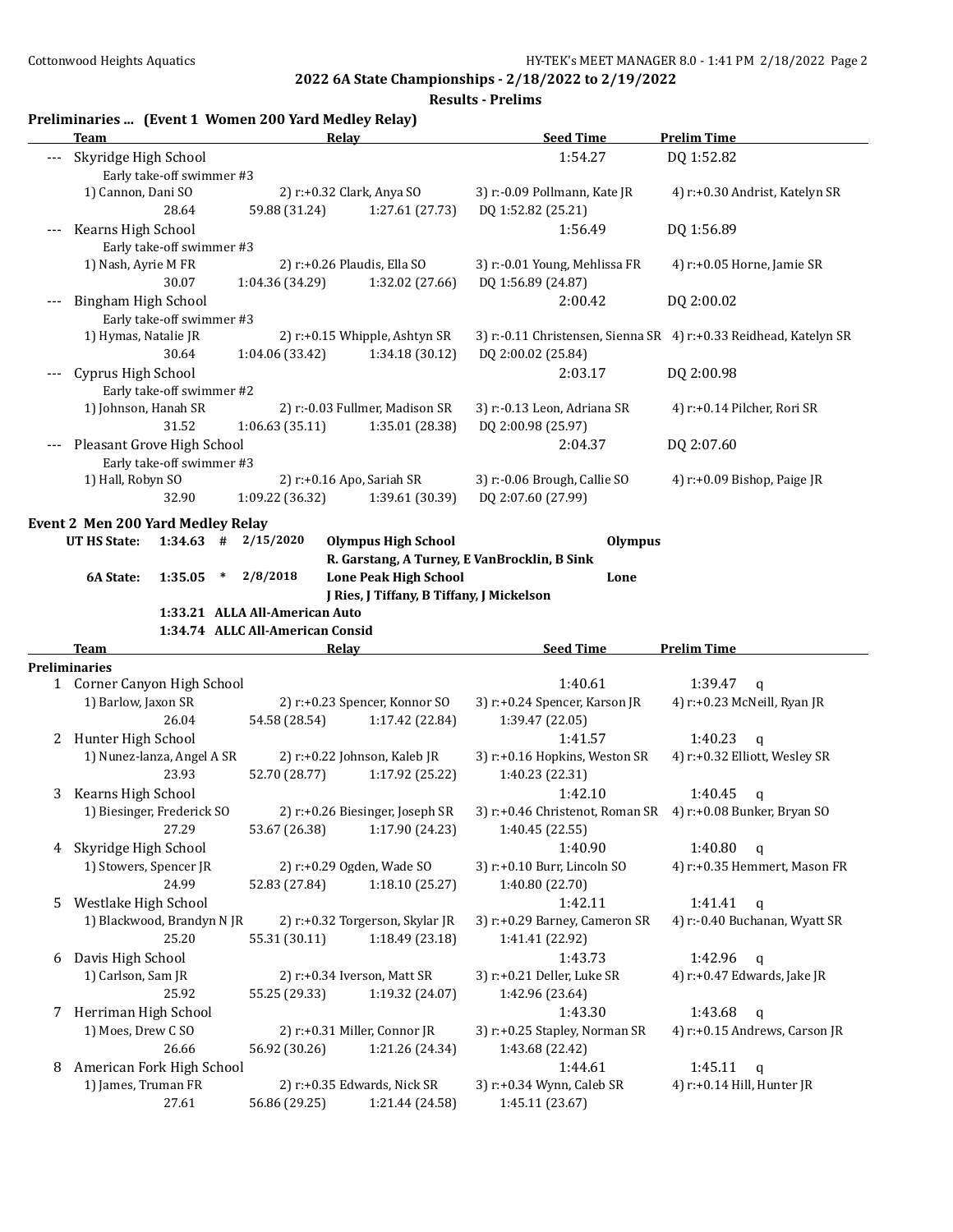## 2022 6A State Championships - 2/18/2022 to 2/19/2022

### Results - Prelims

**Preliminaries ... (Event 1 Women 200 Yard Medley Relay)**

| | Team | Relay | Seed Time | Prelim Time |
|---|---|---|---|---|
| --- | Skyridge High School | | 1:54.27 | DQ 1:52.82 |
| | Early take-off swimmer #3 | | | |
| | 1) Cannon, Dani SO | 2) r:+0.32 Clark, Anya SO | 3) r:-0.09 Pollmann, Kate JR | 4) r:+0.30 Andrist, Katelyn SR |
| | 28.64 | 59.88 (31.24) 1:27.61 (27.73) | DQ 1:52.82 (25.21) | |
| --- | Kearns High School | | 1:56.49 | DQ 1:56.89 |
| | Early take-off swimmer #3 | | | |
| | 1) Nash, Ayrie M FR | 2) r:+0.26 Plaudis, Ella SO | 3) r:-0.01 Young, Mehlissa FR | 4) r:+0.05 Horne, Jamie SR |
| | 30.07 | 1:04.36 (34.29) 1:32.02 (27.66) | DQ 1:56.89 (24.87) | |
| --- | Bingham High School | | 2:00.42 | DQ 2:00.02 |
| | Early take-off swimmer #3 | | | |
| | 1) Hymas, Natalie JR | 2) r:+0.15 Whipple, Ashtyn SR | 3) r:-0.11 Christensen, Sienna SR | 4) r:+0.33 Reidhead, Katelyn SR |
| | 30.64 | 1:04.06 (33.42) 1:34.18 (30.12) | DQ 2:00.02 (25.84) | |
| --- | Cyprus High School | | 2:03.17 | DQ 2:00.98 |
| | Early take-off swimmer #2 | | | |
| | 1) Johnson, Hanah SR | 2) r:-0.03 Fullmer, Madison SR | 3) r:-0.13 Leon, Adriana SR | 4) r:+0.14 Pilcher, Rori SR |
| | 31.52 | 1:06.63 (35.11) 1:35.01 (28.38) | DQ 2:00.98 (25.97) | |
| --- | Pleasant Grove High School | | 2:04.37 | DQ 2:07.60 |
| | Early take-off swimmer #3 | | | |
| | 1) Hall, Robyn SO | 2) r:+0.16 Apo, Sariah SR | 3) r:-0.06 Brough, Callie SO | 4) r:+0.09 Bishop, Paige JR |
| | 32.90 | 1:09.22 (36.32) 1:39.61 (30.39) | DQ 2:07.60 (27.99) | |

**Event 2 Men 200 Yard Medley Relay**

UT HS State: 1:34.63 # 2/15/2020 Olympus High School — Olympus
R. Garstang, A Turney, E VanBrocklin, B Sink

6A State: 1:35.05 * 2/8/2018 Lone Peak High School — Lone
J Ries, J Tiffany, B Tiffany, J Mickelson

1:33.21 ALLA All-American Auto
1:34.74 ALLC All-American Consid

**Preliminaries**

| | Team | Relay | Seed Time | Prelim Time |
|---|---|---|---|---|
| 1 | Corner Canyon High School | | 1:40.61 | 1:39.47 q |
| | 1) Barlow, Jaxon SR | 2) r:+0.23 Spencer, Konnor SO | 3) r:+0.24 Spencer, Karson JR | 4) r:+0.23 McNeill, Ryan JR |
| | 26.04 | 54.58 (28.54) 1:17.42 (22.84) | 1:39.47 (22.05) | |
| 2 | Hunter High School | | 1:41.57 | 1:40.23 q |
| | 1) Nunez-lanza, Angel A SR | 2) r:+0.22 Johnson, Kaleb JR | 3) r:+0.16 Hopkins, Weston SR | 4) r:+0.32 Elliott, Wesley SR |
| | 23.93 | 52.70 (28.77) 1:17.92 (25.22) | 1:40.23 (22.31) | |
| 3 | Kearns High School | | 1:42.10 | 1:40.45 q |
| | 1) Biesinger, Frederick SO | 2) r:+0.26 Biesinger, Joseph SR | 3) r:+0.46 Christenot, Roman SR | 4) r:+0.08 Bunker, Bryan SO |
| | 27.29 | 53.67 (26.38) 1:17.90 (24.23) | 1:40.45 (22.55) | |
| 4 | Skyridge High School | | 1:40.90 | 1:40.80 q |
| | 1) Stowers, Spencer JR | 2) r:+0.29 Ogden, Wade SO | 3) r:+0.10 Burr, Lincoln SO | 4) r:+0.35 Hemmert, Mason FR |
| | 24.99 | 52.83 (27.84) 1:18.10 (25.27) | 1:40.80 (22.70) | |
| 5 | Westlake High School | | 1:42.11 | 1:41.41 q |
| | 1) Blackwood, Brandyn N JR | 2) r:+0.32 Torgerson, Skylar JR | 3) r:+0.29 Barney, Cameron SR | 4) r:-0.40 Buchanan, Wyatt SR |
| | 25.20 | 55.31 (30.11) 1:18.49 (23.18) | 1:41.41 (22.92) | |
| 6 | Davis High School | | 1:43.73 | 1:42.96 q |
| | 1) Carlson, Sam JR | 2) r:+0.34 Iverson, Matt SR | 3) r:+0.21 Deller, Luke SR | 4) r:+0.47 Edwards, Jake JR |
| | 25.92 | 55.25 (29.33) 1:19.32 (24.07) | 1:42.96 (23.64) | |
| 7 | Herriman High School | | 1:43.30 | 1:43.68 q |
| | 1) Moes, Drew C SO | 2) r:+0.31 Miller, Connor JR | 3) r:+0.25 Stapley, Norman SR | 4) r:+0.15 Andrews, Carson JR |
| | 26.66 | 56.92 (30.26) 1:21.26 (24.34) | 1:43.68 (22.42) | |
| 8 | American Fork High School | | 1:44.61 | 1:45.11 q |
| | 1) James, Truman FR | 2) r:+0.35 Edwards, Nick SR | 3) r:+0.34 Wynn, Caleb SR | 4) r:+0.14 Hill, Hunter JR |
| | 27.61 | 56.86 (29.25) 1:21.44 (24.58) | 1:45.11 (23.67) | |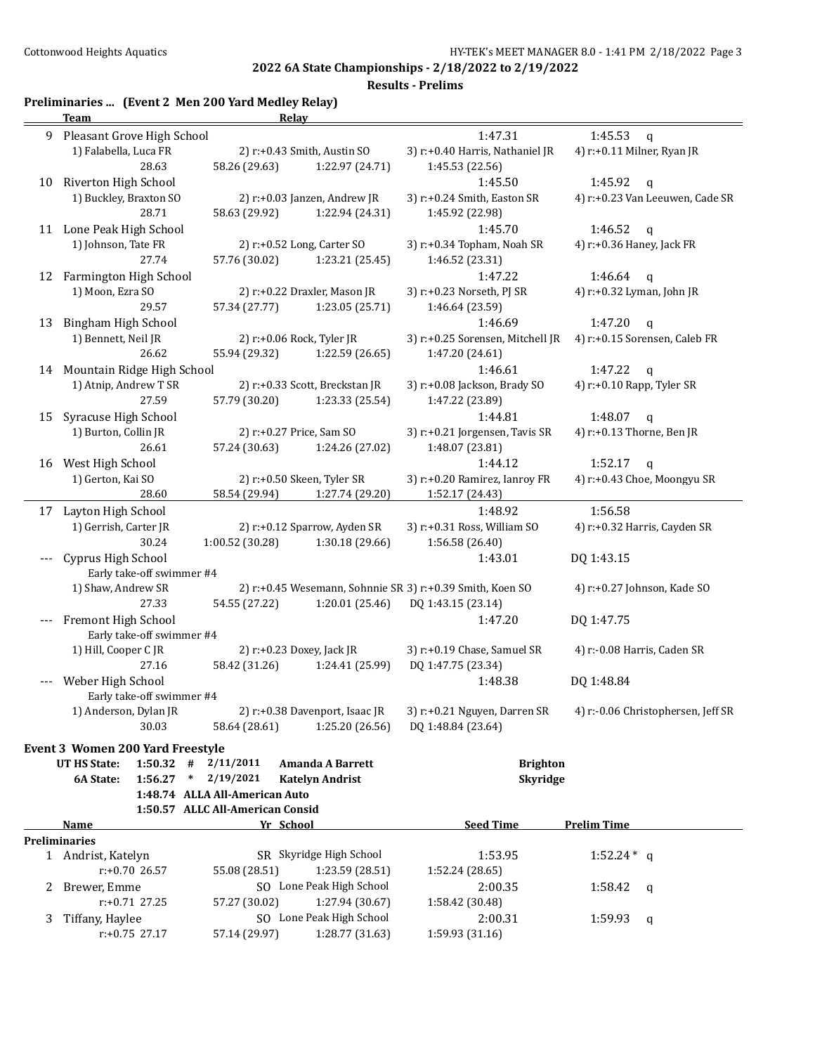## 2022 6A State Championships - 2/18/2022 to 2/19/2022

### Results - Prelims

### Preliminaries ... (Event 2 Men 200 Yard Medley Relay)

| | Team | Relay | | Seed Time | Prelim Time |
|---|---|---|---|---|---|
| 9 | Pleasant Grove High School | | | 1:47.31 | 1:45.53 q |
| | 1) Falabella, Luca FR | 2) r:+0.43 Smith, Austin SO | 3) r:+0.40 Harris, Nathaniel JR | 4) r:+0.11 Milner, Ryan JR | |
| | 28.63 | 58.26 (29.63) | 1:22.97 (24.71) | 1:45.53 (22.56) | |
| 10 | Riverton High School | | | 1:45.50 | 1:45.92 q |
| | 1) Buckley, Braxton SO | 2) r:+0.03 Janzen, Andrew JR | 3) r:+0.24 Smith, Easton SR | 4) r:+0.23 Van Leeuwen, Cade SR | |
| | 28.71 | 58.63 (29.92) | 1:22.94 (24.31) | 1:45.92 (22.98) | |
| 11 | Lone Peak High School | | | 1:45.70 | 1:46.52 q |
| | 1) Johnson, Tate FR | 2) r:+0.52 Long, Carter SO | 3) r:+0.34 Topham, Noah SR | 4) r:+0.36 Haney, Jack FR | |
| | 27.74 | 57.76 (30.02) | 1:23.21 (25.45) | 1:46.52 (23.31) | |
| 12 | Farmington High School | | | 1:47.22 | 1:46.64 q |
| | 1) Moon, Ezra SO | 2) r:+0.22 Draxler, Mason JR | 3) r:+0.23 Norseth, PJ SR | 4) r:+0.32 Lyman, John JR | |
| | 29.57 | 57.34 (27.77) | 1:23.05 (25.71) | 1:46.64 (23.59) | |
| 13 | Bingham High School | | | 1:46.69 | 1:47.20 q |
| | 1) Bennett, Neil JR | 2) r:+0.06 Rock, Tyler JR | 3) r:+0.25 Sorensen, Mitchell JR | 4) r:+0.15 Sorensen, Caleb FR | |
| | 26.62 | 55.94 (29.32) | 1:22.59 (26.65) | 1:47.20 (24.61) | |
| 14 | Mountain Ridge High School | | | 1:46.61 | 1:47.22 q |
| | 1) Atnip, Andrew T SR | 2) r:+0.33 Scott, Breckstan JR | 3) r:+0.08 Jackson, Brady SO | 4) r:+0.10 Rapp, Tyler SR | |
| | 27.59 | 57.79 (30.20) | 1:23.33 (25.54) | 1:47.22 (23.89) | |
| 15 | Syracuse High School | | | 1:44.81 | 1:48.07 q |
| | 1) Burton, Collin JR | 2) r:+0.27 Price, Sam SO | 3) r:+0.21 Jorgensen, Tavis SR | 4) r:+0.13 Thorne, Ben JR | |
| | 26.61 | 57.24 (30.63) | 1:24.26 (27.02) | 1:48.07 (23.81) | |
| 16 | West High School | | | 1:44.12 | 1:52.17 q |
| | 1) Gerton, Kai SO | 2) r:+0.50 Skeen, Tyler SR | 3) r:+0.20 Ramirez, Ianroy FR | 4) r:+0.43 Choe, Moongyu SR | |
| | 28.60 | 58.54 (29.94) | 1:27.74 (29.20) | 1:52.17 (24.43) | |
| 17 | Layton High School | | | 1:48.92 | 1:56.58 |
| | 1) Gerrish, Carter JR | 2) r:+0.12 Sparrow, Ayden SR | 3) r:+0.31 Ross, William SO | 4) r:+0.32 Harris, Cayden SR | |
| | 30.24 | 1:00.52 (30.28) | 1:30.18 (29.66) | 1:56.58 (26.40) | |
| --- | Cyprus High School | | | 1:43.01 | DQ 1:43.15 |
| | Early take-off swimmer #4 | | | | |
| | 1) Shaw, Andrew SR | 2) r:+0.45 Wesemann, Sohnnie SR | 3) r:+0.39 Smith, Koen SO | 4) r:+0.27 Johnson, Kade SO | |
| | 27.33 | 54.55 (27.22) | 1:20.01 (25.46) | DQ 1:43.15 (23.14) | |
| --- | Fremont High School | | | 1:47.20 | DQ 1:47.75 |
| | Early take-off swimmer #4 | | | | |
| | 1) Hill, Cooper C JR | 2) r:+0.23 Doxey, Jack JR | 3) r:+0.19 Chase, Samuel SR | 4) r:-0.08 Harris, Caden SR | |
| | 27.16 | 58.42 (31.26) | 1:24.41 (25.99) | DQ 1:47.75 (23.34) | |
| --- | Weber High School | | | 1:48.38 | DQ 1:48.84 |
| | Early take-off swimmer #4 | | | | |
| | 1) Anderson, Dylan JR | 2) r:+0.38 Davenport, Isaac JR | 3) r:+0.21 Nguyen, Darren SR | 4) r:-0.06 Christophersen, Jeff SR | |
| | 30.03 | 58.64 (28.61) | 1:25.20 (26.56) | DQ 1:48.84 (23.64) | |

### Event 3 Women 200 Yard Freestyle

| | | | | | |
|---|---|---|---|---|---|
| UT HS State: | 1:50.32 | # | 2/11/2011 | Amanda A Barrett | Brighton |
| 6A State: | 1:56.27 | * | 2/19/2021 | Katelyn Andrist | Skyridge |
| | 1:48.74 | | ALLA All-American Auto | | |
| | 1:50.57 | | ALLC All-American Consid | | |

| | Name | Yr | School | Seed Time | Prelim Time |
|---|---|---|---|---|---|
| **Preliminaries** | | | | | |
| 1 | Andrist, Katelyn | SR | Skyridge High School | 1:53.95 | 1:52.24 * q |
| | r:+0.70 26.57 | 55.08 (28.51) | 1:23.59 (28.51) | 1:52.24 (28.65) | |
| 2 | Brewer, Emme | SO | Lone Peak High School | 2:00.35 | 1:58.42 q |
| | r:+0.71 27.25 | 57.27 (30.02) | 1:27.94 (30.67) | 1:58.42 (30.48) | |
| 3 | Tiffany, Haylee | SO | Lone Peak High School | 2:00.31 | 1:59.93 q |
| | r:+0.75 27.17 | 57.14 (29.97) | 1:28.77 (31.63) | 1:59.93 (31.16) | |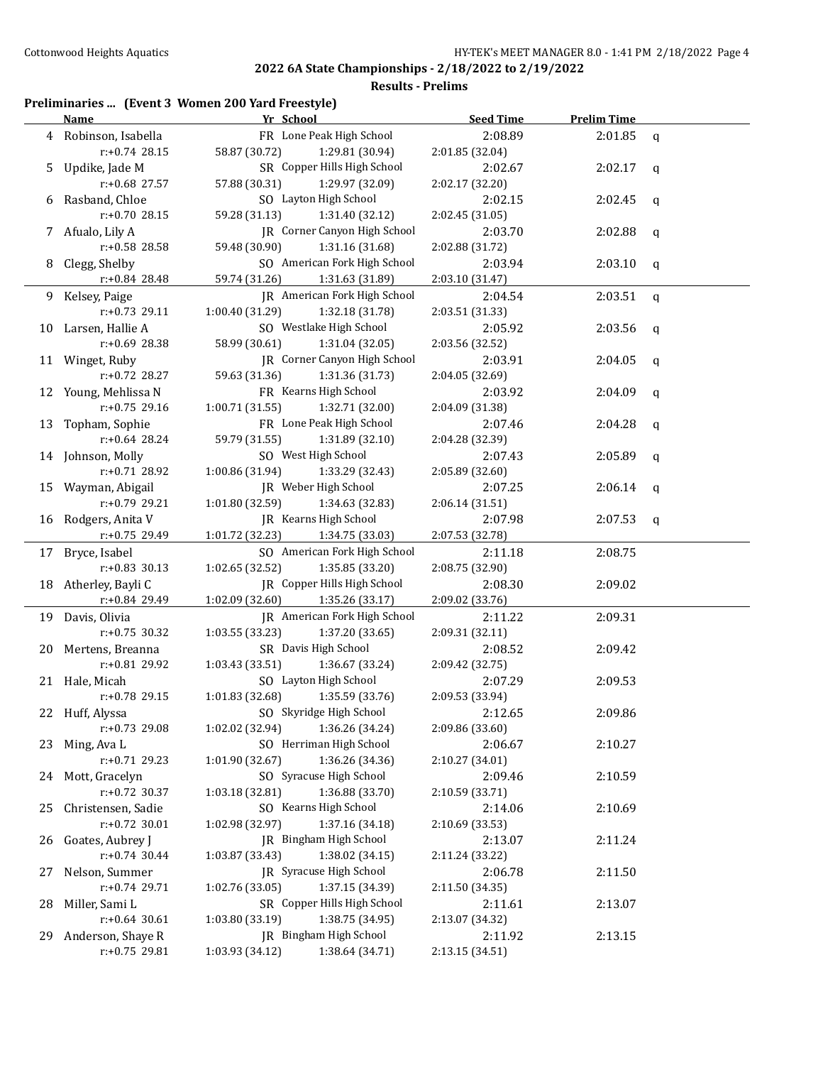## 2022 6A State Championships - 2/18/2022 to 2/19/2022

### Results - Prelims

**Preliminaries ... (Event 3 Women 200 Yard Freestyle)**

| | Name | Yr | School | Seed Time | Prelim Time | |
|---|---|---|---|---|---|---|
| 4 | Robinson, Isabella | FR | Lone Peak High School | 2:08.89 | 2:01.85 | q |
| | r:+0.74 28.15 | 58.87 (30.72) | 1:29.81 (30.94) | 2:01.85 (32.04) | | |
| 5 | Updike, Jade M | SR | Copper Hills High School | 2:02.67 | 2:02.17 | q |
| | r:+0.68 27.57 | 57.88 (30.31) | 1:29.97 (32.09) | 2:02.17 (32.20) | | |
| 6 | Rasband, Chloe | SO | Layton High School | 2:02.15 | 2:02.45 | q |
| | r:+0.70 28.15 | 59.28 (31.13) | 1:31.40 (32.12) | 2:02.45 (31.05) | | |
| 7 | Afualo, Lily A | JR | Corner Canyon High School | 2:03.70 | 2:02.88 | q |
| | r:+0.58 28.58 | 59.48 (30.90) | 1:31.16 (31.68) | 2:02.88 (31.72) | | |
| 8 | Clegg, Shelby | SO | American Fork High School | 2:03.94 | 2:03.10 | q |
| | r:+0.84 28.48 | 59.74 (31.26) | 1:31.63 (31.89) | 2:03.10 (31.47) | | |
| 9 | Kelsey, Paige | JR | American Fork High School | 2:04.54 | 2:03.51 | q |
| | r:+0.73 29.11 | 1:00.40 (31.29) | 1:32.18 (31.78) | 2:03.51 (31.33) | | |
| 10 | Larsen, Hallie A | SO | Westlake High School | 2:05.92 | 2:03.56 | q |
| | r:+0.69 28.38 | 58.99 (30.61) | 1:31.04 (32.05) | 2:03.56 (32.52) | | |
| 11 | Winget, Ruby | JR | Corner Canyon High School | 2:03.91 | 2:04.05 | q |
| | r:+0.72 28.27 | 59.63 (31.36) | 1:31.36 (31.73) | 2:04.05 (32.69) | | |
| 12 | Young, Mehlissa N | FR | Kearns High School | 2:03.92 | 2:04.09 | q |
| | r:+0.75 29.16 | 1:00.71 (31.55) | 1:32.71 (32.00) | 2:04.09 (31.38) | | |
| 13 | Topham, Sophie | FR | Lone Peak High School | 2:07.46 | 2:04.28 | q |
| | r:+0.64 28.24 | 59.79 (31.55) | 1:31.89 (32.10) | 2:04.28 (32.39) | | |
| 14 | Johnson, Molly | SO | West High School | 2:07.43 | 2:05.89 | q |
| | r:+0.71 28.92 | 1:00.86 (31.94) | 1:33.29 (32.43) | 2:05.89 (32.60) | | |
| 15 | Wayman, Abigail | JR | Weber High School | 2:07.25 | 2:06.14 | q |
| | r:+0.79 29.21 | 1:01.80 (32.59) | 1:34.63 (32.83) | 2:06.14 (31.51) | | |
| 16 | Rodgers, Anita V | JR | Kearns High School | 2:07.98 | 2:07.53 | q |
| | r:+0.75 29.49 | 1:01.72 (32.23) | 1:34.75 (33.03) | 2:07.53 (32.78) | | |
| 17 | Bryce, Isabel | SO | American Fork High School | 2:11.18 | 2:08.75 | |
| | r:+0.83 30.13 | 1:02.65 (32.52) | 1:35.85 (33.20) | 2:08.75 (32.90) | | |
| 18 | Atherley, Bayli C | JR | Copper Hills High School | 2:08.30 | 2:09.02 | |
| | r:+0.84 29.49 | 1:02.09 (32.60) | 1:35.26 (33.17) | 2:09.02 (33.76) | | |
| 19 | Davis, Olivia | JR | American Fork High School | 2:11.22 | 2:09.31 | |
| | r:+0.75 30.32 | 1:03.55 (33.23) | 1:37.20 (33.65) | 2:09.31 (32.11) | | |
| 20 | Mertens, Breanna | SR | Davis High School | 2:08.52 | 2:09.42 | |
| | r:+0.81 29.92 | 1:03.43 (33.51) | 1:36.67 (33.24) | 2:09.42 (32.75) | | |
| 21 | Hale, Micah | SO | Layton High School | 2:07.29 | 2:09.53 | |
| | r:+0.78 29.15 | 1:01.83 (32.68) | 1:35.59 (33.76) | 2:09.53 (33.94) | | |
| 22 | Huff, Alyssa | SO | Skyridge High School | 2:12.65 | 2:09.86 | |
| | r:+0.73 29.08 | 1:02.02 (32.94) | 1:36.26 (34.24) | 2:09.86 (33.60) | | |
| 23 | Ming, Ava L | SO | Herriman High School | 2:06.67 | 2:10.27 | |
| | r:+0.71 29.23 | 1:01.90 (32.67) | 1:36.26 (34.36) | 2:10.27 (34.01) | | |
| 24 | Mott, Gracelyn | SO | Syracuse High School | 2:09.46 | 2:10.59 | |
| | r:+0.72 30.37 | 1:03.18 (32.81) | 1:36.88 (33.70) | 2:10.59 (33.71) | | |
| 25 | Christensen, Sadie | SO | Kearns High School | 2:14.06 | 2:10.69 | |
| | r:+0.72 30.01 | 1:02.98 (32.97) | 1:37.16 (34.18) | 2:10.69 (33.53) | | |
| 26 | Goates, Aubrey J | JR | Bingham High School | 2:13.07 | 2:11.24 | |
| | r:+0.74 30.44 | 1:03.87 (33.43) | 1:38.02 (34.15) | 2:11.24 (33.22) | | |
| 27 | Nelson, Summer | JR | Syracuse High School | 2:06.78 | 2:11.50 | |
| | r:+0.74 29.71 | 1:02.76 (33.05) | 1:37.15 (34.39) | 2:11.50 (34.35) | | |
| 28 | Miller, Sami L | SR | Copper Hills High School | 2:11.61 | 2:13.07 | |
| | r:+0.64 30.61 | 1:03.80 (33.19) | 1:38.75 (34.95) | 2:13.07 (34.32) | | |
| 29 | Anderson, Shaye R | JR | Bingham High School | 2:11.92 | 2:13.15 | |
| | r:+0.75 29.81 | 1:03.93 (34.12) | 1:38.64 (34.71) | 2:13.15 (34.51) | | |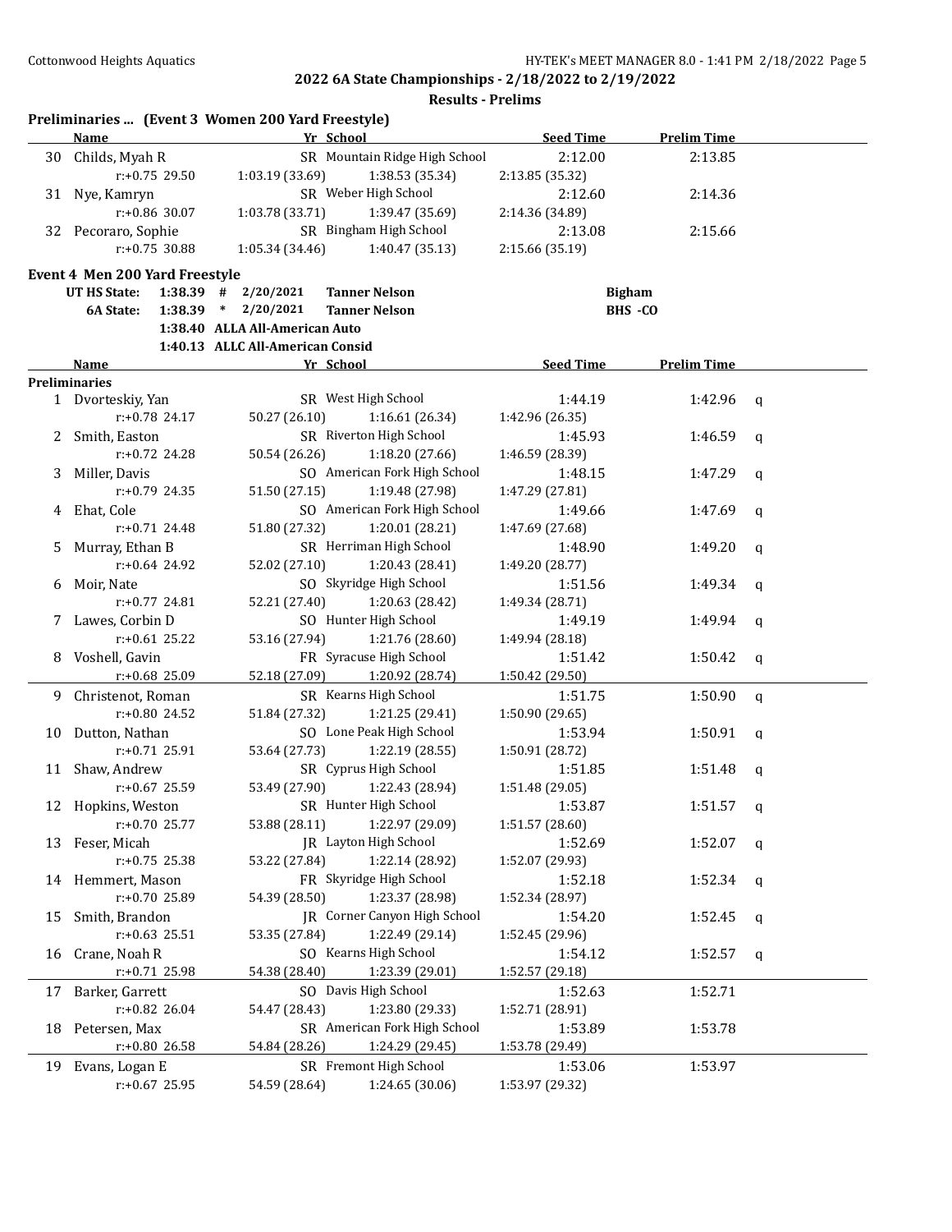## 2022 6A State Championships - 2/18/2022 to 2/19/2022

### Results - Prelims

**Preliminaries ... (Event 3 Women 200 Yard Freestyle)**

| | Name | Yr | School | Seed Time | Prelim Time | |
|---|---|---|---|---|---|---|
| 30 | Childs, Myah R | SR | Mountain Ridge High School | 2:12.00 | 2:13.85 | |
| | r:+0.75 29.50 | 1:03.19 (33.69) | 1:38.53 (35.34) | 2:13.85 (35.32) | | |
| 31 | Nye, Kamryn | SR | Weber High School | 2:12.60 | 2:14.36 | |
| | r:+0.86 30.07 | 1:03.78 (33.71) | 1:39.47 (35.69) | 2:14.36 (34.89) | | |
| 32 | Pecoraro, Sophie | SR | Bingham High School | 2:13.08 | 2:15.66 | |
| | r:+0.75 30.88 | 1:05.34 (34.46) | 1:40.47 (35.13) | 2:15.66 (35.19) | | |

**Event 4 Men 200 Yard Freestyle**

| | | | | | |
|---|---|---|---|---|---|
| UT HS State: | 1:38.39 | # | 2/20/2021 | Tanner Nelson | Bigham |
| 6A State: | 1:38.39 | * | 2/20/2021 | Tanner Nelson | BHS -CO |
| | 1:38.40 | | ALLA All-American Auto | | |
| | 1:40.13 | | ALLC All-American Consid | | |

| | Name | Yr | School | Seed Time | Prelim Time | |
|---|---|---|---|---|---|---|
| **Preliminaries** | | | | | | |
| 1 | Dvorteskiy, Yan | SR | West High School | 1:44.19 | 1:42.96 | q |
| | r:+0.78 24.17 | 50.27 (26.10) | 1:16.61 (26.34) | 1:42.96 (26.35) | | |
| 2 | Smith, Easton | SR | Riverton High School | 1:45.93 | 1:46.59 | q |
| | r:+0.72 24.28 | 50.54 (26.26) | 1:18.20 (27.66) | 1:46.59 (28.39) | | |
| 3 | Miller, Davis | SO | American Fork High School | 1:48.15 | 1:47.29 | q |
| | r:+0.79 24.35 | 51.50 (27.15) | 1:19.48 (27.98) | 1:47.29 (27.81) | | |
| 4 | Ehat, Cole | SO | American Fork High School | 1:49.66 | 1:47.69 | q |
| | r:+0.71 24.48 | 51.80 (27.32) | 1:20.01 (28.21) | 1:47.69 (27.68) | | |
| 5 | Murray, Ethan B | SR | Herriman High School | 1:48.90 | 1:49.20 | q |
| | r:+0.64 24.92 | 52.02 (27.10) | 1:20.43 (28.41) | 1:49.20 (28.77) | | |
| 6 | Moir, Nate | SO | Skyridge High School | 1:51.56 | 1:49.34 | q |
| | r:+0.77 24.81 | 52.21 (27.40) | 1:20.63 (28.42) | 1:49.34 (28.71) | | |
| 7 | Lawes, Corbin D | SO | Hunter High School | 1:49.19 | 1:49.94 | q |
| | r:+0.61 25.22 | 53.16 (27.94) | 1:21.76 (28.60) | 1:49.94 (28.18) | | |
| 8 | Voshell, Gavin | FR | Syracuse High School | 1:51.42 | 1:50.42 | q |
| | r:+0.68 25.09 | 52.18 (27.09) | 1:20.92 (28.74) | 1:50.42 (29.50) | | |
| 9 | Christenot, Roman | SR | Kearns High School | 1:51.75 | 1:50.90 | q |
| | r:+0.80 24.52 | 51.84 (27.32) | 1:21.25 (29.41) | 1:50.90 (29.65) | | |
| 10 | Dutton, Nathan | SO | Lone Peak High School | 1:53.94 | 1:50.91 | q |
| | r:+0.71 25.91 | 53.64 (27.73) | 1:22.19 (28.55) | 1:50.91 (28.72) | | |
| 11 | Shaw, Andrew | SR | Cyprus High School | 1:51.85 | 1:51.48 | q |
| | r:+0.67 25.59 | 53.49 (27.90) | 1:22.43 (28.94) | 1:51.48 (29.05) | | |
| 12 | Hopkins, Weston | SR | Hunter High School | 1:53.87 | 1:51.57 | q |
| | r:+0.70 25.77 | 53.88 (28.11) | 1:22.97 (29.09) | 1:51.57 (28.60) | | |
| 13 | Feser, Micah | JR | Layton High School | 1:52.69 | 1:52.07 | q |
| | r:+0.75 25.38 | 53.22 (27.84) | 1:22.14 (28.92) | 1:52.07 (29.93) | | |
| 14 | Hemmert, Mason | FR | Skyridge High School | 1:52.18 | 1:52.34 | q |
| | r:+0.70 25.89 | 54.39 (28.50) | 1:23.37 (28.98) | 1:52.34 (28.97) | | |
| 15 | Smith, Brandon | JR | Corner Canyon High School | 1:54.20 | 1:52.45 | q |
| | r:+0.63 25.51 | 53.35 (27.84) | 1:22.49 (29.14) | 1:52.45 (29.96) | | |
| 16 | Crane, Noah R | SO | Kearns High School | 1:54.12 | 1:52.57 | q |
| | r:+0.71 25.98 | 54.38 (28.40) | 1:23.39 (29.01) | 1:52.57 (29.18) | | |
| 17 | Barker, Garrett | SO | Davis High School | 1:52.63 | 1:52.71 | |
| | r:+0.82 26.04 | 54.47 (28.43) | 1:23.80 (29.33) | 1:52.71 (28.91) | | |
| 18 | Petersen, Max | SR | American Fork High School | 1:53.89 | 1:53.78 | |
| | r:+0.80 26.58 | 54.84 (28.26) | 1:24.29 (29.45) | 1:53.78 (29.49) | | |
| 19 | Evans, Logan E | SR | Fremont High School | 1:53.06 | 1:53.97 | |
| | r:+0.67 25.95 | 54.59 (28.64) | 1:24.65 (30.06) | 1:53.97 (29.32) | | |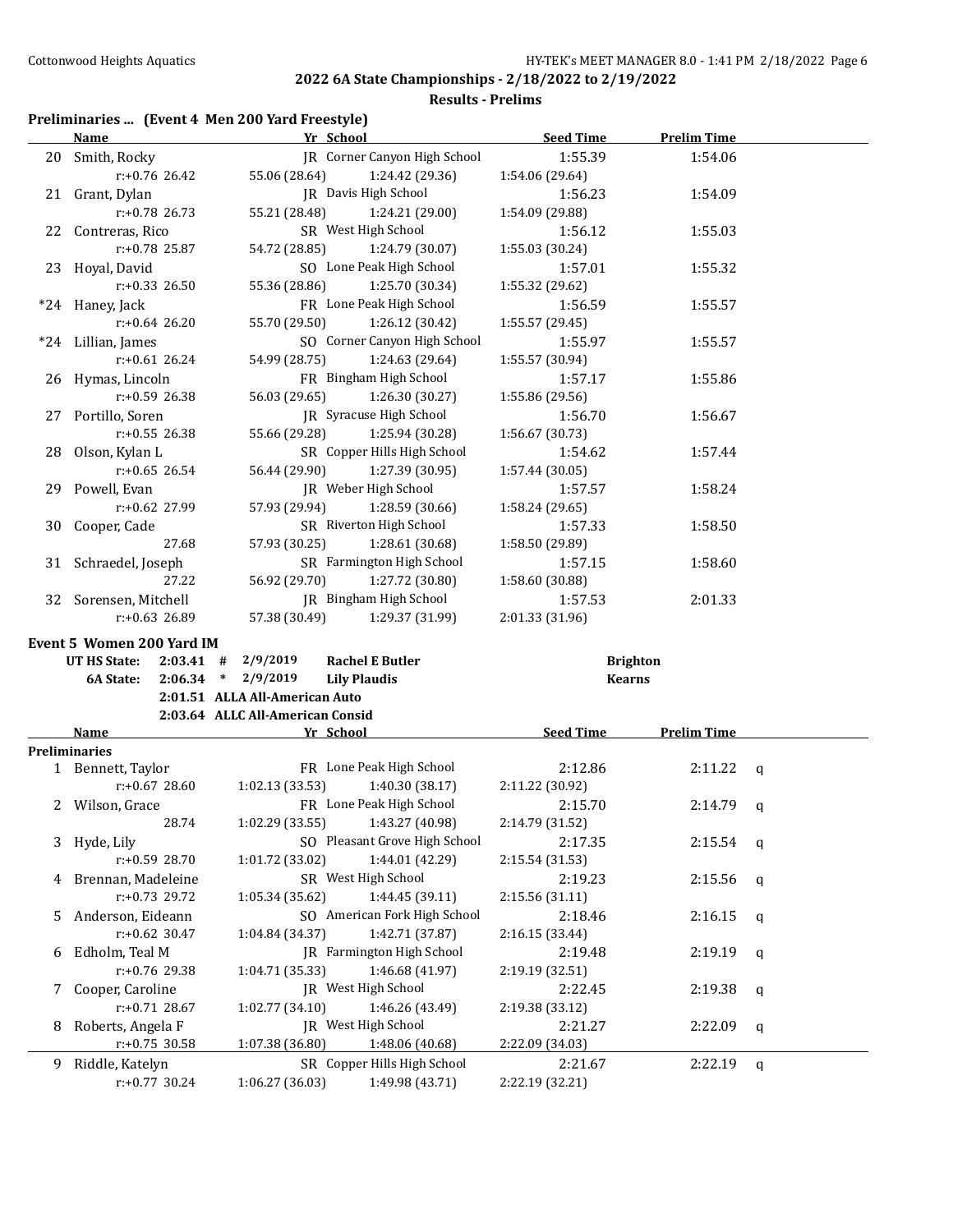**2022 6A State Championships - 2/18/2022 to 2/19/2022**

**Results - Prelims**

### Preliminaries ... (Event 4 Men 200 Yard Freestyle)

| | Name | Yr | School | Seed Time | Prelim Time | |
|---|---|---|---|---|---|---|
| 20 | Smith, Rocky | JR | Corner Canyon High School | 1:55.39 | 1:54.06 | |
| | r:+0.76 26.42 | 55.06 (28.64) | 1:24.42 (29.36) | 1:54.06 (29.64) | | |
| 21 | Grant, Dylan | JR | Davis High School | 1:56.23 | 1:54.09 | |
| | r:+0.78 26.73 | 55.21 (28.48) | 1:24.21 (29.00) | 1:54.09 (29.88) | | |
| 22 | Contreras, Rico | SR | West High School | 1:56.12 | 1:55.03 | |
| | r:+0.78 25.87 | 54.72 (28.85) | 1:24.79 (30.07) | 1:55.03 (30.24) | | |
| 23 | Hoyal, David | SO | Lone Peak High School | 1:57.01 | 1:55.32 | |
| | r:+0.33 26.50 | 55.36 (28.86) | 1:25.70 (30.34) | 1:55.32 (29.62) | | |
| *24 | Haney, Jack | FR | Lone Peak High School | 1:56.59 | 1:55.57 | |
| | r:+0.64 26.20 | 55.70 (29.50) | 1:26.12 (30.42) | 1:55.57 (29.45) | | |
| *24 | Lillian, James | SO | Corner Canyon High School | 1:55.97 | 1:55.57 | |
| | r:+0.61 26.24 | 54.99 (28.75) | 1:24.63 (29.64) | 1:55.57 (30.94) | | |
| 26 | Hymas, Lincoln | FR | Bingham High School | 1:57.17 | 1:55.86 | |
| | r:+0.59 26.38 | 56.03 (29.65) | 1:26.30 (30.27) | 1:55.86 (29.56) | | |
| 27 | Portillo, Soren | JR | Syracuse High School | 1:56.70 | 1:56.67 | |
| | r:+0.55 26.38 | 55.66 (29.28) | 1:25.94 (30.28) | 1:56.67 (30.73) | | |
| 28 | Olson, Kylan L | SR | Copper Hills High School | 1:54.62 | 1:57.44 | |
| | r:+0.65 26.54 | 56.44 (29.90) | 1:27.39 (30.95) | 1:57.44 (30.05) | | |
| 29 | Powell, Evan | JR | Weber High School | 1:57.57 | 1:58.24 | |
| | r:+0.62 27.99 | 57.93 (29.94) | 1:28.59 (30.66) | 1:58.24 (29.65) | | |
| 30 | Cooper, Cade | SR | Riverton High School | 1:57.33 | 1:58.50 | |
| | 27.68 | 57.93 (30.25) | 1:28.61 (30.68) | 1:58.50 (29.89) | | |
| 31 | Schraedel, Joseph | SR | Farmington High School | 1:57.15 | 1:58.60 | |
| | 27.22 | 56.92 (29.70) | 1:27.72 (30.80) | 1:58.60 (30.88) | | |
| 32 | Sorensen, Mitchell | JR | Bingham High School | 1:57.53 | 2:01.33 | |
| | r:+0.63 26.89 | 57.38 (30.49) | 1:29.37 (31.99) | 2:01.33 (31.96) | | |

### Event 5 Women 200 Yard IM

| | | | | | |
|---|---|---|---|---|---|
| **UT HS State:** | **2:03.41** | **#** | **2/9/2019** | **Rachel E Butler** | **Brighton** |
| **6A State:** | **2:06.34** | ***** | **2/9/2019** | **Lily Plaudis** | **Kearns** |
| | **2:01.51** | **ALLA** | **All-American Auto** | | |
| | **2:03.64** | **ALLC** | **All-American Consid** | | |

**Preliminaries**

| | Name | Yr | School | Seed Time | Prelim Time | |
|---|---|---|---|---|---|---|
| 1 | Bennett, Taylor | FR | Lone Peak High School | 2:12.86 | 2:11.22 | q |
| | r:+0.67 28.60 | 1:02.13 (33.53) | 1:40.30 (38.17) | 2:11.22 (30.92) | | |
| 2 | Wilson, Grace | FR | Lone Peak High School | 2:15.70 | 2:14.79 | q |
| | 28.74 | 1:02.29 (33.55) | 1:43.27 (40.98) | 2:14.79 (31.52) | | |
| 3 | Hyde, Lily | SO | Pleasant Grove High School | 2:17.35 | 2:15.54 | q |
| | r:+0.59 28.70 | 1:01.72 (33.02) | 1:44.01 (42.29) | 2:15.54 (31.53) | | |
| 4 | Brennan, Madeleine | SR | West High School | 2:19.23 | 2:15.56 | q |
| | r:+0.73 29.72 | 1:05.34 (35.62) | 1:44.45 (39.11) | 2:15.56 (31.11) | | |
| 5 | Anderson, Eideann | SO | American Fork High School | 2:18.46 | 2:16.15 | q |
| | r:+0.62 30.47 | 1:04.84 (34.37) | 1:42.71 (37.87) | 2:16.15 (33.44) | | |
| 6 | Edholm, Teal M | JR | Farmington High School | 2:19.48 | 2:19.19 | q |
| | r:+0.76 29.38 | 1:04.71 (35.33) | 1:46.68 (41.97) | 2:19.19 (32.51) | | |
| 7 | Cooper, Caroline | JR | West High School | 2:22.45 | 2:19.38 | q |
| | r:+0.71 28.67 | 1:02.77 (34.10) | 1:46.26 (43.49) | 2:19.38 (33.12) | | |
| 8 | Roberts, Angela F | JR | West High School | 2:21.27 | 2:22.09 | q |
| | r:+0.75 30.58 | 1:07.38 (36.80) | 1:48.06 (40.68) | 2:22.09 (34.03) | | |
| 9 | Riddle, Katelyn | SR | Copper Hills High School | 2:21.67 | 2:22.19 | q |
| | r:+0.77 30.24 | 1:06.27 (36.03) | 1:49.98 (43.71) | 2:22.19 (32.21) | | |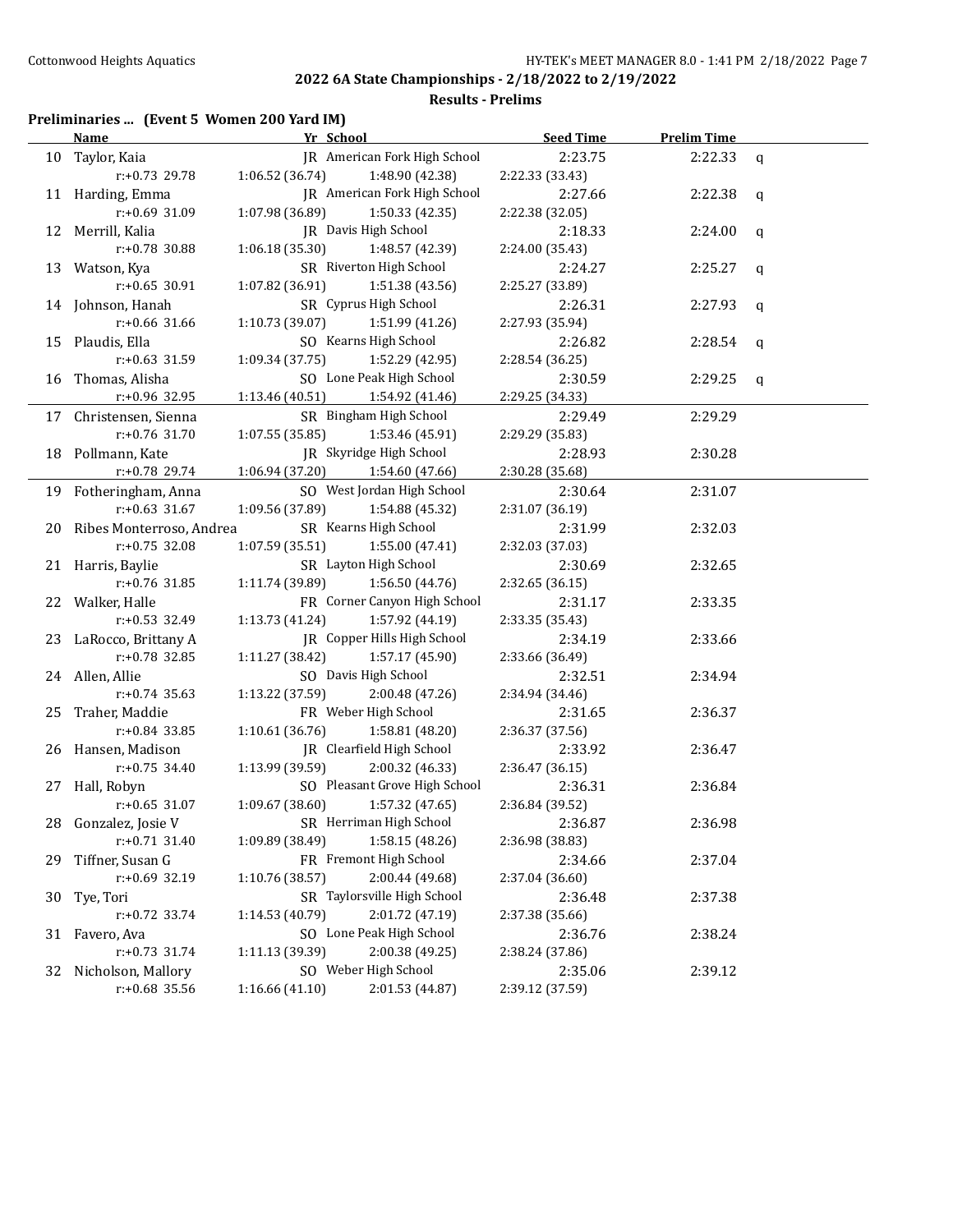## 2022 6A State Championships - 2/18/2022 to 2/19/2022

### Results - Prelims

**Preliminaries ... (Event 5 Women 200 Yard IM)**

| | Name | Yr | School | Seed Time | Prelim Time | |
|---|---|---|---|---|---|---|
| 10 | Taylor, Kaia | JR | American Fork High School | 2:23.75 | 2:22.33 | q |
| | r:+0.73 29.78 | 1:06.52 (36.74) | 1:48.90 (42.38) | 2:22.33 (33.43) | | |
| 11 | Harding, Emma | JR | American Fork High School | 2:27.66 | 2:22.38 | q |
| | r:+0.69 31.09 | 1:07.98 (36.89) | 1:50.33 (42.35) | 2:22.38 (32.05) | | |
| 12 | Merrill, Kalia | JR | Davis High School | 2:18.33 | 2:24.00 | q |
| | r:+0.78 30.88 | 1:06.18 (35.30) | 1:48.57 (42.39) | 2:24.00 (35.43) | | |
| 13 | Watson, Kya | SR | Riverton High School | 2:24.27 | 2:25.27 | q |
| | r:+0.65 30.91 | 1:07.82 (36.91) | 1:51.38 (43.56) | 2:25.27 (33.89) | | |
| 14 | Johnson, Hanah | SR | Cyprus High School | 2:26.31 | 2:27.93 | q |
| | r:+0.66 31.66 | 1:10.73 (39.07) | 1:51.99 (41.26) | 2:27.93 (35.94) | | |
| 15 | Plaudis, Ella | SO | Kearns High School | 2:26.82 | 2:28.54 | q |
| | r:+0.63 31.59 | 1:09.34 (37.75) | 1:52.29 (42.95) | 2:28.54 (36.25) | | |
| 16 | Thomas, Alisha | SO | Lone Peak High School | 2:30.59 | 2:29.25 | q |
| | r:+0.96 32.95 | 1:13.46 (40.51) | 1:54.92 (41.46) | 2:29.25 (34.33) | | |
| 17 | Christensen, Sienna | SR | Bingham High School | 2:29.49 | 2:29.29 | |
| | r:+0.76 31.70 | 1:07.55 (35.85) | 1:53.46 (45.91) | 2:29.29 (35.83) | | |
| 18 | Pollmann, Kate | JR | Skyridge High School | 2:28.93 | 2:30.28 | |
| | r:+0.78 29.74 | 1:06.94 (37.20) | 1:54.60 (47.66) | 2:30.28 (35.68) | | |
| 19 | Fotheringham, Anna | SO | West Jordan High School | 2:30.64 | 2:31.07 | |
| | r:+0.63 31.67 | 1:09.56 (37.89) | 1:54.88 (45.32) | 2:31.07 (36.19) | | |
| 20 | Ribes Monterroso, Andrea | SR | Kearns High School | 2:31.99 | 2:32.03 | |
| | r:+0.75 32.08 | 1:07.59 (35.51) | 1:55.00 (47.41) | 2:32.03 (37.03) | | |
| 21 | Harris, Baylie | SR | Layton High School | 2:30.69 | 2:32.65 | |
| | r:+0.76 31.85 | 1:11.74 (39.89) | 1:56.50 (44.76) | 2:32.65 (36.15) | | |
| 22 | Walker, Halle | FR | Corner Canyon High School | 2:31.17 | 2:33.35 | |
| | r:+0.53 32.49 | 1:13.73 (41.24) | 1:57.92 (44.19) | 2:33.35 (35.43) | | |
| 23 | LaRocco, Brittany A | JR | Copper Hills High School | 2:34.19 | 2:33.66 | |
| | r:+0.78 32.85 | 1:11.27 (38.42) | 1:57.17 (45.90) | 2:33.66 (36.49) | | |
| 24 | Allen, Allie | SO | Davis High School | 2:32.51 | 2:34.94 | |
| | r:+0.74 35.63 | 1:13.22 (37.59) | 2:00.48 (47.26) | 2:34.94 (34.46) | | |
| 25 | Traher, Maddie | FR | Weber High School | 2:31.65 | 2:36.37 | |
| | r:+0.84 33.85 | 1:10.61 (36.76) | 1:58.81 (48.20) | 2:36.37 (37.56) | | |
| 26 | Hansen, Madison | JR | Clearfield High School | 2:33.92 | 2:36.47 | |
| | r:+0.75 34.40 | 1:13.99 (39.59) | 2:00.32 (46.33) | 2:36.47 (36.15) | | |
| 27 | Hall, Robyn | SO | Pleasant Grove High School | 2:36.31 | 2:36.84 | |
| | r:+0.65 31.07 | 1:09.67 (38.60) | 1:57.32 (47.65) | 2:36.84 (39.52) | | |
| 28 | Gonzalez, Josie V | SR | Herriman High School | 2:36.87 | 2:36.98 | |
| | r:+0.71 31.40 | 1:09.89 (38.49) | 1:58.15 (48.26) | 2:36.98 (38.83) | | |
| 29 | Tiffner, Susan G | FR | Fremont High School | 2:34.66 | 2:37.04 | |
| | r:+0.69 32.19 | 1:10.76 (38.57) | 2:00.44 (49.68) | 2:37.04 (36.60) | | |
| 30 | Tye, Tori | SR | Taylorsville High School | 2:36.48 | 2:37.38 | |
| | r:+0.72 33.74 | 1:14.53 (40.79) | 2:01.72 (47.19) | 2:37.38 (35.66) | | |
| 31 | Favero, Ava | SO | Lone Peak High School | 2:36.76 | 2:38.24 | |
| | r:+0.73 31.74 | 1:11.13 (39.39) | 2:00.38 (49.25) | 2:38.24 (37.86) | | |
| 32 | Nicholson, Mallory | SO | Weber High School | 2:35.06 | 2:39.12 | |
| | r:+0.68 35.56 | 1:16.66 (41.10) | 2:01.53 (44.87) | 2:39.12 (37.59) | | |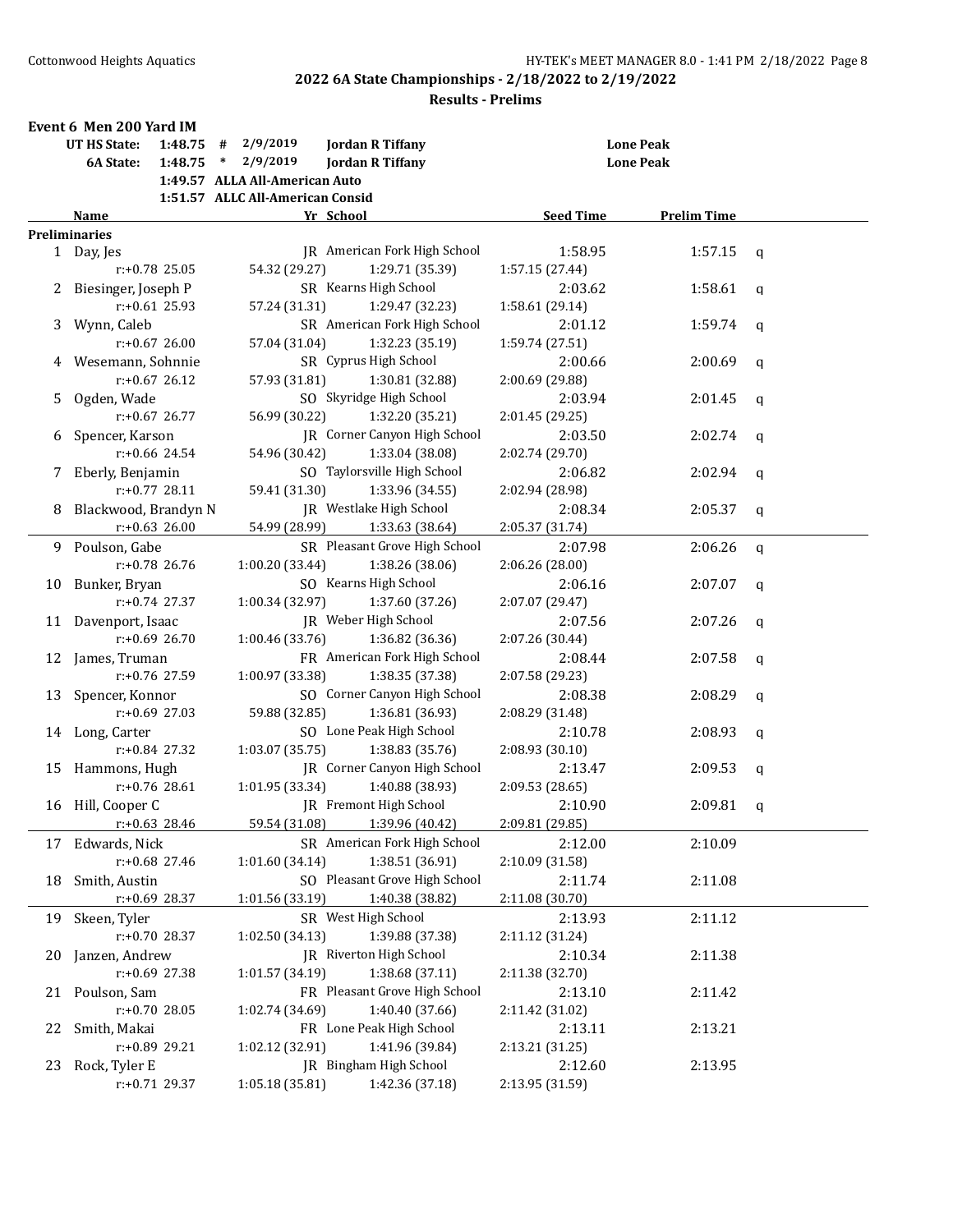## 2022 6A State Championships - 2/18/2022 to 2/19/2022

### Results - Prelims

**Event 6 Men 200 Yard IM**

| | | | | |
|---|---|---|---|---|
| UT HS State: | 1:48.75 # | 2/9/2019 | Jordan R Tiffany | Lone Peak |
| 6A State: | 1:48.75 * | 2/9/2019 | Jordan R Tiffany | Lone Peak |
| | 1:49.57 | ALLA All-American Auto | | |
| | 1:51.57 | ALLC All-American Consid | | |

| | Name | Yr | School | Seed Time | Prelim Time | |
|---|---|---|---|---|---|---|
| **Preliminaries** | | | | | | |
| 1 | Day, Jes | JR | American Fork High School | 1:58.95 | 1:57.15 | q |
| | r:+0.78 25.05 | 54.32 (29.27) | 1:29.71 (35.39) | 1:57.15 (27.44) | | |
| 2 | Biesinger, Joseph P | SR | Kearns High School | 2:03.62 | 1:58.61 | q |
| | r:+0.61 25.93 | 57.24 (31.31) | 1:29.47 (32.23) | 1:58.61 (29.14) | | |
| 3 | Wynn, Caleb | SR | American Fork High School | 2:01.12 | 1:59.74 | q |
| | r:+0.67 26.00 | 57.04 (31.04) | 1:32.23 (35.19) | 1:59.74 (27.51) | | |
| 4 | Wesemann, Sohnnie | SR | Cyprus High School | 2:00.66 | 2:00.69 | q |
| | r:+0.67 26.12 | 57.93 (31.81) | 1:30.81 (32.88) | 2:00.69 (29.88) | | |
| 5 | Ogden, Wade | SO | Skyridge High School | 2:03.94 | 2:01.45 | q |
| | r:+0.67 26.77 | 56.99 (30.22) | 1:32.20 (35.21) | 2:01.45 (29.25) | | |
| 6 | Spencer, Karson | JR | Corner Canyon High School | 2:03.50 | 2:02.74 | q |
| | r:+0.66 24.54 | 54.96 (30.42) | 1:33.04 (38.08) | 2:02.74 (29.70) | | |
| 7 | Eberly, Benjamin | SO | Taylorsville High School | 2:06.82 | 2:02.94 | q |
| | r:+0.77 28.11 | 59.41 (31.30) | 1:33.96 (34.55) | 2:02.94 (28.98) | | |
| 8 | Blackwood, Brandyn N | JR | Westlake High School | 2:08.34 | 2:05.37 | q |
| | r:+0.63 26.00 | 54.99 (28.99) | 1:33.63 (38.64) | 2:05.37 (31.74) | | |
| 9 | Poulson, Gabe | SR | Pleasant Grove High School | 2:07.98 | 2:06.26 | q |
| | r:+0.78 26.76 | 1:00.20 (33.44) | 1:38.26 (38.06) | 2:06.26 (28.00) | | |
| 10 | Bunker, Bryan | SO | Kearns High School | 2:06.16 | 2:07.07 | q |
| | r:+0.74 27.37 | 1:00.34 (32.97) | 1:37.60 (37.26) | 2:07.07 (29.47) | | |
| 11 | Davenport, Isaac | JR | Weber High School | 2:07.56 | 2:07.26 | q |
| | r:+0.69 26.70 | 1:00.46 (33.76) | 1:36.82 (36.36) | 2:07.26 (30.44) | | |
| 12 | James, Truman | FR | American Fork High School | 2:08.44 | 2:07.58 | q |
| | r:+0.76 27.59 | 1:00.97 (33.38) | 1:38.35 (37.38) | 2:07.58 (29.23) | | |
| 13 | Spencer, Konnor | SO | Corner Canyon High School | 2:08.38 | 2:08.29 | q |
| | r:+0.69 27.03 | 59.88 (32.85) | 1:36.81 (36.93) | 2:08.29 (31.48) | | |
| 14 | Long, Carter | SO | Lone Peak High School | 2:10.78 | 2:08.93 | q |
| | r:+0.84 27.32 | 1:03.07 (35.75) | 1:38.83 (35.76) | 2:08.93 (30.10) | | |
| 15 | Hammons, Hugh | JR | Corner Canyon High School | 2:13.47 | 2:09.53 | q |
| | r:+0.76 28.61 | 1:01.95 (33.34) | 1:40.88 (38.93) | 2:09.53 (28.65) | | |
| 16 | Hill, Cooper C | JR | Fremont High School | 2:10.90 | 2:09.81 | q |
| | r:+0.63 28.46 | 59.54 (31.08) | 1:39.96 (40.42) | 2:09.81 (29.85) | | |
| 17 | Edwards, Nick | SR | American Fork High School | 2:12.00 | 2:10.09 | |
| | r:+0.68 27.46 | 1:01.60 (34.14) | 1:38.51 (36.91) | 2:10.09 (31.58) | | |
| 18 | Smith, Austin | SO | Pleasant Grove High School | 2:11.74 | 2:11.08 | |
| | r:+0.69 28.37 | 1:01.56 (33.19) | 1:40.38 (38.82) | 2:11.08 (30.70) | | |
| 19 | Skeen, Tyler | SR | West High School | 2:13.93 | 2:11.12 | |
| | r:+0.70 28.37 | 1:02.50 (34.13) | 1:39.88 (37.38) | 2:11.12 (31.24) | | |
| 20 | Janzen, Andrew | JR | Riverton High School | 2:10.34 | 2:11.38 | |
| | r:+0.69 27.38 | 1:01.57 (34.19) | 1:38.68 (37.11) | 2:11.38 (32.70) | | |
| 21 | Poulson, Sam | FR | Pleasant Grove High School | 2:13.10 | 2:11.42 | |
| | r:+0.70 28.05 | 1:02.74 (34.69) | 1:40.40 (37.66) | 2:11.42 (31.02) | | |
| 22 | Smith, Makai | FR | Lone Peak High School | 2:13.11 | 2:13.21 | |
| | r:+0.89 29.21 | 1:02.12 (32.91) | 1:41.96 (39.84) | 2:13.21 (31.25) | | |
| 23 | Rock, Tyler E | JR | Bingham High School | 2:12.60 | 2:13.95 | |
| | r:+0.71 29.37 | 1:05.18 (35.81) | 1:42.36 (37.18) | 2:13.95 (31.59) | | |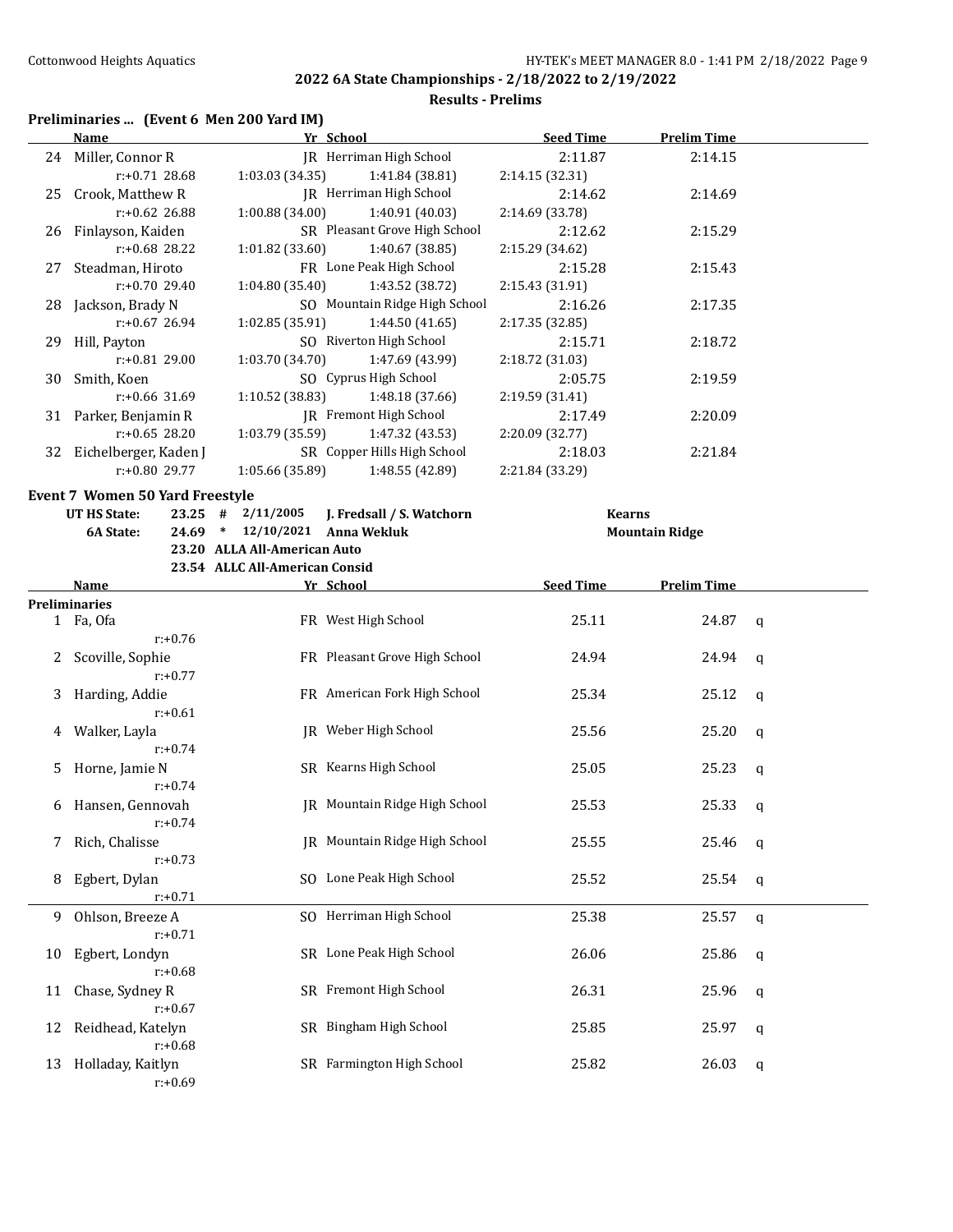**2022 6A State Championships - 2/18/2022 to 2/19/2022**

**Results - Prelims**

### Preliminaries ... (Event 6 Men 200 Yard IM)

| | Name | Yr | School | Seed Time | Prelim Time |
|---|---|---|---|---|---|
| 24 | Miller, Connor R | JR | Herriman High School | 2:11.87 | 2:14.15 |
| | r:+0.71 28.68 | 1:03.03 (34.35) | 1:41.84 (38.81) | 2:14.15 (32.31) | |
| 25 | Crook, Matthew R | JR | Herriman High School | 2:14.62 | 2:14.69 |
| | r:+0.62 26.88 | 1:00.88 (34.00) | 1:40.91 (40.03) | 2:14.69 (33.78) | |
| 26 | Finlayson, Kaiden | SR | Pleasant Grove High School | 2:12.62 | 2:15.29 |
| | r:+0.68 28.22 | 1:01.82 (33.60) | 1:40.67 (38.85) | 2:15.29 (34.62) | |
| 27 | Steadman, Hiroto | FR | Lone Peak High School | 2:15.28 | 2:15.43 |
| | r:+0.70 29.40 | 1:04.80 (35.40) | 1:43.52 (38.72) | 2:15.43 (31.91) | |
| 28 | Jackson, Brady N | SO | Mountain Ridge High School | 2:16.26 | 2:17.35 |
| | r:+0.67 26.94 | 1:02.85 (35.91) | 1:44.50 (41.65) | 2:17.35 (32.85) | |
| 29 | Hill, Payton | SO | Riverton High School | 2:15.71 | 2:18.72 |
| | r:+0.81 29.00 | 1:03.70 (34.70) | 1:47.69 (43.99) | 2:18.72 (31.03) | |
| 30 | Smith, Koen | SO | Cyprus High School | 2:05.75 | 2:19.59 |
| | r:+0.66 31.69 | 1:10.52 (38.83) | 1:48.18 (37.66) | 2:19.59 (31.41) | |
| 31 | Parker, Benjamin R | JR | Fremont High School | 2:17.49 | 2:20.09 |
| | r:+0.65 28.20 | 1:03.79 (35.59) | 1:47.32 (43.53) | 2:20.09 (32.77) | |
| 32 | Eichelberger, Kaden J | SR | Copper Hills High School | 2:18.03 | 2:21.84 |
| | r:+0.80 29.77 | 1:05.66 (35.89) | 1:48.55 (42.89) | 2:21.84 (33.29) | |

### Event 7 Women 50 Yard Freestyle

| | | | | |
|---|---|---|---|---|
| **UT HS State:** | **23.25 #** | **2/11/2005** | **J. Fredsall / S. Watchorn** | **Kearns** |
| **6A State:** | **24.69 \*** | **12/10/2021** | **Anna Wekluk** | **Mountain Ridge** |
| | **23.20** | **ALLA All-American Auto** | | |
| | **23.54** | **ALLC All-American Consid** | | |

**Preliminaries**

| | Name | Yr | School | Seed Time | Prelim Time | |
|---|---|---|---|---|---|---|
| 1 | Fa, Ofa | FR | West High School | 25.11 | 24.87 | q |
| | r:+0.76 | | | | | |
| 2 | Scoville, Sophie | FR | Pleasant Grove High School | 24.94 | 24.94 | q |
| | r:+0.77 | | | | | |
| 3 | Harding, Addie | FR | American Fork High School | 25.34 | 25.12 | q |
| | r:+0.61 | | | | | |
| 4 | Walker, Layla | JR | Weber High School | 25.56 | 25.20 | q |
| | r:+0.74 | | | | | |
| 5 | Horne, Jamie N | SR | Kearns High School | 25.05 | 25.23 | q |
| | r:+0.74 | | | | | |
| 6 | Hansen, Gennovah | JR | Mountain Ridge High School | 25.53 | 25.33 | q |
| | r:+0.74 | | | | | |
| 7 | Rich, Chalisse | JR | Mountain Ridge High School | 25.55 | 25.46 | q |
| | r:+0.73 | | | | | |
| 8 | Egbert, Dylan | SO | Lone Peak High School | 25.52 | 25.54 | q |
| | r:+0.71 | | | | | |
| 9 | Ohlson, Breeze A | SO | Herriman High School | 25.38 | 25.57 | q |
| | r:+0.71 | | | | | |
| 10 | Egbert, Londyn | SR | Lone Peak High School | 26.06 | 25.86 | q |
| | r:+0.68 | | | | | |
| 11 | Chase, Sydney R | SR | Fremont High School | 26.31 | 25.96 | q |
| | r:+0.67 | | | | | |
| 12 | Reidhead, Katelyn | SR | Bingham High School | 25.85 | 25.97 | q |
| | r:+0.68 | | | | | |
| 13 | Holladay, Kaitlyn | SR | Farmington High School | 25.82 | 26.03 | q |
| | r:+0.69 | | | | | |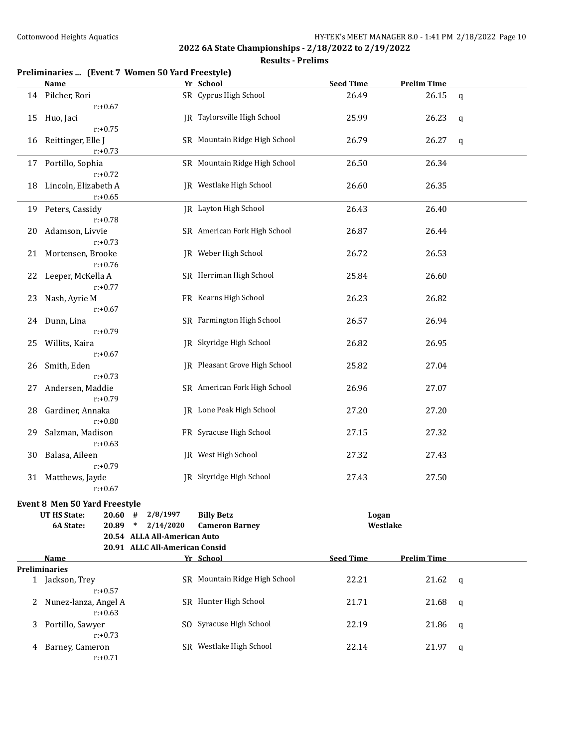**2022 6A State Championships - 2/18/2022 to 2/19/2022**

**Results - Prelims**

## Preliminaries ... (Event 7 Women 50 Yard Freestyle)

| | Name | Yr | School | Seed Time | Prelim Time | |
|---|---|---|---|---|---|---|
| 14 | Pilcher, Rori | SR | Cyprus High School | 26.49 | 26.15 | q |
| | r:+0.67 | | | | | |
| 15 | Huo, Jaci | JR | Taylorsville High School | 25.99 | 26.23 | q |
| | r:+0.75 | | | | | |
| 16 | Reittinger, Elle J | SR | Mountain Ridge High School | 26.79 | 26.27 | q |
| | r:+0.73 | | | | | |
| 17 | Portillo, Sophia | SR | Mountain Ridge High School | 26.50 | 26.34 | |
| | r:+0.72 | | | | | |
| 18 | Lincoln, Elizabeth A | JR | Westlake High School | 26.60 | 26.35 | |
| | r:+0.65 | | | | | |
| 19 | Peters, Cassidy | JR | Layton High School | 26.43 | 26.40 | |
| | r:+0.78 | | | | | |
| 20 | Adamson, Livvie | SR | American Fork High School | 26.87 | 26.44 | |
| | r:+0.73 | | | | | |
| 21 | Mortensen, Brooke | JR | Weber High School | 26.72 | 26.53 | |
| | r:+0.76 | | | | | |
| 22 | Leeper, McKella A | SR | Herriman High School | 25.84 | 26.60 | |
| | r:+0.77 | | | | | |
| 23 | Nash, Ayrie M | FR | Kearns High School | 26.23 | 26.82 | |
| | r:+0.67 | | | | | |
| 24 | Dunn, Lina | SR | Farmington High School | 26.57 | 26.94 | |
| | r:+0.79 | | | | | |
| 25 | Willits, Kaira | JR | Skyridge High School | 26.82 | 26.95 | |
| | r:+0.67 | | | | | |
| 26 | Smith, Eden | JR | Pleasant Grove High School | 25.82 | 27.04 | |
| | r:+0.73 | | | | | |
| 27 | Andersen, Maddie | SR | American Fork High School | 26.96 | 27.07 | |
| | r:+0.79 | | | | | |
| 28 | Gardiner, Annaka | JR | Lone Peak High School | 27.20 | 27.20 | |
| | r:+0.80 | | | | | |
| 29 | Salzman, Madison | FR | Syracuse High School | 27.15 | 27.32 | |
| | r:+0.63 | | | | | |
| 30 | Balasa, Aileen | JR | West High School | 27.32 | 27.43 | |
| | r:+0.79 | | | | | |
| 31 | Matthews, Jayde | JR | Skyridge High School | 27.43 | 27.50 | |
| | r:+0.67 | | | | | |

## Event 8 Men 50 Yard Freestyle

| | | | | | |
|---|---|---|---|---|---|
| **UT HS State:** | **20.60** | **#** | **2/8/1997** | **Billy Betz** | **Logan** |
| **6A State:** | **20.89** | **\*** | **2/14/2020** | **Cameron Barney** | **Westlake** |
| | **20.54** | **ALLA All-American Auto** | | | |
| | **20.91** | **ALLC All-American Consid** | | | |

| | Name | Yr | School | Seed Time | Prelim Time | |
|---|---|---|---|---|---|---|
| **Preliminaries** | | | | | | |
| 1 | Jackson, Trey | SR | Mountain Ridge High School | 22.21 | 21.62 | q |
| | r:+0.57 | | | | | |
| 2 | Nunez-lanza, Angel A | SR | Hunter High School | 21.71 | 21.68 | q |
| | r:+0.63 | | | | | |
| 3 | Portillo, Sawyer | SO | Syracuse High School | 22.19 | 21.86 | q |
| | r:+0.73 | | | | | |
| 4 | Barney, Cameron | SR | Westlake High School | 22.14 | 21.97 | q |
| | r:+0.71 | | | | | |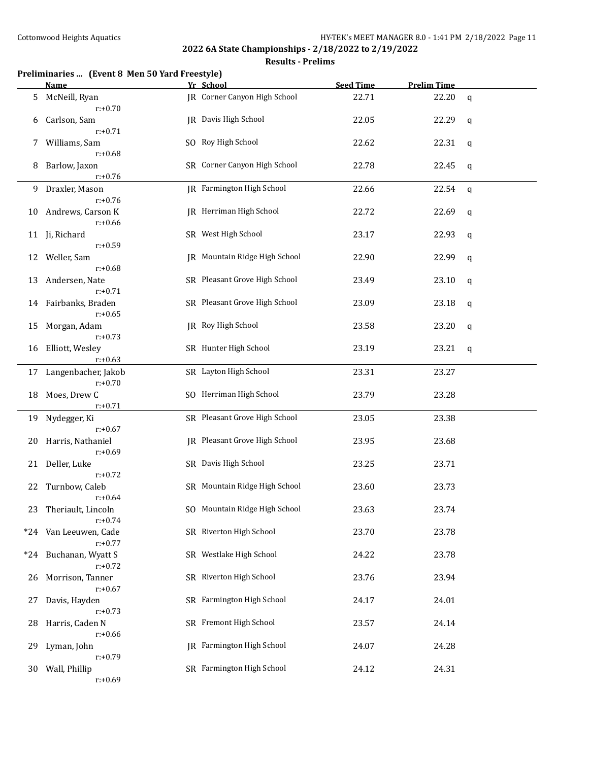## 2022 6A State Championships - 2/18/2022 to 2/19/2022

### Results - Prelims

**Preliminaries ... (Event 8 Men 50 Yard Freestyle)**

| | Name | Yr | School | Seed Time | Prelim Time | |
|---|---|---|---|---|---|---|
| 5 | McNeill, Ryan<br>r:+0.70 | JR | Corner Canyon High School | 22.71 | 22.20 | q |
| 6 | Carlson, Sam<br>r:+0.71 | JR | Davis High School | 22.05 | 22.29 | q |
| 7 | Williams, Sam<br>r:+0.68 | SO | Roy High School | 22.62 | 22.31 | q |
| 8 | Barlow, Jaxon<br>r:+0.76 | SR | Corner Canyon High School | 22.78 | 22.45 | q |
| 9 | Draxler, Mason<br>r:+0.76 | JR | Farmington High School | 22.66 | 22.54 | q |
| 10 | Andrews, Carson K<br>r:+0.66 | JR | Herriman High School | 22.72 | 22.69 | q |
| 11 | Ji, Richard<br>r:+0.59 | SR | West High School | 23.17 | 22.93 | q |
| 12 | Weller, Sam<br>r:+0.68 | JR | Mountain Ridge High School | 22.90 | 22.99 | q |
| 13 | Andersen, Nate<br>r:+0.71 | SR | Pleasant Grove High School | 23.49 | 23.10 | q |
| 14 | Fairbanks, Braden<br>r:+0.65 | SR | Pleasant Grove High School | 23.09 | 23.18 | q |
| 15 | Morgan, Adam<br>r:+0.73 | JR | Roy High School | 23.58 | 23.20 | q |
| 16 | Elliott, Wesley<br>r:+0.63 | SR | Hunter High School | 23.19 | 23.21 | q |
| 17 | Langenbacher, Jakob<br>r:+0.70 | SR | Layton High School | 23.31 | 23.27 | |
| 18 | Moes, Drew C<br>r:+0.71 | SO | Herriman High School | 23.79 | 23.28 | |
| 19 | Nydegger, Ki<br>r:+0.67 | SR | Pleasant Grove High School | 23.05 | 23.38 | |
| 20 | Harris, Nathaniel<br>r:+0.69 | JR | Pleasant Grove High School | 23.95 | 23.68 | |
| 21 | Deller, Luke<br>r:+0.72 | SR | Davis High School | 23.25 | 23.71 | |
| 22 | Turnbow, Caleb<br>r:+0.64 | SR | Mountain Ridge High School | 23.60 | 23.73 | |
| 23 | Theriault, Lincoln<br>r:+0.74 | SO | Mountain Ridge High School | 23.63 | 23.74 | |
| *24 | Van Leeuwen, Cade<br>r:+0.77 | SR | Riverton High School | 23.70 | 23.78 | |
| *24 | Buchanan, Wyatt S<br>r:+0.72 | SR | Westlake High School | 24.22 | 23.78 | |
| 26 | Morrison, Tanner<br>r:+0.67 | SR | Riverton High School | 23.76 | 23.94 | |
| 27 | Davis, Hayden<br>r:+0.73 | SR | Farmington High School | 24.17 | 24.01 | |
| 28 | Harris, Caden N<br>r:+0.66 | SR | Fremont High School | 23.57 | 24.14 | |
| 29 | Lyman, John<br>r:+0.79 | JR | Farmington High School | 24.07 | 24.28 | |
| 30 | Wall, Phillip<br>r:+0.69 | SR | Farmington High School | 24.12 | 24.31 | |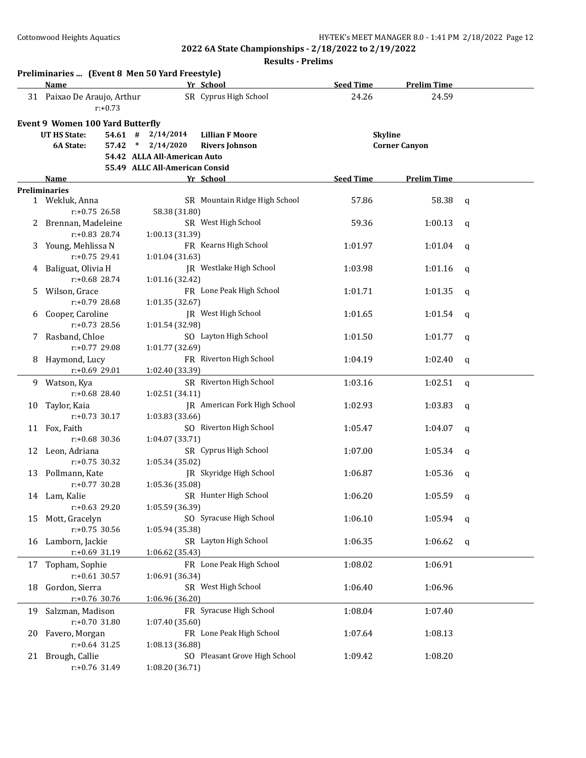## 2022 6A State Championships - 2/18/2022 to 2/19/2022

### Results - Prelims

**Preliminaries ... (Event 8 Men 50 Yard Freestyle)**

| | Name | Yr | School | Seed Time | Prelim Time | |
|---|---|---|---|---|---|---|
| 31 | Paixao De Araujo, Arthur | SR | Cyprus High School | 24.26 | 24.59 | |
| | r:+0.73 | | | | | |

**Event 9 Women 100 Yard Butterfly**

| | | | | | |
|---|---|---|---|---|---|
| UT HS State: | 54.61 | # | 2/14/2014 | Lillian F Moore | Skyline |
| 6A State: | 57.42 | * | 2/14/2020 | Rivers Johnson | Corner Canyon |
| | 54.42 | | ALLA All-American Auto | | |
| | 55.49 | | ALLC All-American Consid | | |

**Preliminaries**

| | Name | Yr | School | Seed Time | Prelim Time | |
|---|---|---|---|---|---|---|
| 1 | Wekluk, Anna | SR | Mountain Ridge High School | 57.86 | 58.38 | q |
| | r:+0.75 26.58 58.38 (31.80) | | | | | |
| 2 | Brennan, Madeleine | SR | West High School | 59.36 | 1:00.13 | q |
| | r:+0.83 28.74 1:00.13 (31.39) | | | | | |
| 3 | Young, Mehlissa N | FR | Kearns High School | 1:01.97 | 1:01.04 | q |
| | r:+0.75 29.41 1:01.04 (31.63) | | | | | |
| 4 | Baliguat, Olivia H | JR | Westlake High School | 1:03.98 | 1:01.16 | q |
| | r:+0.68 28.74 1:01.16 (32.42) | | | | | |
| 5 | Wilson, Grace | FR | Lone Peak High School | 1:01.71 | 1:01.35 | q |
| | r:+0.79 28.68 1:01.35 (32.67) | | | | | |
| 6 | Cooper, Caroline | JR | West High School | 1:01.65 | 1:01.54 | q |
| | r:+0.73 28.56 1:01.54 (32.98) | | | | | |
| 7 | Rasband, Chloe | SO | Layton High School | 1:01.50 | 1:01.77 | q |
| | r:+0.77 29.08 1:01.77 (32.69) | | | | | |
| 8 | Haymond, Lucy | FR | Riverton High School | 1:04.19 | 1:02.40 | q |
| | r:+0.69 29.01 1:02.40 (33.39) | | | | | |
| 9 | Watson, Kya | SR | Riverton High School | 1:03.16 | 1:02.51 | q |
| | r:+0.68 28.40 1:02.51 (34.11) | | | | | |
| 10 | Taylor, Kaia | JR | American Fork High School | 1:02.93 | 1:03.83 | q |
| | r:+0.73 30.17 1:03.83 (33.66) | | | | | |
| 11 | Fox, Faith | SO | Riverton High School | 1:05.47 | 1:04.07 | q |
| | r:+0.68 30.36 1:04.07 (33.71) | | | | | |
| 12 | Leon, Adriana | SR | Cyprus High School | 1:07.00 | 1:05.34 | q |
| | r:+0.75 30.32 1:05.34 (35.02) | | | | | |
| 13 | Pollmann, Kate | JR | Skyridge High School | 1:06.87 | 1:05.36 | q |
| | r:+0.77 30.28 1:05.36 (35.08) | | | | | |
| 14 | Lam, Kalie | SR | Hunter High School | 1:06.20 | 1:05.59 | q |
| | r:+0.63 29.20 1:05.59 (36.39) | | | | | |
| 15 | Mott, Gracelyn | SO | Syracuse High School | 1:06.10 | 1:05.94 | q |
| | r:+0.75 30.56 1:05.94 (35.38) | | | | | |
| 16 | Lamborn, Jackie | SR | Layton High School | 1:06.35 | 1:06.62 | q |
| | r:+0.69 31.19 1:06.62 (35.43) | | | | | |
| 17 | Topham, Sophie | FR | Lone Peak High School | 1:08.02 | 1:06.91 | |
| | r:+0.61 30.57 1:06.91 (36.34) | | | | | |
| 18 | Gordon, Sierra | SR | West High School | 1:06.40 | 1:06.96 | |
| | r:+0.76 30.76 1:06.96 (36.20) | | | | | |
| 19 | Salzman, Madison | FR | Syracuse High School | 1:08.04 | 1:07.40 | |
| | r:+0.70 31.80 1:07.40 (35.60) | | | | | |
| 20 | Favero, Morgan | FR | Lone Peak High School | 1:07.64 | 1:08.13 | |
| | r:+0.64 31.25 1:08.13 (36.88) | | | | | |
| 21 | Brough, Callie | SO | Pleasant Grove High School | 1:09.42 | 1:08.20 | |
| | r:+0.76 31.49 1:08.20 (36.71) | | | | | |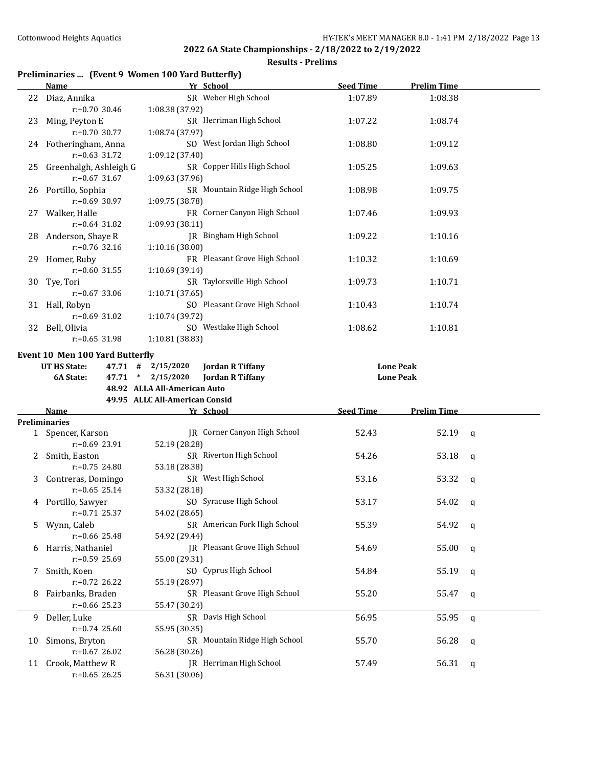**2022 6A State Championships - 2/18/2022 to 2/19/2022**

**Results - Prelims**

## Preliminaries ... (Event 9 Women 100 Yard Butterfly)

| | Name | Yr | School | Seed Time | Prelim Time | |
|---|---|---|---|---|---|---|
| 22 | Diaz, Annika | SR | Weber High School | 1:07.89 | 1:08.38 | |
| | r:+0.70 30.46 | | 1:08.38 (37.92) | | | |
| 23 | Ming, Peyton E | SR | Herriman High School | 1:07.22 | 1:08.74 | |
| | r:+0.70 30.77 | | 1:08.74 (37.97) | | | |
| 24 | Fotheringham, Anna | SO | West Jordan High School | 1:08.80 | 1:09.12 | |
| | r:+0.63 31.72 | | 1:09.12 (37.40) | | | |
| 25 | Greenhalgh, Ashleigh G | SR | Copper Hills High School | 1:05.25 | 1:09.63 | |
| | r:+0.67 31.67 | | 1:09.63 (37.96) | | | |
| 26 | Portillo, Sophia | SR | Mountain Ridge High School | 1:08.98 | 1:09.75 | |
| | r:+0.69 30.97 | | 1:09.75 (38.78) | | | |
| 27 | Walker, Halle | FR | Corner Canyon High School | 1:07.46 | 1:09.93 | |
| | r:+0.64 31.82 | | 1:09.93 (38.11) | | | |
| 28 | Anderson, Shaye R | JR | Bingham High School | 1:09.22 | 1:10.16 | |
| | r:+0.76 32.16 | | 1:10.16 (38.00) | | | |
| 29 | Homer, Ruby | FR | Pleasant Grove High School | 1:10.32 | 1:10.69 | |
| | r:+0.60 31.55 | | 1:10.69 (39.14) | | | |
| 30 | Tye, Tori | SR | Taylorsville High School | 1:09.73 | 1:10.71 | |
| | r:+0.67 33.06 | | 1:10.71 (37.65) | | | |
| 31 | Hall, Robyn | SO | Pleasant Grove High School | 1:10.43 | 1:10.74 | |
| | r:+0.69 31.02 | | 1:10.74 (39.72) | | | |
| 32 | Bell, Olivia | SO | Westlake High School | 1:08.62 | 1:10.81 | |
| | r:+0.65 31.98 | | 1:10.81 (38.83) | | | |

## Event 10 Men 100 Yard Butterfly

| | | | | | |
|---|---|---|---|---|---|
| UT HS State: | 47.71 | # | 2/15/2020 | Jordan R Tiffany | Lone Peak |
| 6A State: | 47.71 | * | 2/15/2020 | Jordan R Tiffany | Lone Peak |
| | 48.92 | | ALLA All-American Auto | | |
| | 49.95 | | ALLC All-American Consid | | |

| | Name | Yr | School | Seed Time | Prelim Time | |
|---|---|---|---|---|---|---|
| **Preliminaries** | | | | | | |
| 1 | Spencer, Karson | JR | Corner Canyon High School | 52.43 | 52.19 | q |
| | r:+0.69 23.91 | | 52.19 (28.28) | | | |
| 2 | Smith, Easton | SR | Riverton High School | 54.26 | 53.18 | q |
| | r:+0.75 24.80 | | 53.18 (28.38) | | | |
| 3 | Contreras, Domingo | SR | West High School | 53.16 | 53.32 | q |
| | r:+0.65 25.14 | | 53.32 (28.18) | | | |
| 4 | Portillo, Sawyer | SO | Syracuse High School | 53.17 | 54.02 | q |
| | r:+0.71 25.37 | | 54.02 (28.65) | | | |
| 5 | Wynn, Caleb | SR | American Fork High School | 55.39 | 54.92 | q |
| | r:+0.66 25.48 | | 54.92 (29.44) | | | |
| 6 | Harris, Nathaniel | JR | Pleasant Grove High School | 54.69 | 55.00 | q |
| | r:+0.59 25.69 | | 55.00 (29.31) | | | |
| 7 | Smith, Koen | SO | Cyprus High School | 54.84 | 55.19 | q |
| | r:+0.72 26.22 | | 55.19 (28.97) | | | |
| 8 | Fairbanks, Braden | SR | Pleasant Grove High School | 55.20 | 55.47 | q |
| | r:+0.66 25.23 | | 55.47 (30.24) | | | |
| 9 | Deller, Luke | SR | Davis High School | 56.95 | 55.95 | q |
| | r:+0.74 25.60 | | 55.95 (30.35) | | | |
| 10 | Simons, Bryton | SR | Mountain Ridge High School | 55.70 | 56.28 | q |
| | r:+0.67 26.02 | | 56.28 (30.26) | | | |
| 11 | Crook, Matthew R | JR | Herriman High School | 57.49 | 56.31 | q |
| | r:+0.65 26.25 | | 56.31 (30.06) | | | |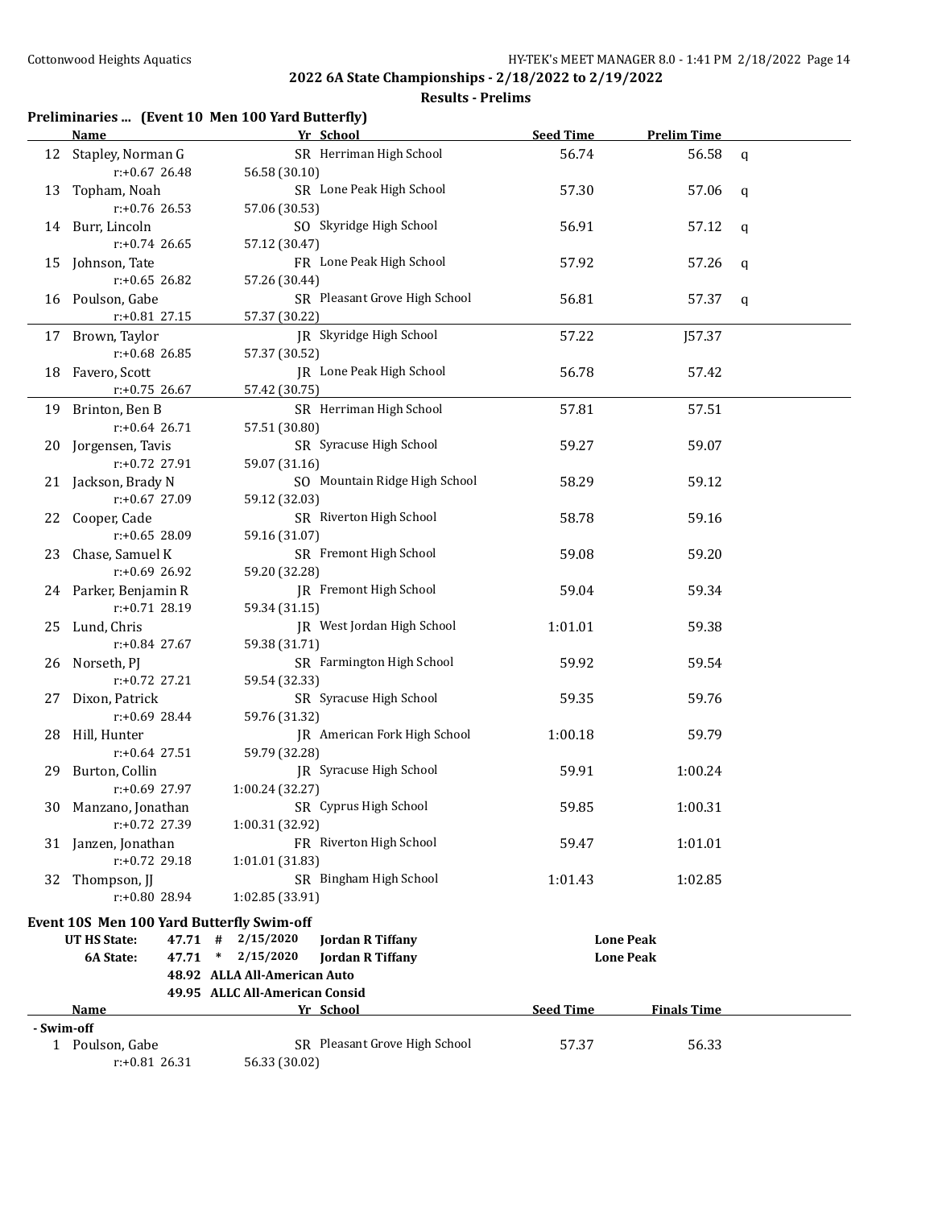## 2022 6A State Championships - 2/18/2022 to 2/19/2022

### Results - Prelims

**Preliminaries ... (Event 10 Men 100 Yard Butterfly)**

| | Name | Yr | School | Seed Time | Prelim Time | |
|---|---|---|---|---|---|---|
| 12 | Stapley, Norman G | SR | Herriman High School | 56.74 | 56.58 | q |
| | r:+0.67 26.48 | | 56.58 (30.10) | | | |
| 13 | Topham, Noah | SR | Lone Peak High School | 57.30 | 57.06 | q |
| | r:+0.76 26.53 | | 57.06 (30.53) | | | |
| 14 | Burr, Lincoln | SO | Skyridge High School | 56.91 | 57.12 | q |
| | r:+0.74 26.65 | | 57.12 (30.47) | | | |
| 15 | Johnson, Tate | FR | Lone Peak High School | 57.92 | 57.26 | q |
| | r:+0.65 26.82 | | 57.26 (30.44) | | | |
| 16 | Poulson, Gabe | SR | Pleasant Grove High School | 56.81 | 57.37 | q |
| | r:+0.81 27.15 | | 57.37 (30.22) | | | |
| 17 | Brown, Taylor | JR | Skyridge High School | 57.22 | J57.37 | |
| | r:+0.68 26.85 | | 57.37 (30.52) | | | |
| 18 | Favero, Scott | JR | Lone Peak High School | 56.78 | 57.42 | |
| | r:+0.75 26.67 | | 57.42 (30.75) | | | |
| 19 | Brinton, Ben B | SR | Herriman High School | 57.81 | 57.51 | |
| | r:+0.64 26.71 | | 57.51 (30.80) | | | |
| 20 | Jorgensen, Tavis | SR | Syracuse High School | 59.27 | 59.07 | |
| | r:+0.72 27.91 | | 59.07 (31.16) | | | |
| 21 | Jackson, Brady N | SO | Mountain Ridge High School | 58.29 | 59.12 | |
| | r:+0.67 27.09 | | 59.12 (32.03) | | | |
| 22 | Cooper, Cade | SR | Riverton High School | 58.78 | 59.16 | |
| | r:+0.65 28.09 | | 59.16 (31.07) | | | |
| 23 | Chase, Samuel K | SR | Fremont High School | 59.08 | 59.20 | |
| | r:+0.69 26.92 | | 59.20 (32.28) | | | |
| 24 | Parker, Benjamin R | JR | Fremont High School | 59.04 | 59.34 | |
| | r:+0.71 28.19 | | 59.34 (31.15) | | | |
| 25 | Lund, Chris | JR | West Jordan High School | 1:01.01 | 59.38 | |
| | r:+0.84 27.67 | | 59.38 (31.71) | | | |
| 26 | Norseth, PJ | SR | Farmington High School | 59.92 | 59.54 | |
| | r:+0.72 27.21 | | 59.54 (32.33) | | | |
| 27 | Dixon, Patrick | SR | Syracuse High School | 59.35 | 59.76 | |
| | r:+0.69 28.44 | | 59.76 (31.32) | | | |
| 28 | Hill, Hunter | JR | American Fork High School | 1:00.18 | 59.79 | |
| | r:+0.64 27.51 | | 59.79 (32.28) | | | |
| 29 | Burton, Collin | JR | Syracuse High School | 59.91 | 1:00.24 | |
| | r:+0.69 27.97 | | 1:00.24 (32.27) | | | |
| 30 | Manzano, Jonathan | SR | Cyprus High School | 59.85 | 1:00.31 | |
| | r:+0.72 27.39 | | 1:00.31 (32.92) | | | |
| 31 | Janzen, Jonathan | FR | Riverton High School | 59.47 | 1:01.01 | |
| | r:+0.72 29.18 | | 1:01.01 (31.83) | | | |
| 32 | Thompson, JJ | SR | Bingham High School | 1:01.43 | 1:02.85 | |
| | r:+0.80 28.94 | | 1:02.85 (33.91) | | | |

**Event 10S Men 100 Yard Butterfly Swim-off**

| | | | | | |
|---|---|---|---|---|---|
| UT HS State: | 47.71 | # | 2/15/2020 | Jordan R Tiffany | Lone Peak |
| 6A State: | 47.71 | * | 2/15/2020 | Jordan R Tiffany | Lone Peak |
| | 48.92 | | ALLA All-American Auto | | |
| | 49.95 | | ALLC All-American Consid | | |

| | Name | Yr | School | Seed Time | Finals Time |
|---|---|---|---|---|---|
| **- Swim-off** | | | | | |
| 1 | Poulson, Gabe | SR | Pleasant Grove High School | 57.37 | 56.33 |
| | r:+0.81 26.31 | | 56.33 (30.02) | | |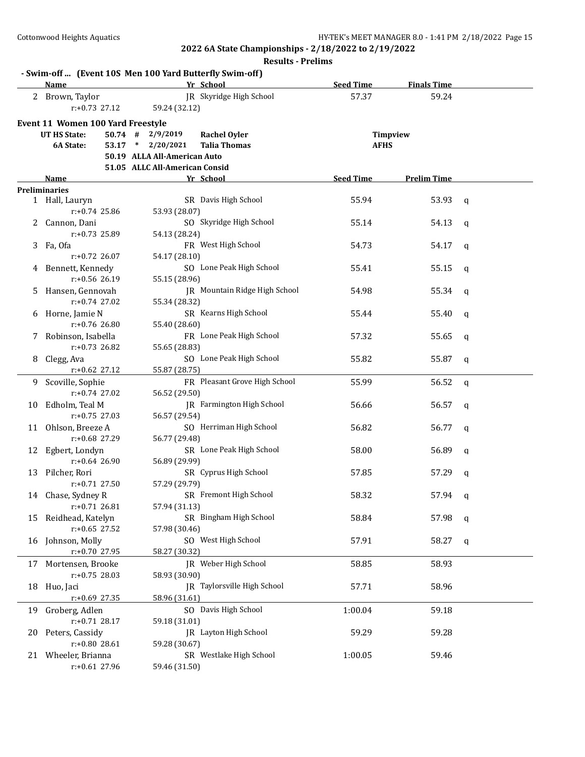2022 6A State Championships - 2/18/2022 to 2/19/2022

Results - Prelims

**- Swim-off ... (Event 10S Men 100 Yard Butterfly Swim-off)**

| | Name | Yr | School | Seed Time | Finals Time |
|---|---|---|---|---|---|
| 2 | Brown, Taylor | JR | Skyridge High School | 57.37 | 59.24 |
| | r:+0.73 27.12 59.24 (32.12) | | | | |

## Event 11 Women 100 Yard Freestyle

| | | | | | |
|---|---|---|---|---|---|
| UT HS State: | 50.74 | # | 2/9/2019 | Rachel Oyler | Timpview |
| 6A State: | 53.17 | * | 2/20/2021 | Talia Thomas | AFHS |
| | 50.19 | | ALLA All-American Auto | | |
| | 51.05 | | ALLC All-American Consid | | |

**Preliminaries**

| | Name | Yr | School | Seed Time | Prelim Time | |
|---|---|---|---|---|---|---|
| 1 | Hall, Lauryn | SR | Davis High School | 55.94 | 53.93 | q |
| | r:+0.74 25.86 53.93 (28.07) | | | | | |
| 2 | Cannon, Dani | SO | Skyridge High School | 55.14 | 54.13 | q |
| | r:+0.73 25.89 54.13 (28.24) | | | | | |
| 3 | Fa, Ofa | FR | West High School | 54.73 | 54.17 | q |
| | r:+0.72 26.07 54.17 (28.10) | | | | | |
| 4 | Bennett, Kennedy | SO | Lone Peak High School | 55.41 | 55.15 | q |
| | r:+0.56 26.19 55.15 (28.96) | | | | | |
| 5 | Hansen, Gennovah | JR | Mountain Ridge High School | 54.98 | 55.34 | q |
| | r:+0.74 27.02 55.34 (28.32) | | | | | |
| 6 | Horne, Jamie N | SR | Kearns High School | 55.44 | 55.40 | q |
| | r:+0.76 26.80 55.40 (28.60) | | | | | |
| 7 | Robinson, Isabella | FR | Lone Peak High School | 57.32 | 55.65 | q |
| | r:+0.73 26.82 55.65 (28.83) | | | | | |
| 8 | Clegg, Ava | SO | Lone Peak High School | 55.82 | 55.87 | q |
| | r:+0.62 27.12 55.87 (28.75) | | | | | |
| 9 | Scoville, Sophie | FR | Pleasant Grove High School | 55.99 | 56.52 | q |
| | r:+0.74 27.02 56.52 (29.50) | | | | | |
| 10 | Edholm, Teal M | JR | Farmington High School | 56.66 | 56.57 | q |
| | r:+0.75 27.03 56.57 (29.54) | | | | | |
| 11 | Ohlson, Breeze A | SO | Herriman High School | 56.82 | 56.77 | q |
| | r:+0.68 27.29 56.77 (29.48) | | | | | |
| 12 | Egbert, Londyn | SR | Lone Peak High School | 58.00 | 56.89 | q |
| | r:+0.64 26.90 56.89 (29.99) | | | | | |
| 13 | Pilcher, Rori | SR | Cyprus High School | 57.85 | 57.29 | q |
| | r:+0.71 27.50 57.29 (29.79) | | | | | |
| 14 | Chase, Sydney R | SR | Fremont High School | 58.32 | 57.94 | q |
| | r:+0.71 26.81 57.94 (31.13) | | | | | |
| 15 | Reidhead, Katelyn | SR | Bingham High School | 58.84 | 57.98 | q |
| | r:+0.65 27.52 57.98 (30.46) | | | | | |
| 16 | Johnson, Molly | SO | West High School | 57.91 | 58.27 | q |
| | r:+0.70 27.95 58.27 (30.32) | | | | | |
| 17 | Mortensen, Brooke | JR | Weber High School | 58.85 | 58.93 | |
| | r:+0.75 28.03 58.93 (30.90) | | | | | |
| 18 | Huo, Jaci | JR | Taylorsville High School | 57.71 | 58.96 | |
| | r:+0.69 27.35 58.96 (31.61) | | | | | |
| 19 | Groberg, Adlen | SO | Davis High School | 1:00.04 | 59.18 | |
| | r:+0.71 28.17 59.18 (31.01) | | | | | |
| 20 | Peters, Cassidy | JR | Layton High School | 59.29 | 59.28 | |
| | r:+0.80 28.61 59.28 (30.67) | | | | | |
| 21 | Wheeler, Brianna | SR | Westlake High School | 1:00.05 | 59.46 | |
| | r:+0.61 27.96 59.46 (31.50) | | | | | |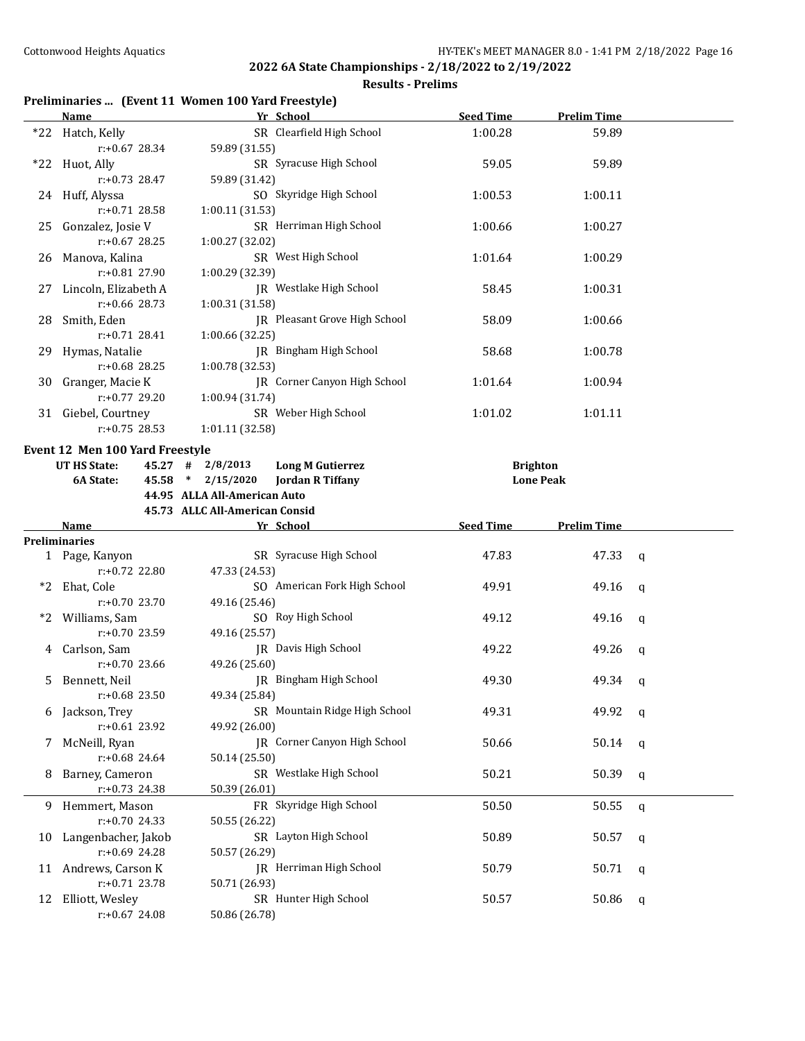**2022 6A State Championships - 2/18/2022 to 2/19/2022**

**Results - Prelims**

### Preliminaries ... (Event 11 Women 100 Yard Freestyle)

| | Name | Yr | School | Seed Time | Prelim Time | |
|---|---|---|---|---|---|---|
| *22 | Hatch, Kelly | SR | Clearfield High School | 1:00.28 | 59.89 | |
| | r:+0.67 28.34 | | 59.89 (31.55) | | | |
| *22 | Huot, Ally | SR | Syracuse High School | 59.05 | 59.89 | |
| | r:+0.73 28.47 | | 59.89 (31.42) | | | |
| 24 | Huff, Alyssa | SO | Skyridge High School | 1:00.53 | 1:00.11 | |
| | r:+0.71 28.58 | | 1:00.11 (31.53) | | | |
| 25 | Gonzalez, Josie V | SR | Herriman High School | 1:00.66 | 1:00.27 | |
| | r:+0.67 28.25 | | 1:00.27 (32.02) | | | |
| 26 | Manova, Kalina | SR | West High School | 1:01.64 | 1:00.29 | |
| | r:+0.81 27.90 | | 1:00.29 (32.39) | | | |
| 27 | Lincoln, Elizabeth A | JR | Westlake High School | 58.45 | 1:00.31 | |
| | r:+0.66 28.73 | | 1:00.31 (31.58) | | | |
| 28 | Smith, Eden | JR | Pleasant Grove High School | 58.09 | 1:00.66 | |
| | r:+0.71 28.41 | | 1:00.66 (32.25) | | | |
| 29 | Hymas, Natalie | JR | Bingham High School | 58.68 | 1:00.78 | |
| | r:+0.68 28.25 | | 1:00.78 (32.53) | | | |
| 30 | Granger, Macie K | JR | Corner Canyon High School | 1:01.64 | 1:00.94 | |
| | r:+0.77 29.20 | | 1:00.94 (31.74) | | | |
| 31 | Giebel, Courtney | SR | Weber High School | 1:01.02 | 1:01.11 | |
| | r:+0.75 28.53 | | 1:01.11 (32.58) | | | |

### Event 12 Men 100 Yard Freestyle

| | | | | | |
|---|---|---|---|---|---|
| UT HS State: | 45.27 | # | 2/8/2013 | Long M Gutierrez | Brighton |
| 6A State: | 45.58 | * | 2/15/2020 | Jordan R Tiffany | Lone Peak |
| | 44.95 | | ALLA All-American Auto | | |
| | 45.73 | | ALLC All-American Consid | | |

| | Name | Yr | School | Seed Time | Prelim Time | |
|---|---|---|---|---|---|---|
| **Preliminaries** | | | | | | |
| 1 | Page, Kanyon | SR | Syracuse High School | 47.83 | 47.33 | q |
| | r:+0.72 22.80 | | 47.33 (24.53) | | | |
| *2 | Ehat, Cole | SO | American Fork High School | 49.91 | 49.16 | q |
| | r:+0.70 23.70 | | 49.16 (25.46) | | | |
| *2 | Williams, Sam | SO | Roy High School | 49.12 | 49.16 | q |
| | r:+0.70 23.59 | | 49.16 (25.57) | | | |
| 4 | Carlson, Sam | JR | Davis High School | 49.22 | 49.26 | q |
| | r:+0.70 23.66 | | 49.26 (25.60) | | | |
| 5 | Bennett, Neil | JR | Bingham High School | 49.30 | 49.34 | q |
| | r:+0.68 23.50 | | 49.34 (25.84) | | | |
| 6 | Jackson, Trey | SR | Mountain Ridge High School | 49.31 | 49.92 | q |
| | r:+0.61 23.92 | | 49.92 (26.00) | | | |
| 7 | McNeill, Ryan | JR | Corner Canyon High School | 50.66 | 50.14 | q |
| | r:+0.68 24.64 | | 50.14 (25.50) | | | |
| 8 | Barney, Cameron | SR | Westlake High School | 50.21 | 50.39 | q |
| | r:+0.73 24.38 | | 50.39 (26.01) | | | |
| 9 | Hemmert, Mason | FR | Skyridge High School | 50.50 | 50.55 | q |
| | r:+0.70 24.33 | | 50.55 (26.22) | | | |
| 10 | Langenbacher, Jakob | SR | Layton High School | 50.89 | 50.57 | q |
| | r:+0.69 24.28 | | 50.57 (26.29) | | | |
| 11 | Andrews, Carson K | JR | Herriman High School | 50.79 | 50.71 | q |
| | r:+0.71 23.78 | | 50.71 (26.93) | | | |
| 12 | Elliott, Wesley | SR | Hunter High School | 50.57 | 50.86 | q |
| | r:+0.67 24.08 | | 50.86 (26.78) | | | |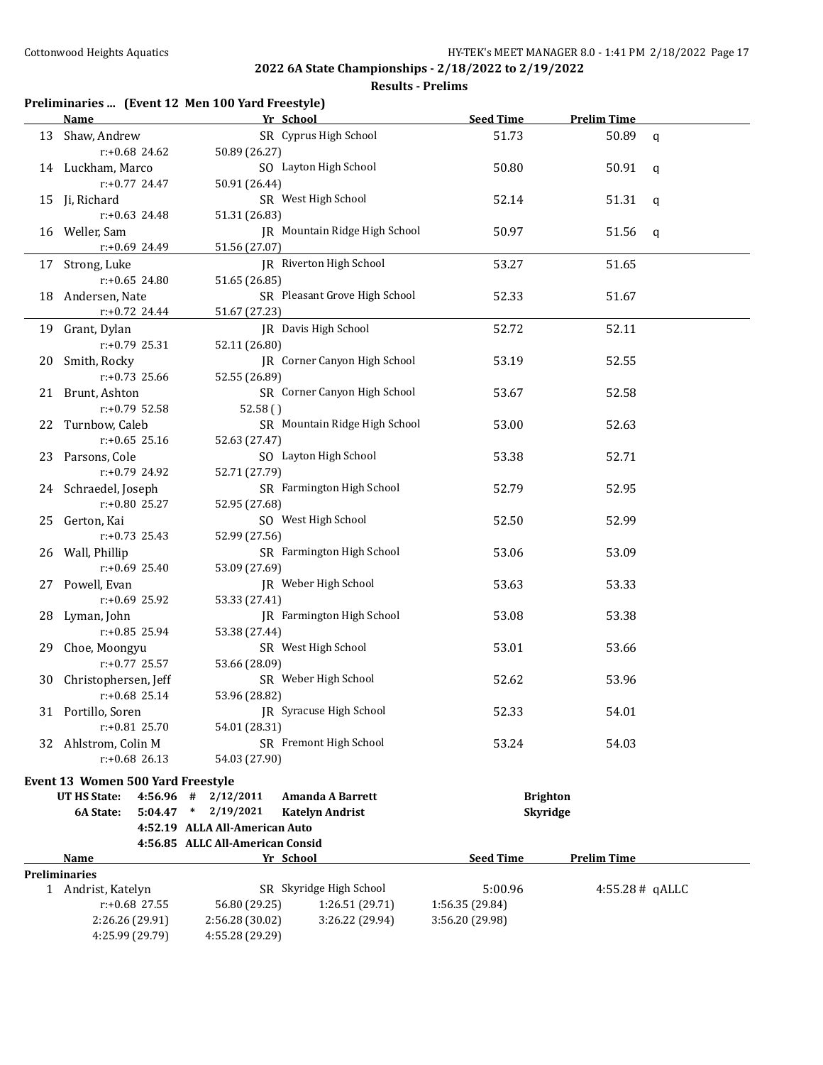## 2022 6A State Championships - 2/18/2022 to 2/19/2022

### Results - Prelims

### Preliminaries ... (Event 12 Men 100 Yard Freestyle)

| | Name | Yr | School | Seed Time | Prelim Time | |
|---|---|---|---|---|---|---|
| 13 | Shaw, Andrew | SR | Cyprus High School | 51.73 | 50.89 | q |
| | r:+0.68 24.62 | 50.89 (26.27) | | | | |
| 14 | Luckham, Marco | SO | Layton High School | 50.80 | 50.91 | q |
| | r:+0.77 24.47 | 50.91 (26.44) | | | | |
| 15 | Ji, Richard | SR | West High School | 52.14 | 51.31 | q |
| | r:+0.63 24.48 | 51.31 (26.83) | | | | |
| 16 | Weller, Sam | JR | Mountain Ridge High School | 50.97 | 51.56 | q |
| | r:+0.69 24.49 | 51.56 (27.07) | | | | |
| 17 | Strong, Luke | JR | Riverton High School | 53.27 | 51.65 | |
| | r:+0.65 24.80 | 51.65 (26.85) | | | | |
| 18 | Andersen, Nate | SR | Pleasant Grove High School | 52.33 | 51.67 | |
| | r:+0.72 24.44 | 51.67 (27.23) | | | | |
| 19 | Grant, Dylan | JR | Davis High School | 52.72 | 52.11 | |
| | r:+0.79 25.31 | 52.11 (26.80) | | | | |
| 20 | Smith, Rocky | JR | Corner Canyon High School | 53.19 | 52.55 | |
| | r:+0.73 25.66 | 52.55 (26.89) | | | | |
| 21 | Brunt, Ashton | SR | Corner Canyon High School | 53.67 | 52.58 | |
| | r:+0.79 52.58 | 52.58 ( ) | | | | |
| 22 | Turnbow, Caleb | SR | Mountain Ridge High School | 53.00 | 52.63 | |
| | r:+0.65 25.16 | 52.63 (27.47) | | | | |
| 23 | Parsons, Cole | SO | Layton High School | 53.38 | 52.71 | |
| | r:+0.79 24.92 | 52.71 (27.79) | | | | |
| 24 | Schraedel, Joseph | SR | Farmington High School | 52.79 | 52.95 | |
| | r:+0.80 25.27 | 52.95 (27.68) | | | | |
| 25 | Gerton, Kai | SO | West High School | 52.50 | 52.99 | |
| | r:+0.73 25.43 | 52.99 (27.56) | | | | |
| 26 | Wall, Phillip | SR | Farmington High School | 53.06 | 53.09 | |
| | r:+0.69 25.40 | 53.09 (27.69) | | | | |
| 27 | Powell, Evan | JR | Weber High School | 53.63 | 53.33 | |
| | r:+0.69 25.92 | 53.33 (27.41) | | | | |
| 28 | Lyman, John | JR | Farmington High School | 53.08 | 53.38 | |
| | r:+0.85 25.94 | 53.38 (27.44) | | | | |
| 29 | Choe, Moongyu | SR | West High School | 53.01 | 53.66 | |
| | r:+0.77 25.57 | 53.66 (28.09) | | | | |
| 30 | Christophersen, Jeff | SR | Weber High School | 52.62 | 53.96 | |
| | r:+0.68 25.14 | 53.96 (28.82) | | | | |
| 31 | Portillo, Soren | JR | Syracuse High School | 52.33 | 54.01 | |
| | r:+0.81 25.70 | 54.01 (28.31) | | | | |
| 32 | Ahlstrom, Colin M | SR | Fremont High School | 53.24 | 54.03 | |
| | r:+0.68 26.13 | 54.03 (27.90) | | | | |

### Event 13 Women 500 Yard Freestyle

| | | | | | |
|---|---|---|---|---|---|
| UT HS State: | 4:56.96 | # | 2/12/2011 | Amanda A Barrett | Brighton |
| 6A State: | 5:04.47 | * | 2/19/2021 | Katelyn Andrist | Skyridge |
| | 4:52.19 | | ALLA All-American Auto | | |
| | 4:56.85 | | ALLC All-American Consid | | |

| | Name | Yr | School | Seed Time | Prelim Time |
|---|---|---|---|---|---|
| **Preliminaries** | | | | | |
| 1 | Andrist, Katelyn | SR | Skyridge High School | 5:00.96 | 4:55.28 # qALLC |
| | r:+0.68 27.55 | 56.80 (29.25) | 1:26.51 (29.71) | 1:56.35 (29.84) | |
| | 2:26.26 (29.91) | 2:56.28 (30.02) | 3:26.22 (29.94) | 3:56.20 (29.98) | |
| | 4:25.99 (29.79) | 4:55.28 (29.29) | | | |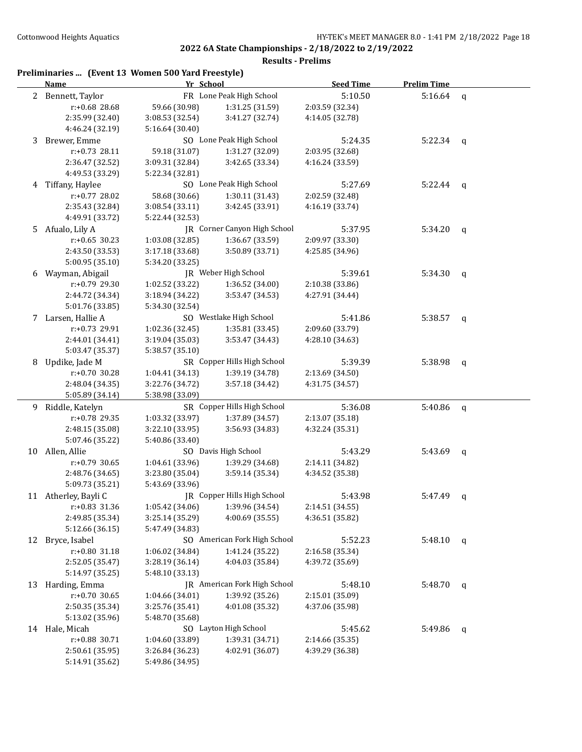## 2022 6A State Championships - 2/18/2022 to 2/19/2022

### Results - Prelims

**Preliminaries ... (Event 13 Women 500 Yard Freestyle)**

| | Name | Yr | School | Seed Time | Prelim Time | |
|---|---|---|---|---|---|---|
| 2 | Bennett, Taylor | FR | Lone Peak High School | 5:10.50 | 5:16.64 | q |
| | r:+0.68 28.68 | 59.66 (30.98) | 1:31.25 (31.59) | 2:03.59 (32.34) | | |
| | 2:35.99 (32.40) | 3:08.53 (32.54) | 3:41.27 (32.74) | 4:14.05 (32.78) | | |
| | 4:46.24 (32.19) | 5:16.64 (30.40) | | | | |
| 3 | Brewer, Emme | SO | Lone Peak High School | 5:24.35 | 5:22.34 | q |
| | r:+0.73 28.11 | 59.18 (31.07) | 1:31.27 (32.09) | 2:03.95 (32.68) | | |
| | 2:36.47 (32.52) | 3:09.31 (32.84) | 3:42.65 (33.34) | 4:16.24 (33.59) | | |
| | 4:49.53 (33.29) | 5:22.34 (32.81) | | | | |
| 4 | Tiffany, Haylee | SO | Lone Peak High School | 5:27.69 | 5:22.44 | q |
| | r:+0.77 28.02 | 58.68 (30.66) | 1:30.11 (31.43) | 2:02.59 (32.48) | | |
| | 2:35.43 (32.84) | 3:08.54 (33.11) | 3:42.45 (33.91) | 4:16.19 (33.74) | | |
| | 4:49.91 (33.72) | 5:22.44 (32.53) | | | | |
| 5 | Afualo, Lily A | JR | Corner Canyon High School | 5:37.95 | 5:34.20 | q |
| | r:+0.65 30.23 | 1:03.08 (32.85) | 1:36.67 (33.59) | 2:09.97 (33.30) | | |
| | 2:43.50 (33.53) | 3:17.18 (33.68) | 3:50.89 (33.71) | 4:25.85 (34.96) | | |
| | 5:00.95 (35.10) | 5:34.20 (33.25) | | | | |
| 6 | Wayman, Abigail | JR | Weber High School | 5:39.61 | 5:34.30 | q |
| | r:+0.79 29.30 | 1:02.52 (33.22) | 1:36.52 (34.00) | 2:10.38 (33.86) | | |
| | 2:44.72 (34.34) | 3:18.94 (34.22) | 3:53.47 (34.53) | 4:27.91 (34.44) | | |
| | 5:01.76 (33.85) | 5:34.30 (32.54) | | | | |
| 7 | Larsen, Hallie A | SO | Westlake High School | 5:41.86 | 5:38.57 | q |
| | r:+0.73 29.91 | 1:02.36 (32.45) | 1:35.81 (33.45) | 2:09.60 (33.79) | | |
| | 2:44.01 (34.41) | 3:19.04 (35.03) | 3:53.47 (34.43) | 4:28.10 (34.63) | | |
| | 5:03.47 (35.37) | 5:38.57 (35.10) | | | | |
| 8 | Updike, Jade M | SR | Copper Hills High School | 5:39.39 | 5:38.98 | q |
| | r:+0.70 30.28 | 1:04.41 (34.13) | 1:39.19 (34.78) | 2:13.69 (34.50) | | |
| | 2:48.04 (34.35) | 3:22.76 (34.72) | 3:57.18 (34.42) | 4:31.75 (34.57) | | |
| | 5:05.89 (34.14) | 5:38.98 (33.09) | | | | |
| 9 | Riddle, Katelyn | SR | Copper Hills High School | 5:36.08 | 5:40.86 | q |
| | r:+0.78 29.35 | 1:03.32 (33.97) | 1:37.89 (34.57) | 2:13.07 (35.18) | | |
| | 2:48.15 (35.08) | 3:22.10 (33.95) | 3:56.93 (34.83) | 4:32.24 (35.31) | | |
| | 5:07.46 (35.22) | 5:40.86 (33.40) | | | | |
| 10 | Allen, Allie | SO | Davis High School | 5:43.29 | 5:43.69 | q |
| | r:+0.79 30.65 | 1:04.61 (33.96) | 1:39.29 (34.68) | 2:14.11 (34.82) | | |
| | 2:48.76 (34.65) | 3:23.80 (35.04) | 3:59.14 (35.34) | 4:34.52 (35.38) | | |
| | 5:09.73 (35.21) | 5:43.69 (33.96) | | | | |
| 11 | Atherley, Bayli C | JR | Copper Hills High School | 5:43.98 | 5:47.49 | q |
| | r:+0.83 31.36 | 1:05.42 (34.06) | 1:39.96 (34.54) | 2:14.51 (34.55) | | |
| | 2:49.85 (35.34) | 3:25.14 (35.29) | 4:00.69 (35.55) | 4:36.51 (35.82) | | |
| | 5:12.66 (36.15) | 5:47.49 (34.83) | | | | |
| 12 | Bryce, Isabel | SO | American Fork High School | 5:52.23 | 5:48.10 | q |
| | r:+0.80 31.18 | 1:06.02 (34.84) | 1:41.24 (35.22) | 2:16.58 (35.34) | | |
| | 2:52.05 (35.47) | 3:28.19 (36.14) | 4:04.03 (35.84) | 4:39.72 (35.69) | | |
| | 5:14.97 (35.25) | 5:48.10 (33.13) | | | | |
| 13 | Harding, Emma | JR | American Fork High School | 5:48.10 | 5:48.70 | q |
| | r:+0.70 30.65 | 1:04.66 (34.01) | 1:39.92 (35.26) | 2:15.01 (35.09) | | |
| | 2:50.35 (35.34) | 3:25.76 (35.41) | 4:01.08 (35.32) | 4:37.06 (35.98) | | |
| | 5:13.02 (35.96) | 5:48.70 (35.68) | | | | |
| 14 | Hale, Micah | SO | Layton High School | 5:45.62 | 5:49.86 | q |
| | r:+0.88 30.71 | 1:04.60 (33.89) | 1:39.31 (34.71) | 2:14.66 (35.35) | | |
| | 2:50.61 (35.95) | 3:26.84 (36.23) | 4:02.91 (36.07) | 4:39.29 (36.38) | | |
| | 5:14.91 (35.62) | 5:49.86 (34.95) | | | | |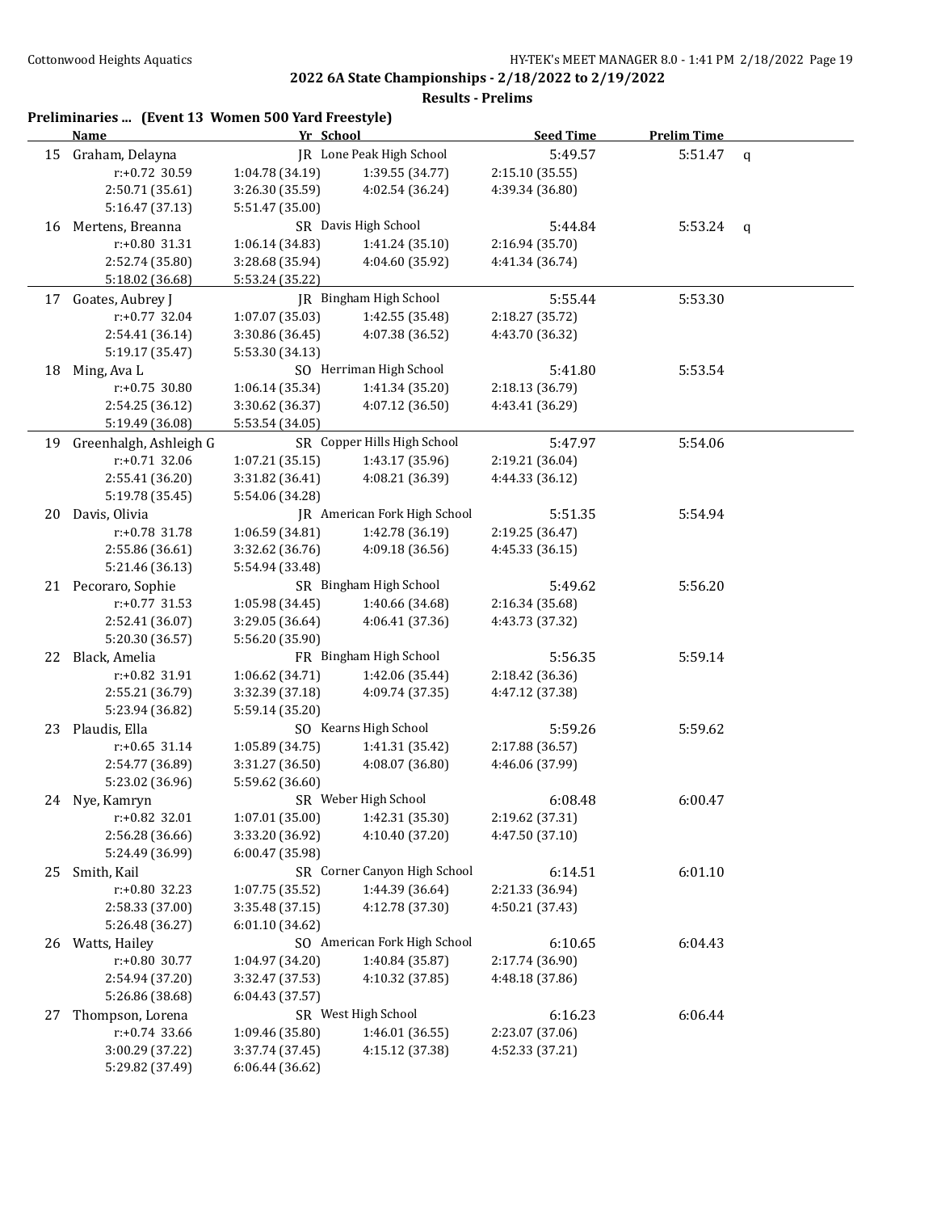## 2022 6A State Championships - 2/18/2022 to 2/19/2022

### Results - Prelims

**Preliminaries ... (Event 13 Women 500 Yard Freestyle)**

| | Name | Yr | School | Seed Time | Prelim Time | |
|---|---|---|---|---|---|---|
| 15 | Graham, Delayna | JR | Lone Peak High School | 5:49.57 | 5:51.47 | q |
| | r:+0.72 30.59 | 1:04.78 (34.19) | 1:39.55 (34.77) | 2:15.10 (35.55) | | |
| | 2:50.71 (35.61) | 3:26.30 (35.59) | 4:02.54 (36.24) | 4:39.34 (36.80) | | |
| | 5:16.47 (37.13) | 5:51.47 (35.00) | | | | |
| 16 | Mertens, Breanna | SR | Davis High School | 5:44.84 | 5:53.24 | q |
| | r:+0.80 31.31 | 1:06.14 (34.83) | 1:41.24 (35.10) | 2:16.94 (35.70) | | |
| | 2:52.74 (35.80) | 3:28.68 (35.94) | 4:04.60 (35.92) | 4:41.34 (36.74) | | |
| | 5:18.02 (36.68) | 5:53.24 (35.22) | | | | |
| 17 | Goates, Aubrey J | JR | Bingham High School | 5:55.44 | 5:53.30 | |
| | r:+0.77 32.04 | 1:07.07 (35.03) | 1:42.55 (35.48) | 2:18.27 (35.72) | | |
| | 2:54.41 (36.14) | 3:30.86 (36.45) | 4:07.38 (36.52) | 4:43.70 (36.32) | | |
| | 5:19.17 (35.47) | 5:53.30 (34.13) | | | | |
| 18 | Ming, Ava L | SO | Herriman High School | 5:41.80 | 5:53.54 | |
| | r:+0.75 30.80 | 1:06.14 (35.34) | 1:41.34 (35.20) | 2:18.13 (36.79) | | |
| | 2:54.25 (36.12) | 3:30.62 (36.37) | 4:07.12 (36.50) | 4:43.41 (36.29) | | |
| | 5:19.49 (36.08) | 5:53.54 (34.05) | | | | |
| 19 | Greenhalgh, Ashleigh G | SR | Copper Hills High School | 5:47.97 | 5:54.06 | |
| | r:+0.71 32.06 | 1:07.21 (35.15) | 1:43.17 (35.96) | 2:19.21 (36.04) | | |
| | 2:55.41 (36.20) | 3:31.82 (36.41) | 4:08.21 (36.39) | 4:44.33 (36.12) | | |
| | 5:19.78 (35.45) | 5:54.06 (34.28) | | | | |
| 20 | Davis, Olivia | JR | American Fork High School | 5:51.35 | 5:54.94 | |
| | r:+0.78 31.78 | 1:06.59 (34.81) | 1:42.78 (36.19) | 2:19.25 (36.47) | | |
| | 2:55.86 (36.61) | 3:32.62 (36.76) | 4:09.18 (36.56) | 4:45.33 (36.15) | | |
| | 5:21.46 (36.13) | 5:54.94 (33.48) | | | | |
| 21 | Pecoraro, Sophie | SR | Bingham High School | 5:49.62 | 5:56.20 | |
| | r:+0.77 31.53 | 1:05.98 (34.45) | 1:40.66 (34.68) | 2:16.34 (35.68) | | |
| | 2:52.41 (36.07) | 3:29.05 (36.64) | 4:06.41 (37.36) | 4:43.73 (37.32) | | |
| | 5:20.30 (36.57) | 5:56.20 (35.90) | | | | |
| 22 | Black, Amelia | FR | Bingham High School | 5:56.35 | 5:59.14 | |
| | r:+0.82 31.91 | 1:06.62 (34.71) | 1:42.06 (35.44) | 2:18.42 (36.36) | | |
| | 2:55.21 (36.79) | 3:32.39 (37.18) | 4:09.74 (37.35) | 4:47.12 (37.38) | | |
| | 5:23.94 (36.82) | 5:59.14 (35.20) | | | | |
| 23 | Plaudis, Ella | SO | Kearns High School | 5:59.26 | 5:59.62 | |
| | r:+0.65 31.14 | 1:05.89 (34.75) | 1:41.31 (35.42) | 2:17.88 (36.57) | | |
| | 2:54.77 (36.89) | 3:31.27 (36.50) | 4:08.07 (36.80) | 4:46.06 (37.99) | | |
| | 5:23.02 (36.96) | 5:59.62 (36.60) | | | | |
| 24 | Nye, Kamryn | SR | Weber High School | 6:08.48 | 6:00.47 | |
| | r:+0.82 32.01 | 1:07.01 (35.00) | 1:42.31 (35.30) | 2:19.62 (37.31) | | |
| | 2:56.28 (36.66) | 3:33.20 (36.92) | 4:10.40 (37.20) | 4:47.50 (37.10) | | |
| | 5:24.49 (36.99) | 6:00.47 (35.98) | | | | |
| 25 | Smith, Kail | SR | Corner Canyon High School | 6:14.51 | 6:01.10 | |
| | r:+0.80 32.23 | 1:07.75 (35.52) | 1:44.39 (36.64) | 2:21.33 (36.94) | | |
| | 2:58.33 (37.00) | 3:35.48 (37.15) | 4:12.78 (37.30) | 4:50.21 (37.43) | | |
| | 5:26.48 (36.27) | 6:01.10 (34.62) | | | | |
| 26 | Watts, Hailey | SO | American Fork High School | 6:10.65 | 6:04.43 | |
| | r:+0.80 30.77 | 1:04.97 (34.20) | 1:40.84 (35.87) | 2:17.74 (36.90) | | |
| | 2:54.94 (37.20) | 3:32.47 (37.53) | 4:10.32 (37.85) | 4:48.18 (37.86) | | |
| | 5:26.86 (38.68) | 6:04.43 (37.57) | | | | |
| 27 | Thompson, Lorena | SR | West High School | 6:16.23 | 6:06.44 | |
| | r:+0.74 33.66 | 1:09.46 (35.80) | 1:46.01 (36.55) | 2:23.07 (37.06) | | |
| | 3:00.29 (37.22) | 3:37.74 (37.45) | 4:15.12 (37.38) | 4:52.33 (37.21) | | |
| | 5:29.82 (37.49) | 6:06.44 (36.62) | | | | |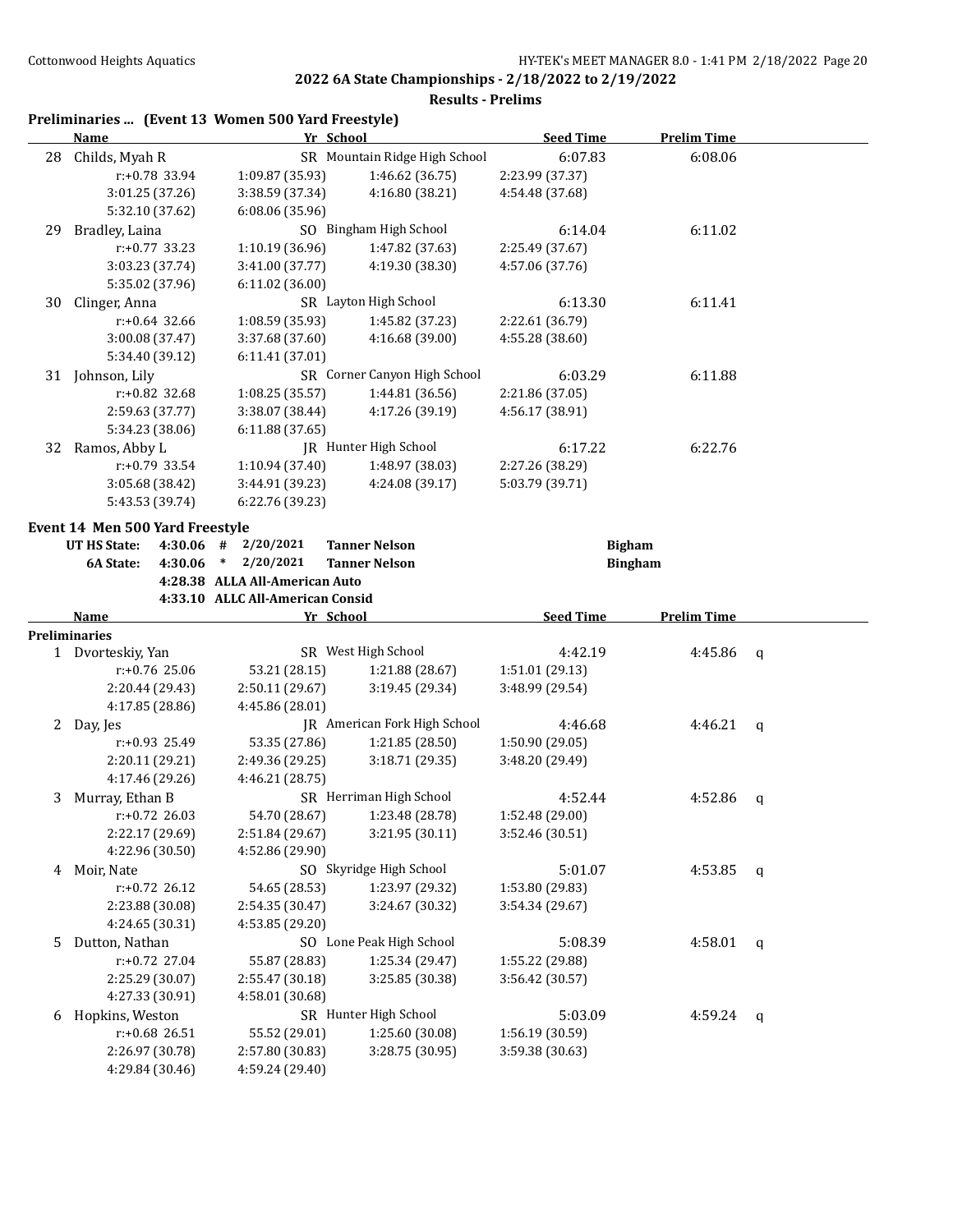**2022 6A State Championships - 2/18/2022 to 2/19/2022**

**Results - Prelims**

## Preliminaries ... (Event 13 Women 500 Yard Freestyle)

| | Name | Yr | School | Seed Time | Prelim Time | |
|---|---|---|---|---|---|---|
| 28 | Childs, Myah R | SR | Mountain Ridge High School | 6:07.83 | 6:08.06 | |
| | r:+0.78 33.94 | 1:09.87 (35.93) | 1:46.62 (36.75) | 2:23.99 (37.37) | | |
| | 3:01.25 (37.26) | 3:38.59 (37.34) | 4:16.80 (38.21) | 4:54.48 (37.68) | | |
| | 5:32.10 (37.62) | 6:08.06 (35.96) | | | | |
| 29 | Bradley, Laina | SO | Bingham High School | 6:14.04 | 6:11.02 | |
| | r:+0.77 33.23 | 1:10.19 (36.96) | 1:47.82 (37.63) | 2:25.49 (37.67) | | |
| | 3:03.23 (37.74) | 3:41.00 (37.77) | 4:19.30 (38.30) | 4:57.06 (37.76) | | |
| | 5:35.02 (37.96) | 6:11.02 (36.00) | | | | |
| 30 | Clinger, Anna | SR | Layton High School | 6:13.30 | 6:11.41 | |
| | r:+0.64 32.66 | 1:08.59 (35.93) | 1:45.82 (37.23) | 2:22.61 (36.79) | | |
| | 3:00.08 (37.47) | 3:37.68 (37.60) | 4:16.68 (39.00) | 4:55.28 (38.60) | | |
| | 5:34.40 (39.12) | 6:11.41 (37.01) | | | | |
| 31 | Johnson, Lily | SR | Corner Canyon High School | 6:03.29 | 6:11.88 | |
| | r:+0.82 32.68 | 1:08.25 (35.57) | 1:44.81 (36.56) | 2:21.86 (37.05) | | |
| | 2:59.63 (37.77) | 3:38.07 (38.44) | 4:17.26 (39.19) | 4:56.17 (38.91) | | |
| | 5:34.23 (38.06) | 6:11.88 (37.65) | | | | |
| 32 | Ramos, Abby L | JR | Hunter High School | 6:17.22 | 6:22.76 | |
| | r:+0.79 33.54 | 1:10.94 (37.40) | 1:48.97 (38.03) | 2:27.26 (38.29) | | |
| | 3:05.68 (38.42) | 3:44.91 (39.23) | 4:24.08 (39.17) | 5:03.79 (39.71) | | |
| | 5:43.53 (39.74) | 6:22.76 (39.23) | | | | |

## Event 14 Men 500 Yard Freestyle

| | | | | | |
|---|---|---|---|---|---|
| UT HS State: | 4:30.06 | # | 2/20/2021 | Tanner Nelson | Bigham |
| 6A State: | 4:30.06 | * | 2/20/2021 | Tanner Nelson | Bingham |
| | 4:28.38 | ALLA | All-American Auto | | |
| | 4:33.10 | ALLC | All-American Consid | | |

### Preliminaries

| | Name | Yr | School | Seed Time | Prelim Time | |
|---|---|---|---|---|---|---|
| 1 | Dvorteskiy, Yan | SR | West High School | 4:42.19 | 4:45.86 | q |
| | r:+0.76 25.06 | 53.21 (28.15) | 1:21.88 (28.67) | 1:51.01 (29.13) | | |
| | 2:20.44 (29.43) | 2:50.11 (29.67) | 3:19.45 (29.34) | 3:48.99 (29.54) | | |
| | 4:17.85 (28.86) | 4:45.86 (28.01) | | | | |
| 2 | Day, Jes | JR | American Fork High School | 4:46.68 | 4:46.21 | q |
| | r:+0.93 25.49 | 53.35 (27.86) | 1:21.85 (28.50) | 1:50.90 (29.05) | | |
| | 2:20.11 (29.21) | 2:49.36 (29.25) | 3:18.71 (29.35) | 3:48.20 (29.49) | | |
| | 4:17.46 (29.26) | 4:46.21 (28.75) | | | | |
| 3 | Murray, Ethan B | SR | Herriman High School | 4:52.44 | 4:52.86 | q |
| | r:+0.72 26.03 | 54.70 (28.67) | 1:23.48 (28.78) | 1:52.48 (29.00) | | |
| | 2:22.17 (29.69) | 2:51.84 (29.67) | 3:21.95 (30.11) | 3:52.46 (30.51) | | |
| | 4:22.96 (30.50) | 4:52.86 (29.90) | | | | |
| 4 | Moir, Nate | SO | Skyridge High School | 5:01.07 | 4:53.85 | q |
| | r:+0.72 26.12 | 54.65 (28.53) | 1:23.97 (29.32) | 1:53.80 (29.83) | | |
| | 2:23.88 (30.08) | 2:54.35 (30.47) | 3:24.67 (30.32) | 3:54.34 (29.67) | | |
| | 4:24.65 (30.31) | 4:53.85 (29.20) | | | | |
| 5 | Dutton, Nathan | SO | Lone Peak High School | 5:08.39 | 4:58.01 | q |
| | r:+0.72 27.04 | 55.87 (28.83) | 1:25.34 (29.47) | 1:55.22 (29.88) | | |
| | 2:25.29 (30.07) | 2:55.47 (30.18) | 3:25.85 (30.38) | 3:56.42 (30.57) | | |
| | 4:27.33 (30.91) | 4:58.01 (30.68) | | | | |
| 6 | Hopkins, Weston | SR | Hunter High School | 5:03.09 | 4:59.24 | q |
| | r:+0.68 26.51 | 55.52 (29.01) | 1:25.60 (30.08) | 1:56.19 (30.59) | | |
| | 2:26.97 (30.78) | 2:57.80 (30.83) | 3:28.75 (30.95) | 3:59.38 (30.63) | | |
| | 4:29.84 (30.46) | 4:59.24 (29.40) | | | | |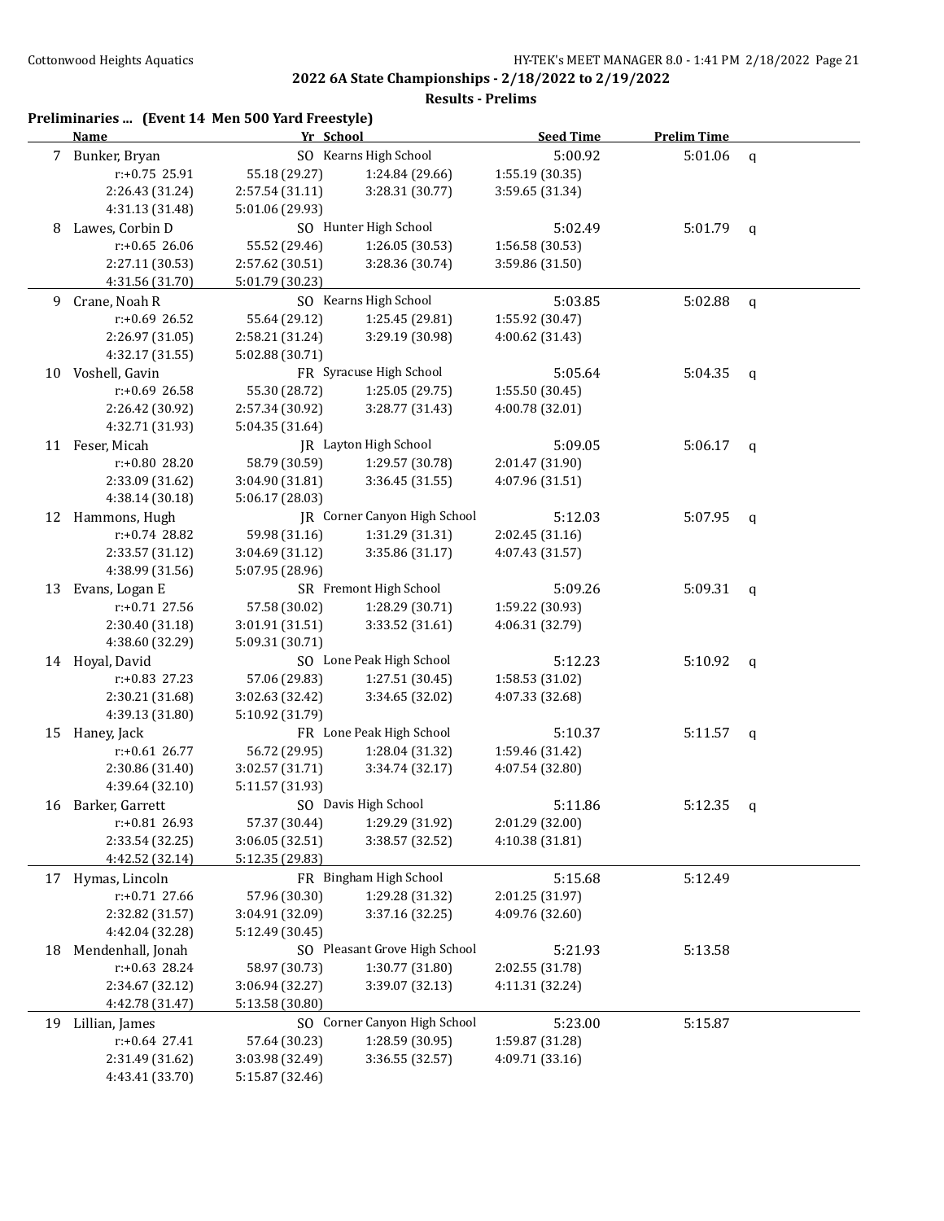## 2022 6A State Championships - 2/18/2022 to 2/19/2022

### Results - Prelims

**Preliminaries ... (Event 14 Men 500 Yard Freestyle)**

| | Name | Yr | School | Seed Time | Prelim Time | |
|---|---|---|---|---|---|---|
| 7 | Bunker, Bryan | SO | Kearns High School | 5:00.92 | 5:01.06 | q |
| | r:+0.75 25.91 | 55.18 (29.27) | 1:24.84 (29.66) | 1:55.19 (30.35) | | |
| | 2:26.43 (31.24) | 2:57.54 (31.11) | 3:28.31 (30.77) | 3:59.65 (31.34) | | |
| | 4:31.13 (31.48) | 5:01.06 (29.93) | | | | |
| 8 | Lawes, Corbin D | SO | Hunter High School | 5:02.49 | 5:01.79 | q |
| | r:+0.65 26.06 | 55.52 (29.46) | 1:26.05 (30.53) | 1:56.58 (30.53) | | |
| | 2:27.11 (30.53) | 2:57.62 (30.51) | 3:28.36 (30.74) | 3:59.86 (31.50) | | |
| | 4:31.56 (31.70) | 5:01.79 (30.23) | | | | |
| 9 | Crane, Noah R | SO | Kearns High School | 5:03.85 | 5:02.88 | q |
| | r:+0.69 26.52 | 55.64 (29.12) | 1:25.45 (29.81) | 1:55.92 (30.47) | | |
| | 2:26.97 (31.05) | 2:58.21 (31.24) | 3:29.19 (30.98) | 4:00.62 (31.43) | | |
| | 4:32.17 (31.55) | 5:02.88 (30.71) | | | | |
| 10 | Voshell, Gavin | FR | Syracuse High School | 5:05.64 | 5:04.35 | q |
| | r:+0.69 26.58 | 55.30 (28.72) | 1:25.05 (29.75) | 1:55.50 (30.45) | | |
| | 2:26.42 (30.92) | 2:57.34 (30.92) | 3:28.77 (31.43) | 4:00.78 (32.01) | | |
| | 4:32.71 (31.93) | 5:04.35 (31.64) | | | | |
| 11 | Feser, Micah | JR | Layton High School | 5:09.05 | 5:06.17 | q |
| | r:+0.80 28.20 | 58.79 (30.59) | 1:29.57 (30.78) | 2:01.47 (31.90) | | |
| | 2:33.09 (31.62) | 3:04.90 (31.81) | 3:36.45 (31.55) | 4:07.96 (31.51) | | |
| | 4:38.14 (30.18) | 5:06.17 (28.03) | | | | |
| 12 | Hammons, Hugh | JR | Corner Canyon High School | 5:12.03 | 5:07.95 | q |
| | r:+0.74 28.82 | 59.98 (31.16) | 1:31.29 (31.31) | 2:02.45 (31.16) | | |
| | 2:33.57 (31.12) | 3:04.69 (31.12) | 3:35.86 (31.17) | 4:07.43 (31.57) | | |
| | 4:38.99 (31.56) | 5:07.95 (28.96) | | | | |
| 13 | Evans, Logan E | SR | Fremont High School | 5:09.26 | 5:09.31 | q |
| | r:+0.71 27.56 | 57.58 (30.02) | 1:28.29 (30.71) | 1:59.22 (30.93) | | |
| | 2:30.40 (31.18) | 3:01.91 (31.51) | 3:33.52 (31.61) | 4:06.31 (32.79) | | |
| | 4:38.60 (32.29) | 5:09.31 (30.71) | | | | |
| 14 | Hoyal, David | SO | Lone Peak High School | 5:12.23 | 5:10.92 | q |
| | r:+0.83 27.23 | 57.06 (29.83) | 1:27.51 (30.45) | 1:58.53 (31.02) | | |
| | 2:30.21 (31.68) | 3:02.63 (32.42) | 3:34.65 (32.02) | 4:07.33 (32.68) | | |
| | 4:39.13 (31.80) | 5:10.92 (31.79) | | | | |
| 15 | Haney, Jack | FR | Lone Peak High School | 5:10.37 | 5:11.57 | q |
| | r:+0.61 26.77 | 56.72 (29.95) | 1:28.04 (31.32) | 1:59.46 (31.42) | | |
| | 2:30.86 (31.40) | 3:02.57 (31.71) | 3:34.74 (32.17) | 4:07.54 (32.80) | | |
| | 4:39.64 (32.10) | 5:11.57 (31.93) | | | | |
| 16 | Barker, Garrett | SO | Davis High School | 5:11.86 | 5:12.35 | q |
| | r:+0.81 26.93 | 57.37 (30.44) | 1:29.29 (31.92) | 2:01.29 (32.00) | | |
| | 2:33.54 (32.25) | 3:06.05 (32.51) | 3:38.57 (32.52) | 4:10.38 (31.81) | | |
| | 4:42.52 (32.14) | 5:12.35 (29.83) | | | | |
| 17 | Hymas, Lincoln | FR | Bingham High School | 5:15.68 | 5:12.49 | |
| | r:+0.71 27.66 | 57.96 (30.30) | 1:29.28 (31.32) | 2:01.25 (31.97) | | |
| | 2:32.82 (31.57) | 3:04.91 (32.09) | 3:37.16 (32.25) | 4:09.76 (32.60) | | |
| | 4:42.04 (32.28) | 5:12.49 (30.45) | | | | |
| 18 | Mendenhall, Jonah | SO | Pleasant Grove High School | 5:21.93 | 5:13.58 | |
| | r:+0.63 28.24 | 58.97 (30.73) | 1:30.77 (31.80) | 2:02.55 (31.78) | | |
| | 2:34.67 (32.12) | 3:06.94 (32.27) | 3:39.07 (32.13) | 4:11.31 (32.24) | | |
| | 4:42.78 (31.47) | 5:13.58 (30.80) | | | | |
| 19 | Lillian, James | SO | Corner Canyon High School | 5:23.00 | 5:15.87 | |
| | r:+0.64 27.41 | 57.64 (30.23) | 1:28.59 (30.95) | 1:59.87 (31.28) | | |
| | 2:31.49 (31.62) | 3:03.98 (32.49) | 3:36.55 (32.57) | 4:09.71 (33.16) | | |
| | 4:43.41 (33.70) | 5:15.87 (32.46) | | | | |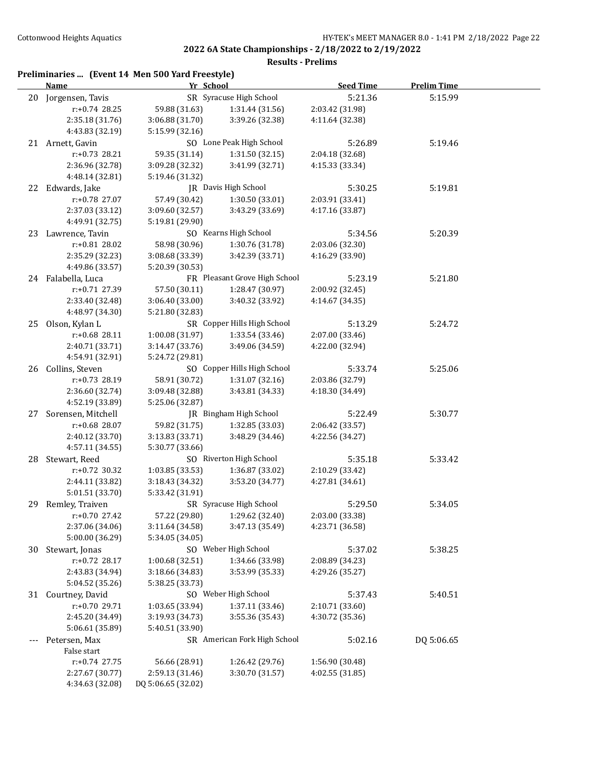## 2022 6A State Championships - 2/18/2022 to 2/19/2022

### Results - Prelims

**Preliminaries ... (Event 14 Men 500 Yard Freestyle)**

| | Name | Yr | School | Seed Time | Prelim Time |
|---|---|---|---|---|---|
| 20 | Jorgensen, Tavis | SR | Syracuse High School | 5:21.36 | 5:15.99 |
| | r:+0.74 28.25 | 59.88 (31.63) | 1:31.44 (31.56) | 2:03.42 (31.98) | |
| | 2:35.18 (31.76) | 3:06.88 (31.70) | 3:39.26 (32.38) | 4:11.64 (32.38) | |
| | 4:43.83 (32.19) | 5:15.99 (32.16) | | | |
| 21 | Arnett, Gavin | SO | Lone Peak High School | 5:26.89 | 5:19.46 |
| | r:+0.73 28.21 | 59.35 (31.14) | 1:31.50 (32.15) | 2:04.18 (32.68) | |
| | 2:36.96 (32.78) | 3:09.28 (32.32) | 3:41.99 (32.71) | 4:15.33 (33.34) | |
| | 4:48.14 (32.81) | 5:19.46 (31.32) | | | |
| 22 | Edwards, Jake | JR | Davis High School | 5:30.25 | 5:19.81 |
| | r:+0.78 27.07 | 57.49 (30.42) | 1:30.50 (33.01) | 2:03.91 (33.41) | |
| | 2:37.03 (33.12) | 3:09.60 (32.57) | 3:43.29 (33.69) | 4:17.16 (33.87) | |
| | 4:49.91 (32.75) | 5:19.81 (29.90) | | | |
| 23 | Lawrence, Tavin | SO | Kearns High School | 5:34.56 | 5:20.39 |
| | r:+0.81 28.02 | 58.98 (30.96) | 1:30.76 (31.78) | 2:03.06 (32.30) | |
| | 2:35.29 (32.23) | 3:08.68 (33.39) | 3:42.39 (33.71) | 4:16.29 (33.90) | |
| | 4:49.86 (33.57) | 5:20.39 (30.53) | | | |
| 24 | Falabella, Luca | FR | Pleasant Grove High School | 5:23.19 | 5:21.80 |
| | r:+0.71 27.39 | 57.50 (30.11) | 1:28.47 (30.97) | 2:00.92 (32.45) | |
| | 2:33.40 (32.48) | 3:06.40 (33.00) | 3:40.32 (33.92) | 4:14.67 (34.35) | |
| | 4:48.97 (34.30) | 5:21.80 (32.83) | | | |
| 25 | Olson, Kylan L | SR | Copper Hills High School | 5:13.29 | 5:24.72 |
| | r:+0.68 28.11 | 1:00.08 (31.97) | 1:33.54 (33.46) | 2:07.00 (33.46) | |
| | 2:40.71 (33.71) | 3:14.47 (33.76) | 3:49.06 (34.59) | 4:22.00 (32.94) | |
| | 4:54.91 (32.91) | 5:24.72 (29.81) | | | |
| 26 | Collins, Steven | SO | Copper Hills High School | 5:33.74 | 5:25.06 |
| | r:+0.73 28.19 | 58.91 (30.72) | 1:31.07 (32.16) | 2:03.86 (32.79) | |
| | 2:36.60 (32.74) | 3:09.48 (32.88) | 3:43.81 (34.33) | 4:18.30 (34.49) | |
| | 4:52.19 (33.89) | 5:25.06 (32.87) | | | |
| 27 | Sorensen, Mitchell | JR | Bingham High School | 5:22.49 | 5:30.77 |
| | r:+0.68 28.07 | 59.82 (31.75) | 1:32.85 (33.03) | 2:06.42 (33.57) | |
| | 2:40.12 (33.70) | 3:13.83 (33.71) | 3:48.29 (34.46) | 4:22.56 (34.27) | |
| | 4:57.11 (34.55) | 5:30.77 (33.66) | | | |
| 28 | Stewart, Reed | SO | Riverton High School | 5:35.18 | 5:33.42 |
| | r:+0.72 30.32 | 1:03.85 (33.53) | 1:36.87 (33.02) | 2:10.29 (33.42) | |
| | 2:44.11 (33.82) | 3:18.43 (34.32) | 3:53.20 (34.77) | 4:27.81 (34.61) | |
| | 5:01.51 (33.70) | 5:33.42 (31.91) | | | |
| 29 | Remley, Traiven | SR | Syracuse High School | 5:29.50 | 5:34.05 |
| | r:+0.70 27.42 | 57.22 (29.80) | 1:29.62 (32.40) | 2:03.00 (33.38) | |
| | 2:37.06 (34.06) | 3:11.64 (34.58) | 3:47.13 (35.49) | 4:23.71 (36.58) | |
| | 5:00.00 (36.29) | 5:34.05 (34.05) | | | |
| 30 | Stewart, Jonas | SO | Weber High School | 5:37.02 | 5:38.25 |
| | r:+0.72 28.17 | 1:00.68 (32.51) | 1:34.66 (33.98) | 2:08.89 (34.23) | |
| | 2:43.83 (34.94) | 3:18.66 (34.83) | 3:53.99 (35.33) | 4:29.26 (35.27) | |
| | 5:04.52 (35.26) | 5:38.25 (33.73) | | | |
| 31 | Courtney, David | SO | Weber High School | 5:37.43 | 5:40.51 |
| | r:+0.70 29.71 | 1:03.65 (33.94) | 1:37.11 (33.46) | 2:10.71 (33.60) | |
| | 2:45.20 (34.49) | 3:19.93 (34.73) | 3:55.36 (35.43) | 4:30.72 (35.36) | |
| | 5:06.61 (35.89) | 5:40.51 (33.90) | | | |
| --- | Petersen, Max | SR | American Fork High School | 5:02.16 | DQ 5:06.65 |
| | False start | | | | |
| | r:+0.74 27.75 | 56.66 (28.91) | 1:26.42 (29.76) | 1:56.90 (30.48) | |
| | 2:27.67 (30.77) | 2:59.13 (31.46) | 3:30.70 (31.57) | 4:02.55 (31.85) | |
| | 4:34.63 (32.08) | DQ 5:06.65 (32.02) | | | |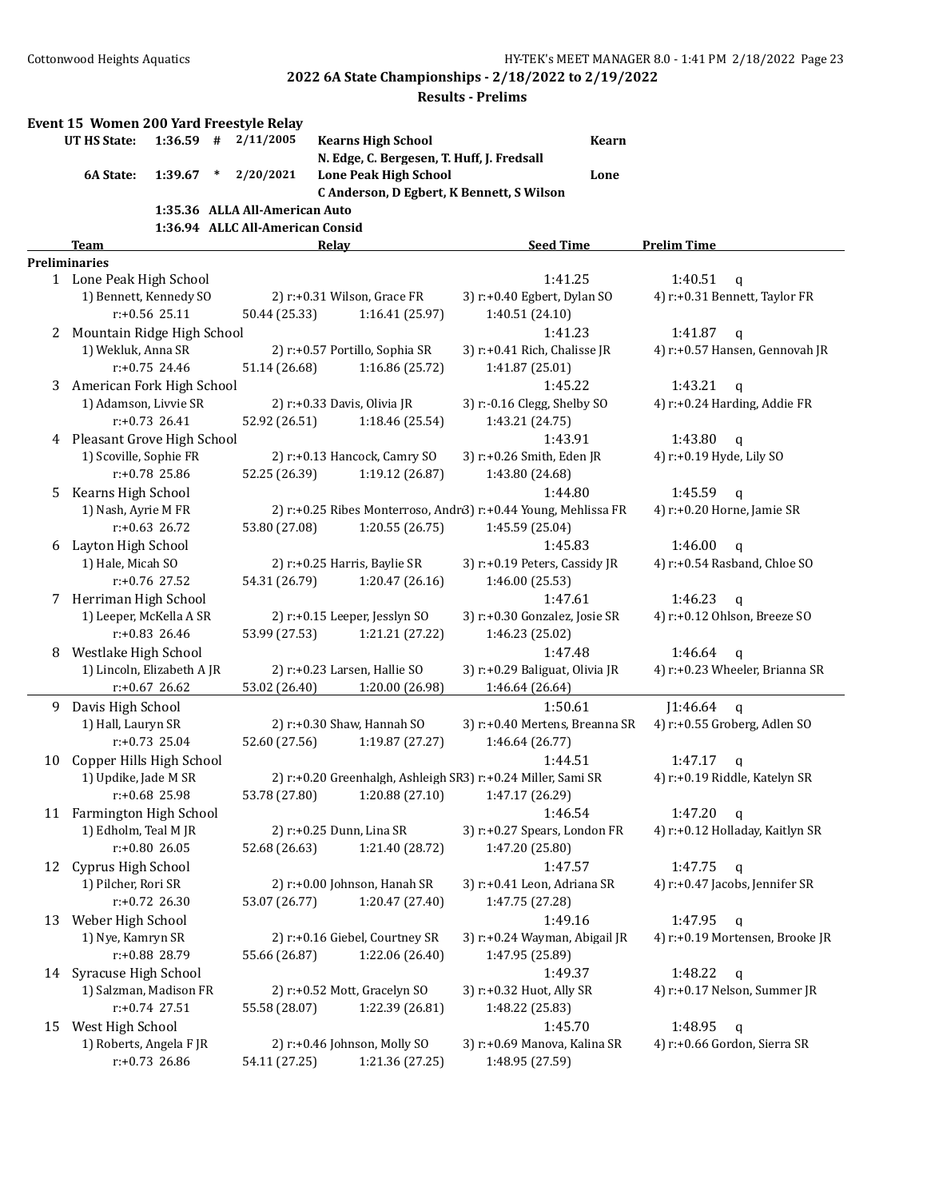## 2022 6A State Championships - 2/18/2022 to 2/19/2022

### Results - Prelims

### Event 15 Women 200 Yard Freestyle Relay

| | | | | | |
|---|---|---|---|---|---|
| UT HS State: | 1:36.59 | # | 2/11/2005 | Kearns High School<br>N. Edge, C. Bergesen, T. Huff, J. Fredsall | Kearn |
| 6A State: | 1:39.67 | * | 2/20/2021 | Lone Peak High School<br>C Anderson, D Egbert, K Bennett, S Wilson | Lone |
| | 1:35.36 | | ALLA All-American Auto | | |
| | 1:36.94 | | ALLC All-American Consid | | |

| | Team | Relay | | Seed Time | Prelim Time |
|---|---|---|---|---|---|
| **Preliminaries** | | | | | |
| 1 | Lone Peak High School | | | 1:41.25 | 1:40.51 q |
| | 1) Bennett, Kennedy SO | 2) r:+0.31 Wilson, Grace FR | 3) r:+0.40 Egbert, Dylan SO | 4) r:+0.31 Bennett, Taylor FR | |
| | r:+0.56 25.11 | 50.44 (25.33) | 1:16.41 (25.97) | 1:40.51 (24.10) | |
| 2 | Mountain Ridge High School | | | 1:41.23 | 1:41.87 q |
| | 1) Wekluk, Anna SR | 2) r:+0.57 Portillo, Sophia SR | 3) r:+0.41 Rich, Chalisse JR | 4) r:+0.57 Hansen, Gennovah JR | |
| | r:+0.75 24.46 | 51.14 (26.68) | 1:16.86 (25.72) | 1:41.87 (25.01) | |
| 3 | American Fork High School | | | 1:45.22 | 1:43.21 q |
| | 1) Adamson, Livvie SR | 2) r:+0.33 Davis, Olivia JR | 3) r:-0.16 Clegg, Shelby SO | 4) r:+0.24 Harding, Addie FR | |
| | r:+0.73 26.41 | 52.92 (26.51) | 1:18.46 (25.54) | 1:43.21 (24.75) | |
| 4 | Pleasant Grove High School | | | 1:43.91 | 1:43.80 q |
| | 1) Scoville, Sophie FR | 2) r:+0.13 Hancock, Camry SO | 3) r:+0.26 Smith, Eden JR | 4) r:+0.19 Hyde, Lily SO | |
| | r:+0.78 25.86 | 52.25 (26.39) | 1:19.12 (26.87) | 1:43.80 (24.68) | |
| 5 | Kearns High School | | | 1:44.80 | 1:45.59 q |
| | 1) Nash, Ayrie M FR | 2) r:+0.25 Ribes Monterroso, Andr | 3) r:+0.44 Young, Mehlissa FR | 4) r:+0.20 Horne, Jamie SR | |
| | r:+0.63 26.72 | 53.80 (27.08) | 1:20.55 (26.75) | 1:45.59 (25.04) | |
| 6 | Layton High School | | | 1:45.83 | 1:46.00 q |
| | 1) Hale, Micah SO | 2) r:+0.25 Harris, Baylie SR | 3) r:+0.19 Peters, Cassidy JR | 4) r:+0.54 Rasband, Chloe SO | |
| | r:+0.76 27.52 | 54.31 (26.79) | 1:20.47 (26.16) | 1:46.00 (25.53) | |
| 7 | Herriman High School | | | 1:47.61 | 1:46.23 q |
| | 1) Leeper, McKella A SR | 2) r:+0.15 Leeper, Jesslyn SO | 3) r:+0.30 Gonzalez, Josie SR | 4) r:+0.12 Ohlson, Breeze SO | |
| | r:+0.83 26.46 | 53.99 (27.53) | 1:21.21 (27.22) | 1:46.23 (25.02) | |
| 8 | Westlake High School | | | 1:47.48 | 1:46.64 q |
| | 1) Lincoln, Elizabeth A JR | 2) r:+0.23 Larsen, Hallie SO | 3) r:+0.29 Baliguat, Olivia JR | 4) r:+0.23 Wheeler, Brianna SR | |
| | r:+0.67 26.62 | 53.02 (26.40) | 1:20.00 (26.98) | 1:46.64 (26.64) | |
| 9 | Davis High School | | | 1:50.61 | J1:46.64 q |
| | 1) Hall, Lauryn SR | 2) r:+0.30 Shaw, Hannah SO | 3) r:+0.40 Mertens, Breanna SR | 4) r:+0.55 Groberg, Adlen SO | |
| | r:+0.73 25.04 | 52.60 (27.56) | 1:19.87 (27.27) | 1:46.64 (26.77) | |
| 10 | Copper Hills High School | | | 1:44.51 | 1:47.17 q |
| | 1) Updike, Jade M SR | 2) r:+0.20 Greenhalgh, Ashleigh SR | 3) r:+0.24 Miller, Sami SR | 4) r:+0.19 Riddle, Katelyn SR | |
| | r:+0.68 25.98 | 53.78 (27.80) | 1:20.88 (27.10) | 1:47.17 (26.29) | |
| 11 | Farmington High School | | | 1:46.54 | 1:47.20 q |
| | 1) Edholm, Teal M JR | 2) r:+0.25 Dunn, Lina SR | 3) r:+0.27 Spears, London FR | 4) r:+0.12 Holladay, Kaitlyn SR | |
| | r:+0.80 26.05 | 52.68 (26.63) | 1:21.40 (28.72) | 1:47.20 (25.80) | |
| 12 | Cyprus High School | | | 1:47.57 | 1:47.75 q |
| | 1) Pilcher, Rori SR | 2) r:+0.00 Johnson, Hanah SR | 3) r:+0.41 Leon, Adriana SR | 4) r:+0.47 Jacobs, Jennifer SR | |
| | r:+0.72 26.30 | 53.07 (26.77) | 1:20.47 (27.40) | 1:47.75 (27.28) | |
| 13 | Weber High School | | | 1:49.16 | 1:47.95 q |
| | 1) Nye, Kamryn SR | 2) r:+0.16 Giebel, Courtney SR | 3) r:+0.24 Wayman, Abigail JR | 4) r:+0.19 Mortensen, Brooke JR | |
| | r:+0.88 28.79 | 55.66 (26.87) | 1:22.06 (26.40) | 1:47.95 (25.89) | |
| 14 | Syracuse High School | | | 1:49.37 | 1:48.22 q |
| | 1) Salzman, Madison FR | 2) r:+0.52 Mott, Gracelyn SO | 3) r:+0.32 Huot, Ally SR | 4) r:+0.17 Nelson, Summer JR | |
| | r:+0.74 27.51 | 55.58 (28.07) | 1:22.39 (26.81) | 1:48.22 (25.83) | |
| 15 | West High School | | | 1:45.70 | 1:48.95 q |
| | 1) Roberts, Angela F JR | 2) r:+0.46 Johnson, Molly SO | 3) r:+0.69 Manova, Kalina SR | 4) r:+0.66 Gordon, Sierra SR | |
| | r:+0.73 26.86 | 54.11 (27.25) | 1:21.36 (27.25) | 1:48.95 (27.59) | |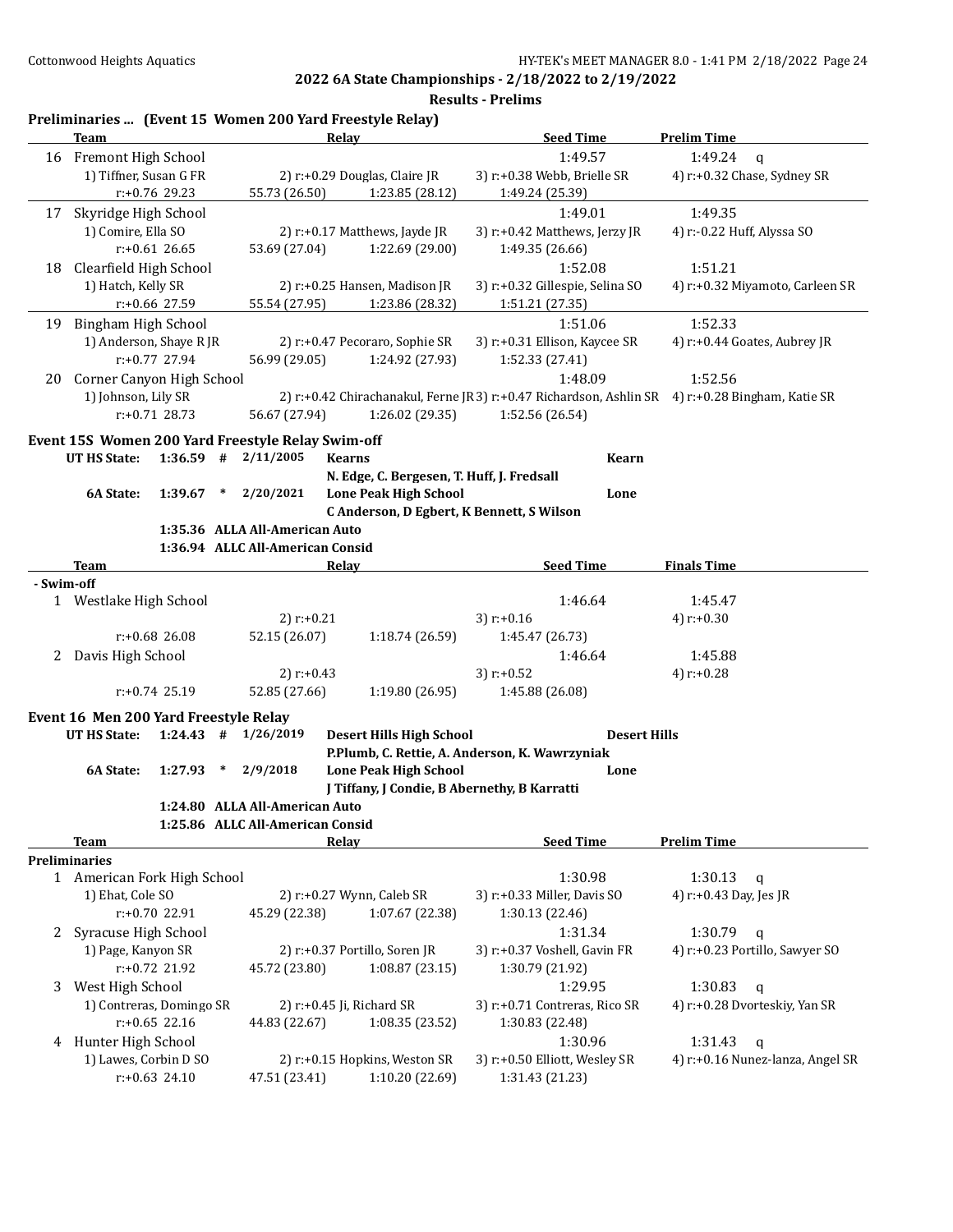**2022 6A State Championships - 2/18/2022 to 2/19/2022**

**Results - Prelims**

## Preliminaries ... (Event 15 Women 200 Yard Freestyle Relay)

| | Team | Relay | | Seed Time | Prelim Time |
|---|---|---|---|---|---|
| 16 | Fremont High School | | | 1:49.57 | 1:49.24 q |
| | 1) Tiffner, Susan G FR | 2) r:+0.29 Douglas, Claire JR | | 3) r:+0.38 Webb, Brielle SR | 4) r:+0.32 Chase, Sydney SR |
| | r:+0.76 29.23 | 55.73 (26.50) | 1:23.85 (28.12) | 1:49.24 (25.39) | |
| 17 | Skyridge High School | | | 1:49.01 | 1:49.35 |
| | 1) Comire, Ella SO | 2) r:+0.17 Matthews, Jayde JR | | 3) r:+0.42 Matthews, Jerzy JR | 4) r:-0.22 Huff, Alyssa SO |
| | r:+0.61 26.65 | 53.69 (27.04) | 1:22.69 (29.00) | 1:49.35 (26.66) | |
| 18 | Clearfield High School | | | 1:52.08 | 1:51.21 |
| | 1) Hatch, Kelly SR | 2) r:+0.25 Hansen, Madison JR | | 3) r:+0.32 Gillespie, Selina SO | 4) r:+0.32 Miyamoto, Carleen SR |
| | r:+0.66 27.59 | 55.54 (27.95) | 1:23.86 (28.32) | 1:51.21 (27.35) | |
| 19 | Bingham High School | | | 1:51.06 | 1:52.33 |
| | 1) Anderson, Shaye R JR | 2) r:+0.47 Pecoraro, Sophie SR | | 3) r:+0.31 Ellison, Kaycee SR | 4) r:+0.44 Goates, Aubrey JR |
| | r:+0.77 27.94 | 56.99 (29.05) | 1:24.92 (27.93) | 1:52.33 (27.41) | |
| 20 | Corner Canyon High School | | | 1:48.09 | 1:52.56 |
| | 1) Johnson, Lily SR | 2) r:+0.42 Chirachanakul, Ferne JR | | 3) r:+0.47 Richardson, Ashlin SR | 4) r:+0.28 Bingham, Katie SR |
| | r:+0.71 28.73 | 56.67 (27.94) | 1:26.02 (29.35) | 1:52.56 (26.54) | |

## Event 15S Women 200 Yard Freestyle Relay Swim-off

| | | | | | |
|---|---|---|---|---|---|
| UT HS State: | 1:36.59 # | 2/11/2005 | Kearns | Kearn | |
| | | | N. Edge, C. Bergesen, T. Huff, J. Fredsall | | |
| 6A State: | 1:39.67 * | 2/20/2021 | Lone Peak High School | Lone | |
| | | | C Anderson, D Egbert, K Bennett, S Wilson | | |
| | 1:35.36 | ALLA All-American Auto | | | |
| | 1:36.94 | ALLC All-American Consid | | | |

| | Team | Relay | | Seed Time | Finals Time |
|---|---|---|---|---|---|
| **- Swim-off** | | | | | |
| 1 | Westlake High School | | | 1:46.64 | 1:45.47 |
| | | 2) r:+0.21 | | 3) r:+0.16 | 4) r:+0.30 |
| | r:+0.68 26.08 | 52.15 (26.07) | 1:18.74 (26.59) | 1:45.47 (26.73) | |
| 2 | Davis High School | | | 1:46.64 | 1:45.88 |
| | | 2) r:+0.43 | | 3) r:+0.52 | 4) r:+0.28 |
| | r:+0.74 25.19 | 52.85 (27.66) | 1:19.80 (26.95) | 1:45.88 (26.08) | |

## Event 16 Men 200 Yard Freestyle Relay

| | | | | | |
|---|---|---|---|---|---|
| UT HS State: | 1:24.43 # | 1/26/2019 | Desert Hills High School | Desert Hills | |
| | | | P.Plumb, C. Rettie, A. Anderson, K. Wawrzyniak | | |
| 6A State: | 1:27.93 * | 2/9/2018 | Lone Peak High School | Lone | |
| | | | J Tiffany, J Condie, B Abernethy, B Karratti | | |
| | 1:24.80 | ALLA All-American Auto | | | |
| | 1:25.86 | ALLC All-American Consid | | | |

| | Team | Relay | | Seed Time | Prelim Time |
|---|---|---|---|---|---|
| **Preliminaries** | | | | | |
| 1 | American Fork High School | | | 1:30.98 | 1:30.13 q |
| | 1) Ehat, Cole SO | 2) r:+0.27 Wynn, Caleb SR | | 3) r:+0.33 Miller, Davis SO | 4) r:+0.43 Day, Jes JR |
| | r:+0.70 22.91 | 45.29 (22.38) | 1:07.67 (22.38) | 1:30.13 (22.46) | |
| 2 | Syracuse High School | | | 1:31.34 | 1:30.79 q |
| | 1) Page, Kanyon SR | 2) r:+0.37 Portillo, Soren JR | | 3) r:+0.37 Voshell, Gavin FR | 4) r:+0.23 Portillo, Sawyer SO |
| | r:+0.72 21.92 | 45.72 (23.80) | 1:08.87 (23.15) | 1:30.79 (21.92) | |
| 3 | West High School | | | 1:29.95 | 1:30.83 q |
| | 1) Contreras, Domingo SR | 2) r:+0.45 Ji, Richard SR | | 3) r:+0.71 Contreras, Rico SR | 4) r:+0.28 Dvorteskiy, Yan SR |
| | r:+0.65 22.16 | 44.83 (22.67) | 1:08.35 (23.52) | 1:30.83 (22.48) | |
| 4 | Hunter High School | | | 1:30.96 | 1:31.43 q |
| | 1) Lawes, Corbin D SO | 2) r:+0.15 Hopkins, Weston SR | | 3) r:+0.50 Elliott, Wesley SR | 4) r:+0.16 Nunez-lanza, Angel SR |
| | r:+0.63 24.10 | 47.51 (23.41) | 1:10.20 (22.69) | 1:31.43 (21.23) | |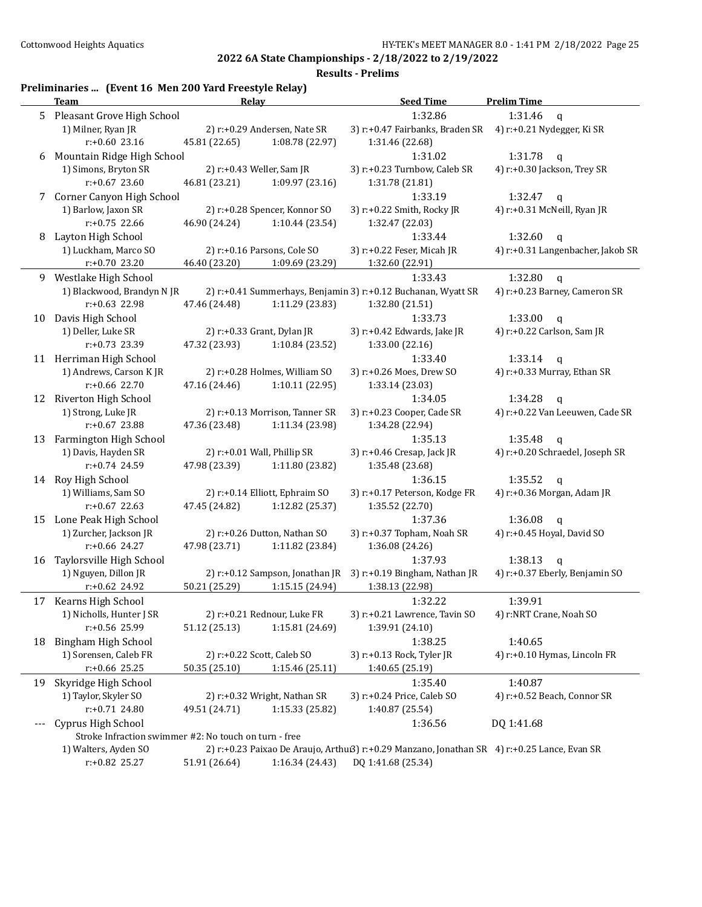**2022 6A State Championships - 2/18/2022 to 2/19/2022**

**Results - Prelims**

## Preliminaries ... (Event 16 Men 200 Yard Freestyle Relay)

| | Team | Relay | | Seed Time | Prelim Time |
|---|---|---|---|---|---|
| 5 | Pleasant Grove High School | | | 1:32.86 | 1:31.46 q |
| | 1) Milner, Ryan JR | 2) r:+0.29 Andersen, Nate SR | | 3) r:+0.47 Fairbanks, Braden SR | 4) r:+0.21 Nydegger, Ki SR |
| | r:+0.60 23.16 | 45.81 (22.65) | 1:08.78 (22.97) | 1:31.46 (22.68) | |
| 6 | Mountain Ridge High School | | | 1:31.02 | 1:31.78 q |
| | 1) Simons, Bryton SR | 2) r:+0.43 Weller, Sam JR | | 3) r:+0.23 Turnbow, Caleb SR | 4) r:+0.30 Jackson, Trey SR |
| | r:+0.67 23.60 | 46.81 (23.21) | 1:09.97 (23.16) | 1:31.78 (21.81) | |
| 7 | Corner Canyon High School | | | 1:33.19 | 1:32.47 q |
| | 1) Barlow, Jaxon SR | 2) r:+0.28 Spencer, Konnor SO | | 3) r:+0.22 Smith, Rocky JR | 4) r:+0.31 McNeill, Ryan JR |
| | r:+0.75 22.66 | 46.90 (24.24) | 1:10.44 (23.54) | 1:32.47 (22.03) | |
| 8 | Layton High School | | | 1:33.44 | 1:32.60 q |
| | 1) Luckham, Marco SO | 2) r:+0.16 Parsons, Cole SO | | 3) r:+0.22 Feser, Micah JR | 4) r:+0.31 Langenbacher, Jakob SR |
| | r:+0.70 23.20 | 46.40 (23.20) | 1:09.69 (23.29) | 1:32.60 (22.91) | |
| 9 | Westlake High School | | | 1:33.43 | 1:32.80 q |
| | 1) Blackwood, Brandyn N JR | 2) r:+0.41 Summerhays, Benjamin | | 3) r:+0.12 Buchanan, Wyatt SR | 4) r:+0.23 Barney, Cameron SR |
| | r:+0.63 22.98 | 47.46 (24.48) | 1:11.29 (23.83) | 1:32.80 (21.51) | |
| 10 | Davis High School | | | 1:33.73 | 1:33.00 q |
| | 1) Deller, Luke SR | 2) r:+0.33 Grant, Dylan JR | | 3) r:+0.42 Edwards, Jake JR | 4) r:+0.22 Carlson, Sam JR |
| | r:+0.73 23.39 | 47.32 (23.93) | 1:10.84 (23.52) | 1:33.00 (22.16) | |
| 11 | Herriman High School | | | 1:33.40 | 1:33.14 q |
| | 1) Andrews, Carson K JR | 2) r:+0.28 Holmes, William SO | | 3) r:+0.26 Moes, Drew SO | 4) r:+0.33 Murray, Ethan SR |
| | r:+0.66 22.70 | 47.16 (24.46) | 1:10.11 (22.95) | 1:33.14 (23.03) | |
| 12 | Riverton High School | | | 1:34.05 | 1:34.28 q |
| | 1) Strong, Luke JR | 2) r:+0.13 Morrison, Tanner SR | | 3) r:+0.23 Cooper, Cade SR | 4) r:+0.22 Van Leeuwen, Cade SR |
| | r:+0.67 23.88 | 47.36 (23.48) | 1:11.34 (23.98) | 1:34.28 (22.94) | |
| 13 | Farmington High School | | | 1:35.13 | 1:35.48 q |
| | 1) Davis, Hayden SR | 2) r:+0.01 Wall, Phillip SR | | 3) r:+0.46 Cresap, Jack JR | 4) r:+0.20 Schraedel, Joseph SR |
| | r:+0.74 24.59 | 47.98 (23.39) | 1:11.80 (23.82) | 1:35.48 (23.68) | |
| 14 | Roy High School | | | 1:36.15 | 1:35.52 q |
| | 1) Williams, Sam SO | 2) r:+0.14 Elliott, Ephraim SO | | 3) r:+0.17 Peterson, Kodge FR | 4) r:+0.36 Morgan, Adam JR |
| | r:+0.67 22.63 | 47.45 (24.82) | 1:12.82 (25.37) | 1:35.52 (22.70) | |
| 15 | Lone Peak High School | | | 1:37.36 | 1:36.08 q |
| | 1) Zurcher, Jackson JR | 2) r:+0.26 Dutton, Nathan SO | | 3) r:+0.37 Topham, Noah SR | 4) r:+0.45 Hoyal, David SO |
| | r:+0.66 24.27 | 47.98 (23.71) | 1:11.82 (23.84) | 1:36.08 (24.26) | |
| 16 | Taylorsville High School | | | 1:37.93 | 1:38.13 q |
| | 1) Nguyen, Dillon JR | 2) r:+0.12 Sampson, Jonathan JR | | 3) r:+0.19 Bingham, Nathan JR | 4) r:+0.37 Eberly, Benjamin SO |
| | r:+0.62 24.92 | 50.21 (25.29) | 1:15.15 (24.94) | 1:38.13 (22.98) | |
| 17 | Kearns High School | | | 1:32.22 | 1:39.91 |
| | 1) Nicholls, Hunter J SR | 2) r:+0.21 Rednour, Luke FR | | 3) r:+0.21 Lawrence, Tavin SO | 4) r:NRT Crane, Noah SO |
| | r:+0.56 25.99 | 51.12 (25.13) | 1:15.81 (24.69) | 1:39.91 (24.10) | |
| 18 | Bingham High School | | | 1:38.25 | 1:40.65 |
| | 1) Sorensen, Caleb FR | 2) r:+0.22 Scott, Caleb SO | | 3) r:+0.13 Rock, Tyler JR | 4) r:+0.10 Hymas, Lincoln FR |
| | r:+0.66 25.25 | 50.35 (25.10) | 1:15.46 (25.11) | 1:40.65 (25.19) | |
| 19 | Skyridge High School | | | 1:35.40 | 1:40.87 |
| | 1) Taylor, Skyler SO | 2) r:+0.32 Wright, Nathan SR | | 3) r:+0.24 Price, Caleb SO | 4) r:+0.52 Beach, Connor SR |
| | r:+0.71 24.80 | 49.51 (24.71) | 1:15.33 (25.82) | 1:40.87 (25.54) | |
| --- | Cyprus High School | | | 1:36.56 | DQ 1:41.68 |
| | Stroke Infraction swimmer #2: No touch on turn - free | | | | |
| | 1) Walters, Ayden SO | 2) r:+0.23 Paixao De Araujo, Arthu | | 3) r:+0.29 Manzano, Jonathan SR | 4) r:+0.25 Lance, Evan SR |
| | r:+0.82 25.27 | 51.91 (26.64) | 1:16.34 (24.43) | DQ 1:41.68 (25.34) | |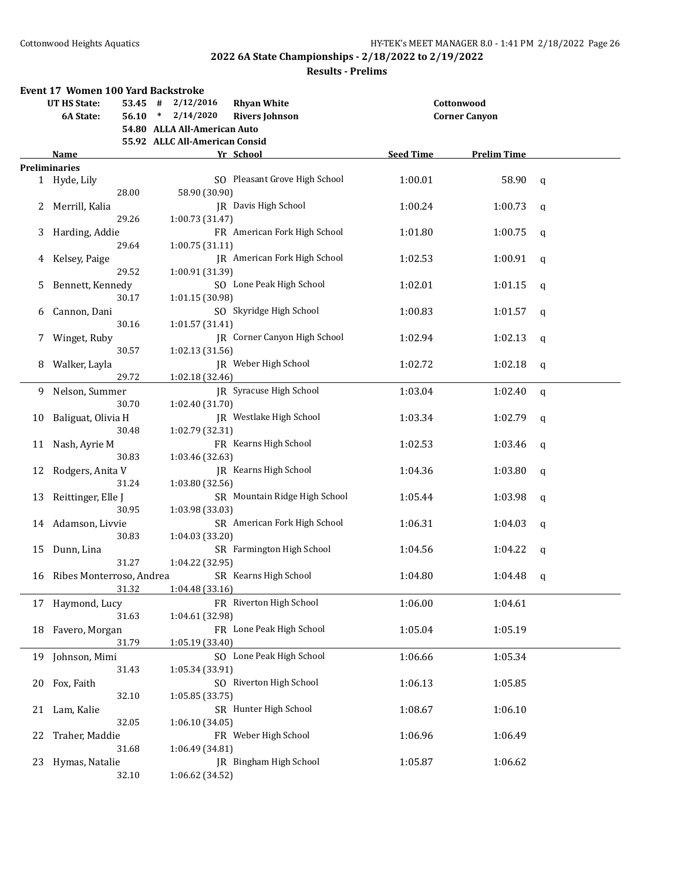## 2022 6A State Championships - 2/18/2022 to 2/19/2022

### Results - Prelims

### Event 17 Women 100 Yard Backstroke

| | | | | |
|---|---|---|---|---|
| UT HS State: | 53.45 # | 2/12/2016 | Rhyan White | Cottonwood |
| 6A State: | 56.10 * | 2/14/2020 | Rivers Johnson | Corner Canyon |
| | 54.80 | ALLA All-American Auto | | |
| | 55.92 | ALLC All-American Consid | | |

**Preliminaries**

| Place | Name | Yr | School | Seed Time | Prelim Time | |
|---|---|---|---|---|---|---|
| 1 | Hyde, Lily | SO | Pleasant Grove High School | 1:00.01 | 58.90 | q |
| | 28.00 | 58.90 (30.90) | | | | |
| 2 | Merrill, Kalia | JR | Davis High School | 1:00.24 | 1:00.73 | q |
| | 29.26 | 1:00.73 (31.47) | | | | |
| 3 | Harding, Addie | FR | American Fork High School | 1:01.80 | 1:00.75 | q |
| | 29.64 | 1:00.75 (31.11) | | | | |
| 4 | Kelsey, Paige | JR | American Fork High School | 1:02.53 | 1:00.91 | q |
| | 29.52 | 1:00.91 (31.39) | | | | |
| 5 | Bennett, Kennedy | SO | Lone Peak High School | 1:02.01 | 1:01.15 | q |
| | 30.17 | 1:01.15 (30.98) | | | | |
| 6 | Cannon, Dani | SO | Skyridge High School | 1:00.83 | 1:01.57 | q |
| | 30.16 | 1:01.57 (31.41) | | | | |
| 7 | Winget, Ruby | JR | Corner Canyon High School | 1:02.94 | 1:02.13 | q |
| | 30.57 | 1:02.13 (31.56) | | | | |
| 8 | Walker, Layla | JR | Weber High School | 1:02.72 | 1:02.18 | q |
| | 29.72 | 1:02.18 (32.46) | | | | |
| 9 | Nelson, Summer | JR | Syracuse High School | 1:03.04 | 1:02.40 | q |
| | 30.70 | 1:02.40 (31.70) | | | | |
| 10 | Baliguat, Olivia H | JR | Westlake High School | 1:03.34 | 1:02.79 | q |
| | 30.48 | 1:02.79 (32.31) | | | | |
| 11 | Nash, Ayrie M | FR | Kearns High School | 1:02.53 | 1:03.46 | q |
| | 30.83 | 1:03.46 (32.63) | | | | |
| 12 | Rodgers, Anita V | JR | Kearns High School | 1:04.36 | 1:03.80 | q |
| | 31.24 | 1:03.80 (32.56) | | | | |
| 13 | Reittinger, Elle J | SR | Mountain Ridge High School | 1:05.44 | 1:03.98 | q |
| | 30.95 | 1:03.98 (33.03) | | | | |
| 14 | Adamson, Livvie | SR | American Fork High School | 1:06.31 | 1:04.03 | q |
| | 30.83 | 1:04.03 (33.20) | | | | |
| 15 | Dunn, Lina | SR | Farmington High School | 1:04.56 | 1:04.22 | q |
| | 31.27 | 1:04.22 (32.95) | | | | |
| 16 | Ribes Monterroso, Andrea | SR | Kearns High School | 1:04.80 | 1:04.48 | q |
| | 31.32 | 1:04.48 (33.16) | | | | |
| 17 | Haymond, Lucy | FR | Riverton High School | 1:06.00 | 1:04.61 | |
| | 31.63 | 1:04.61 (32.98) | | | | |
| 18 | Favero, Morgan | FR | Lone Peak High School | 1:05.04 | 1:05.19 | |
| | 31.79 | 1:05.19 (33.40) | | | | |
| 19 | Johnson, Mimi | SO | Lone Peak High School | 1:06.66 | 1:05.34 | |
| | 31.43 | 1:05.34 (33.91) | | | | |
| 20 | Fox, Faith | SO | Riverton High School | 1:06.13 | 1:05.85 | |
| | 32.10 | 1:05.85 (33.75) | | | | |
| 21 | Lam, Kalie | SR | Hunter High School | 1:08.67 | 1:06.10 | |
| | 32.05 | 1:06.10 (34.05) | | | | |
| 22 | Traher, Maddie | FR | Weber High School | 1:06.96 | 1:06.49 | |
| | 31.68 | 1:06.49 (34.81) | | | | |
| 23 | Hymas, Natalie | JR | Bingham High School | 1:05.87 | 1:06.62 | |
| | 32.10 | 1:06.62 (34.52) | | | | |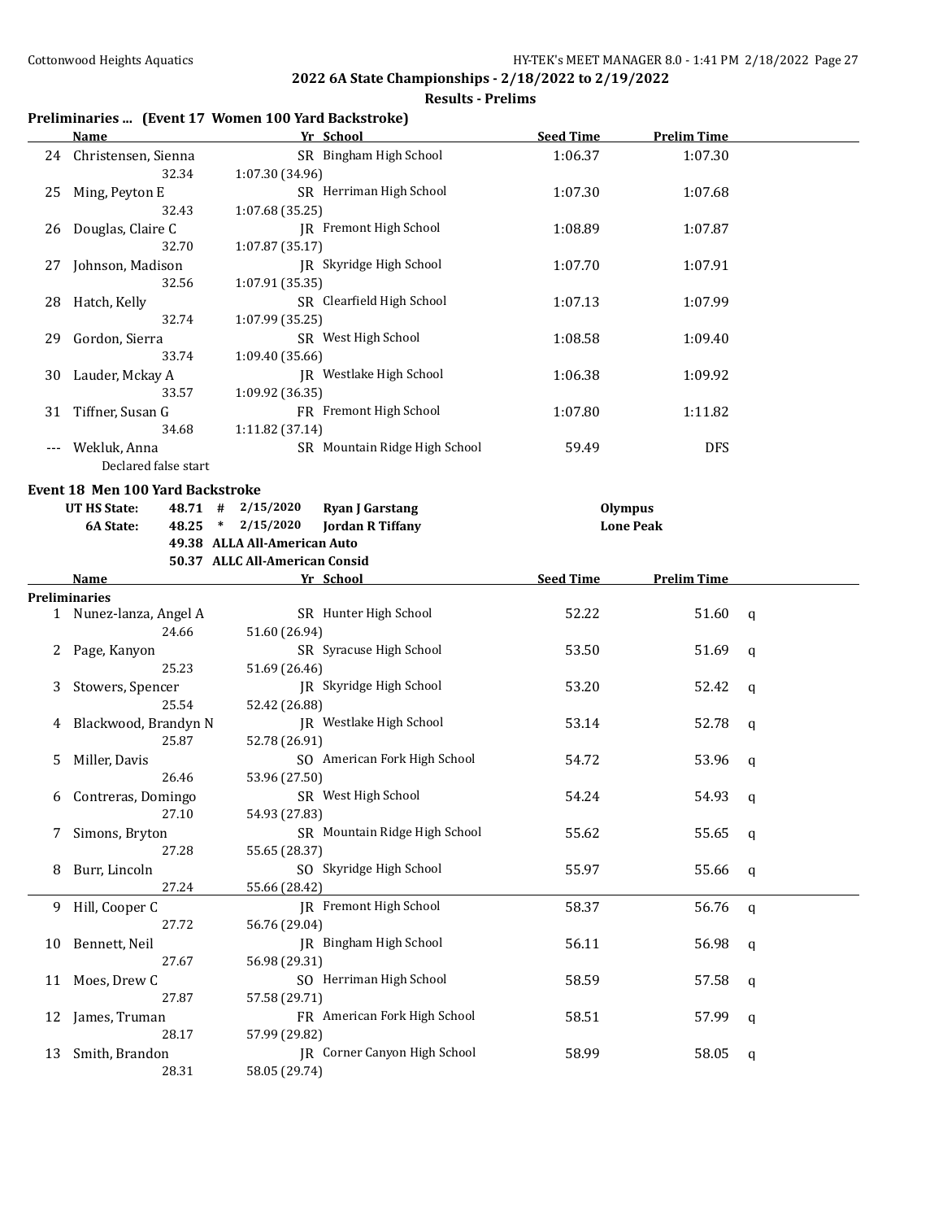## 2022 6A State Championships - 2/18/2022 to 2/19/2022

### Results - Prelims

#### Preliminaries ... (Event 17 Women 100 Yard Backstroke)

| | Name | Yr | School | Seed Time | Prelim Time | |
|---|---|---|---|---|---|---|
| 24 | Christensen, Sienna | SR | Bingham High School | 1:06.37 | 1:07.30 | |
| | 32.34 | 1:07.30 (34.96) | | | | |
| 25 | Ming, Peyton E | SR | Herriman High School | 1:07.30 | 1:07.68 | |
| | 32.43 | 1:07.68 (35.25) | | | | |
| 26 | Douglas, Claire C | JR | Fremont High School | 1:08.89 | 1:07.87 | |
| | 32.70 | 1:07.87 (35.17) | | | | |
| 27 | Johnson, Madison | JR | Skyridge High School | 1:07.70 | 1:07.91 | |
| | 32.56 | 1:07.91 (35.35) | | | | |
| 28 | Hatch, Kelly | SR | Clearfield High School | 1:07.13 | 1:07.99 | |
| | 32.74 | 1:07.99 (35.25) | | | | |
| 29 | Gordon, Sierra | SR | West High School | 1:08.58 | 1:09.40 | |
| | 33.74 | 1:09.40 (35.66) | | | | |
| 30 | Lauder, Mckay A | JR | Westlake High School | 1:06.38 | 1:09.92 | |
| | 33.57 | 1:09.92 (36.35) | | | | |
| 31 | Tiffner, Susan G | FR | Fremont High School | 1:07.80 | 1:11.82 | |
| | 34.68 | 1:11.82 (37.14) | | | | |
| --- | Wekluk, Anna | SR | Mountain Ridge High School | 59.49 | DFS | |
| | Declared false start | | | | | |

#### Event 18 Men 100 Yard Backstroke

| | | | | | |
|---|---|---|---|---|---|
| UT HS State: | 48.71 | # | 2/15/2020 | Ryan J Garstang | Olympus |
| 6A State: | 48.25 | * | 2/15/2020 | Jordan R Tiffany | Lone Peak |
| | 49.38 | | ALLA All-American Auto | | |
| | 50.37 | | ALLC All-American Consid | | |

**Preliminaries**

| | Name | Yr | School | Seed Time | Prelim Time | |
|---|---|---|---|---|---|---|
| 1 | Nunez-lanza, Angel A | SR | Hunter High School | 52.22 | 51.60 | q |
| | 24.66 | 51.60 (26.94) | | | | |
| 2 | Page, Kanyon | SR | Syracuse High School | 53.50 | 51.69 | q |
| | 25.23 | 51.69 (26.46) | | | | |
| 3 | Stowers, Spencer | JR | Skyridge High School | 53.20 | 52.42 | q |
| | 25.54 | 52.42 (26.88) | | | | |
| 4 | Blackwood, Brandyn N | JR | Westlake High School | 53.14 | 52.78 | q |
| | 25.87 | 52.78 (26.91) | | | | |
| 5 | Miller, Davis | SO | American Fork High School | 54.72 | 53.96 | q |
| | 26.46 | 53.96 (27.50) | | | | |
| 6 | Contreras, Domingo | SR | West High School | 54.24 | 54.93 | q |
| | 27.10 | 54.93 (27.83) | | | | |
| 7 | Simons, Bryton | SR | Mountain Ridge High School | 55.62 | 55.65 | q |
| | 27.28 | 55.65 (28.37) | | | | |
| 8 | Burr, Lincoln | SO | Skyridge High School | 55.97 | 55.66 | q |
| | 27.24 | 55.66 (28.42) | | | | |
| 9 | Hill, Cooper C | JR | Fremont High School | 58.37 | 56.76 | q |
| | 27.72 | 56.76 (29.04) | | | | |
| 10 | Bennett, Neil | JR | Bingham High School | 56.11 | 56.98 | q |
| | 27.67 | 56.98 (29.31) | | | | |
| 11 | Moes, Drew C | SO | Herriman High School | 58.59 | 57.58 | q |
| | 27.87 | 57.58 (29.71) | | | | |
| 12 | James, Truman | FR | American Fork High School | 58.51 | 57.99 | q |
| | 28.17 | 57.99 (29.82) | | | | |
| 13 | Smith, Brandon | JR | Corner Canyon High School | 58.99 | 58.05 | q |
| | 28.31 | 58.05 (29.74) | | | | |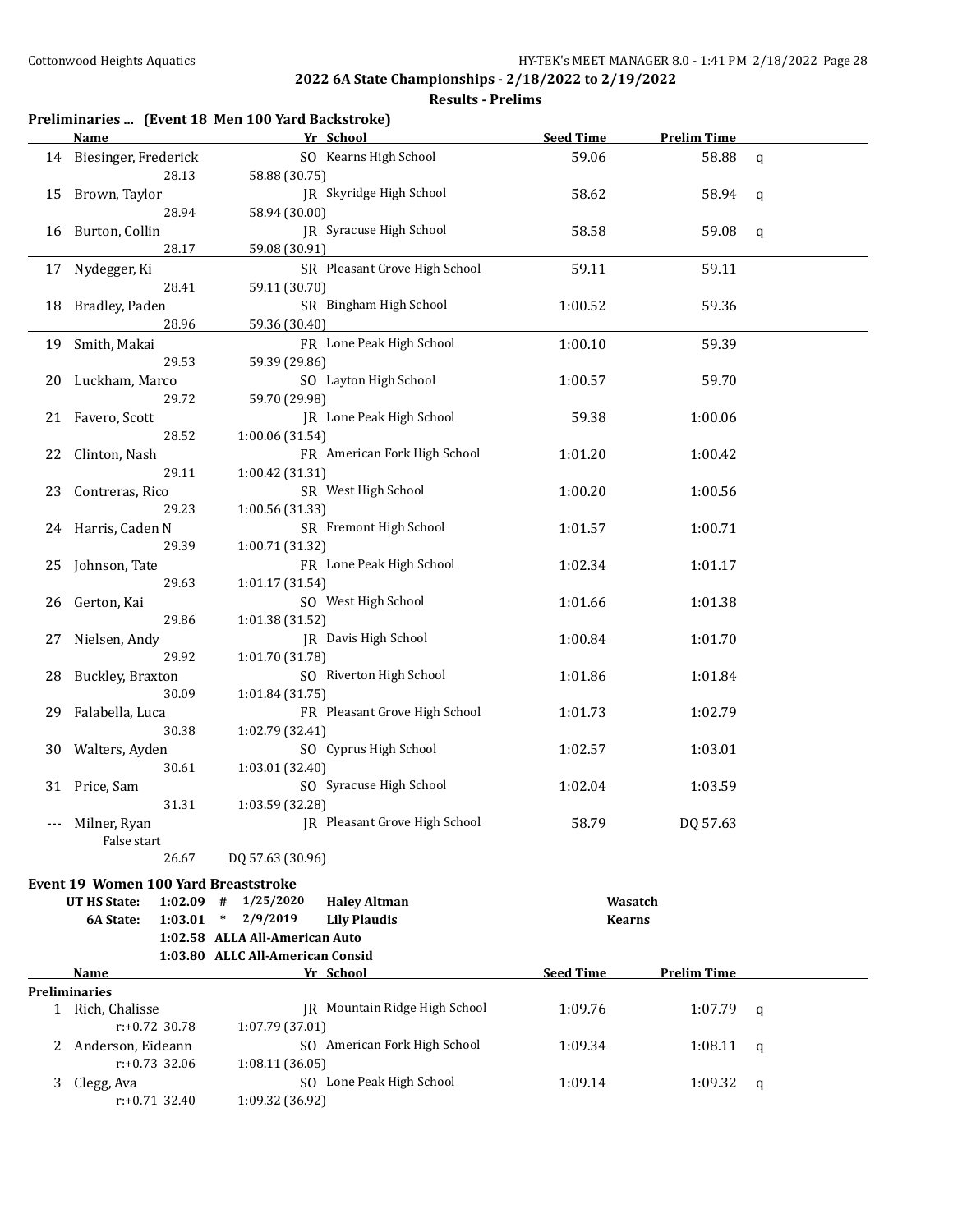## 2022 6A State Championships - 2/18/2022 to 2/19/2022

### Results - Prelims

### Preliminaries ... (Event 18 Men 100 Yard Backstroke)

| | Name | Yr | School | Seed Time | Prelim Time | |
|---|---|---|---|---|---|---|
| 14 | Biesinger, Frederick | SO | Kearns High School | 59.06 | 58.88 | q |
| | 28.13 | | 58.88 (30.75) | | | |
| 15 | Brown, Taylor | JR | Skyridge High School | 58.62 | 58.94 | q |
| | 28.94 | | 58.94 (30.00) | | | |
| 16 | Burton, Collin | JR | Syracuse High School | 58.58 | 59.08 | q |
| | 28.17 | | 59.08 (30.91) | | | |
| 17 | Nydegger, Ki | SR | Pleasant Grove High School | 59.11 | 59.11 | |
| | 28.41 | | 59.11 (30.70) | | | |
| 18 | Bradley, Paden | SR | Bingham High School | 1:00.52 | 59.36 | |
| | 28.96 | | 59.36 (30.40) | | | |
| 19 | Smith, Makai | FR | Lone Peak High School | 1:00.10 | 59.39 | |
| | 29.53 | | 59.39 (29.86) | | | |
| 20 | Luckham, Marco | SO | Layton High School | 1:00.57 | 59.70 | |
| | 29.72 | | 59.70 (29.98) | | | |
| 21 | Favero, Scott | JR | Lone Peak High School | 59.38 | 1:00.06 | |
| | 28.52 | | 1:00.06 (31.54) | | | |
| 22 | Clinton, Nash | FR | American Fork High School | 1:01.20 | 1:00.42 | |
| | 29.11 | | 1:00.42 (31.31) | | | |
| 23 | Contreras, Rico | SR | West High School | 1:00.20 | 1:00.56 | |
| | 29.23 | | 1:00.56 (31.33) | | | |
| 24 | Harris, Caden N | SR | Fremont High School | 1:01.57 | 1:00.71 | |
| | 29.39 | | 1:00.71 (31.32) | | | |
| 25 | Johnson, Tate | FR | Lone Peak High School | 1:02.34 | 1:01.17 | |
| | 29.63 | | 1:01.17 (31.54) | | | |
| 26 | Gerton, Kai | SO | West High School | 1:01.66 | 1:01.38 | |
| | 29.86 | | 1:01.38 (31.52) | | | |
| 27 | Nielsen, Andy | JR | Davis High School | 1:00.84 | 1:01.70 | |
| | 29.92 | | 1:01.70 (31.78) | | | |
| 28 | Buckley, Braxton | SO | Riverton High School | 1:01.86 | 1:01.84 | |
| | 30.09 | | 1:01.84 (31.75) | | | |
| 29 | Falabella, Luca | FR | Pleasant Grove High School | 1:01.73 | 1:02.79 | |
| | 30.38 | | 1:02.79 (32.41) | | | |
| 30 | Walters, Ayden | SO | Cyprus High School | 1:02.57 | 1:03.01 | |
| | 30.61 | | 1:03.01 (32.40) | | | |
| 31 | Price, Sam | SO | Syracuse High School | 1:02.04 | 1:03.59 | |
| | 31.31 | | 1:03.59 (32.28) | | | |
| --- | Milner, Ryan | JR | Pleasant Grove High School | 58.79 | DQ 57.63 | |
| | False start | | | | | |
| | 26.67 | | DQ 57.63 (30.96) | | | |

### Event 19 Women 100 Yard Breaststroke

| | | | | |
|---|---|---|---|---|
| UT HS State: | 1:02.09 | # 1/25/2020 | Haley Altman | Wasatch |
| 6A State: | 1:03.01 | * 2/9/2019 | Lily Plaudis | Kearns |
| | 1:02.58 | ALLA All-American Auto | | |
| | 1:03.80 | ALLC All-American Consid | | |

| | Name | Yr | School | Seed Time | Prelim Time | |
|---|---|---|---|---|---|---|
| **Preliminaries** | | | | | | |
| 1 | Rich, Chalisse | JR | Mountain Ridge High School | 1:09.76 | 1:07.79 | q |
| | r:+0.72 30.78 | | 1:07.79 (37.01) | | | |
| 2 | Anderson, Eideann | SO | American Fork High School | 1:09.34 | 1:08.11 | q |
| | r:+0.73 32.06 | | 1:08.11 (36.05) | | | |
| 3 | Clegg, Ava | SO | Lone Peak High School | 1:09.14 | 1:09.32 | q |
| | r:+0.71 32.40 | | 1:09.32 (36.92) | | | |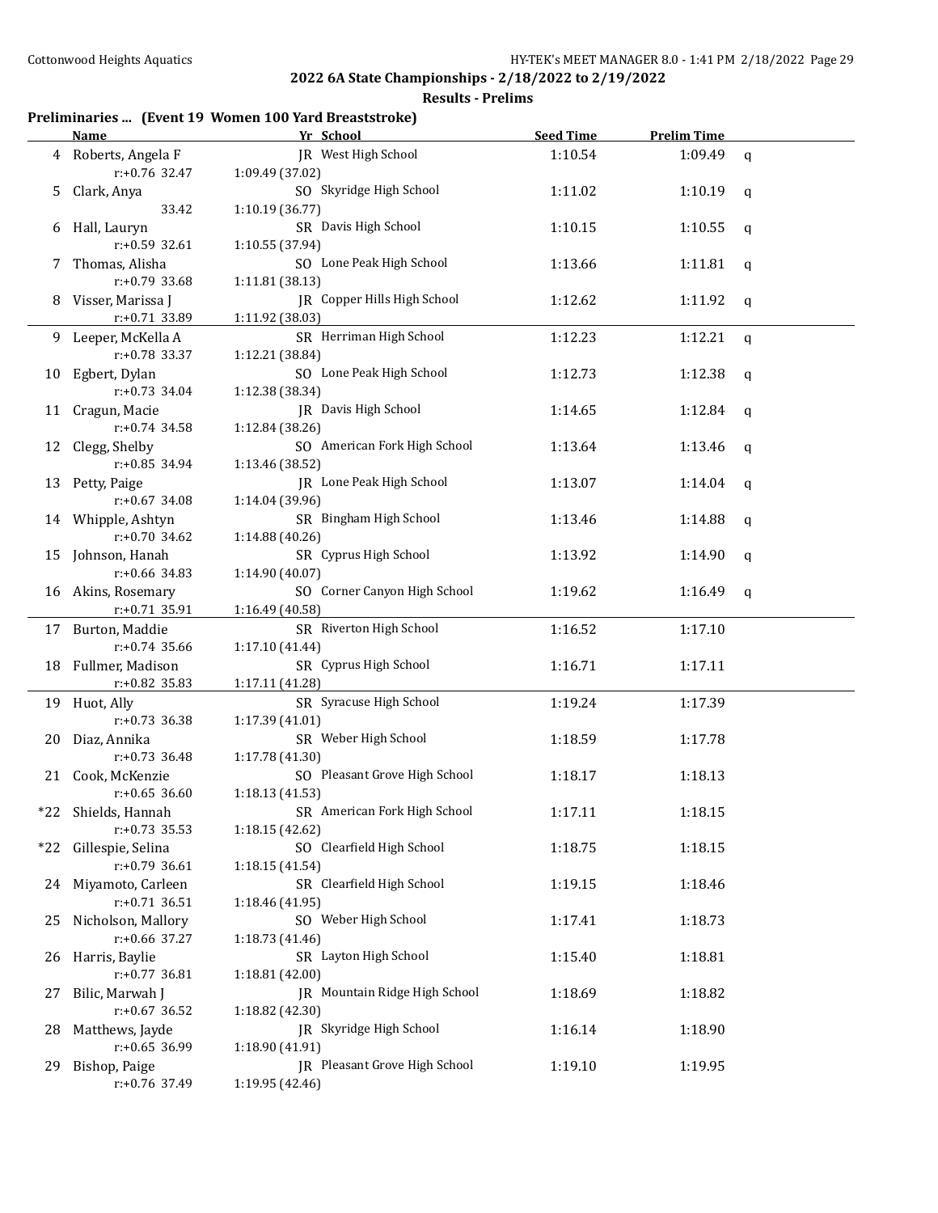**2022 6A State Championships - 2/18/2022 to 2/19/2022**

**Results - Prelims**

### Preliminaries ... (Event 19 Women 100 Yard Breaststroke)

| | Name | Yr | School | Seed Time | Prelim Time | |
|---|---|---|---|---|---|---|
| 4 | Roberts, Angela F | JR | West High School | 1:10.54 | 1:09.49 | q |
| | r:+0.76 32.47 | 1:09.49 (37.02) | | | | |
| 5 | Clark, Anya | SO | Skyridge High School | 1:11.02 | 1:10.19 | q |
| | 33.42 | 1:10.19 (36.77) | | | | |
| 6 | Hall, Lauryn | SR | Davis High School | 1:10.15 | 1:10.55 | q |
| | r:+0.59 32.61 | 1:10.55 (37.94) | | | | |
| 7 | Thomas, Alisha | SO | Lone Peak High School | 1:13.66 | 1:11.81 | q |
| | r:+0.79 33.68 | 1:11.81 (38.13) | | | | |
| 8 | Visser, Marissa J | JR | Copper Hills High School | 1:12.62 | 1:11.92 | q |
| | r:+0.71 33.89 | 1:11.92 (38.03) | | | | |
| 9 | Leeper, McKella A | SR | Herriman High School | 1:12.23 | 1:12.21 | q |
| | r:+0.78 33.37 | 1:12.21 (38.84) | | | | |
| 10 | Egbert, Dylan | SO | Lone Peak High School | 1:12.73 | 1:12.38 | q |
| | r:+0.73 34.04 | 1:12.38 (38.34) | | | | |
| 11 | Cragun, Macie | JR | Davis High School | 1:14.65 | 1:12.84 | q |
| | r:+0.74 34.58 | 1:12.84 (38.26) | | | | |
| 12 | Clegg, Shelby | SO | American Fork High School | 1:13.64 | 1:13.46 | q |
| | r:+0.85 34.94 | 1:13.46 (38.52) | | | | |
| 13 | Petty, Paige | JR | Lone Peak High School | 1:13.07 | 1:14.04 | q |
| | r:+0.67 34.08 | 1:14.04 (39.96) | | | | |
| 14 | Whipple, Ashtyn | SR | Bingham High School | 1:13.46 | 1:14.88 | q |
| | r:+0.70 34.62 | 1:14.88 (40.26) | | | | |
| 15 | Johnson, Hanah | SR | Cyprus High School | 1:13.92 | 1:14.90 | q |
| | r:+0.66 34.83 | 1:14.90 (40.07) | | | | |
| 16 | Akins, Rosemary | SO | Corner Canyon High School | 1:19.62 | 1:16.49 | q |
| | r:+0.71 35.91 | 1:16.49 (40.58) | | | | |
| 17 | Burton, Maddie | SR | Riverton High School | 1:16.52 | 1:17.10 | |
| | r:+0.74 35.66 | 1:17.10 (41.44) | | | | |
| 18 | Fullmer, Madison | SR | Cyprus High School | 1:16.71 | 1:17.11 | |
| | r:+0.82 35.83 | 1:17.11 (41.28) | | | | |
| 19 | Huot, Ally | SR | Syracuse High School | 1:19.24 | 1:17.39 | |
| | r:+0.73 36.38 | 1:17.39 (41.01) | | | | |
| 20 | Diaz, Annika | SR | Weber High School | 1:18.59 | 1:17.78 | |
| | r:+0.73 36.48 | 1:17.78 (41.30) | | | | |
| 21 | Cook, McKenzie | SO | Pleasant Grove High School | 1:18.17 | 1:18.13 | |
| | r:+0.65 36.60 | 1:18.13 (41.53) | | | | |
| *22 | Shields, Hannah | SR | American Fork High School | 1:17.11 | 1:18.15 | |
| | r:+0.73 35.53 | 1:18.15 (42.62) | | | | |
| *22 | Gillespie, Selina | SO | Clearfield High School | 1:18.75 | 1:18.15 | |
| | r:+0.79 36.61 | 1:18.15 (41.54) | | | | |
| 24 | Miyamoto, Carleen | SR | Clearfield High School | 1:19.15 | 1:18.46 | |
| | r:+0.71 36.51 | 1:18.46 (41.95) | | | | |
| 25 | Nicholson, Mallory | SO | Weber High School | 1:17.41 | 1:18.73 | |
| | r:+0.66 37.27 | 1:18.73 (41.46) | | | | |
| 26 | Harris, Baylie | SR | Layton High School | 1:15.40 | 1:18.81 | |
| | r:+0.77 36.81 | 1:18.81 (42.00) | | | | |
| 27 | Bilic, Marwah J | JR | Mountain Ridge High School | 1:18.69 | 1:18.82 | |
| | r:+0.67 36.52 | 1:18.82 (42.30) | | | | |
| 28 | Matthews, Jayde | JR | Skyridge High School | 1:16.14 | 1:18.90 | |
| | r:+0.65 36.99 | 1:18.90 (41.91) | | | | |
| 29 | Bishop, Paige | JR | Pleasant Grove High School | 1:19.10 | 1:19.95 | |
| | r:+0.76 37.49 | 1:19.95 (42.46) | | | | |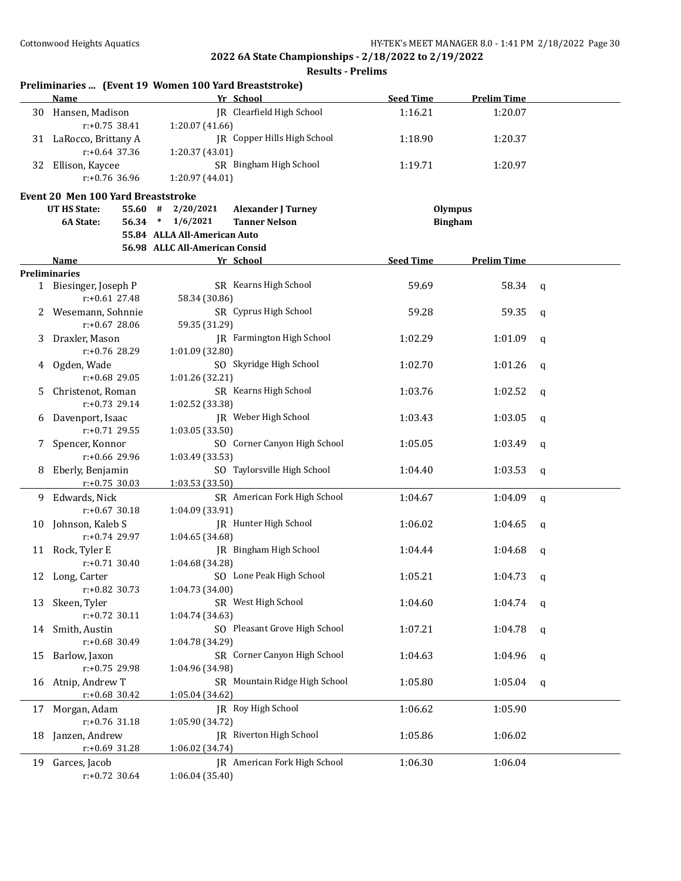**2022 6A State Championships - 2/18/2022 to 2/19/2022**

**Results - Prelims**

**Preliminaries ... (Event 19 Women 100 Yard Breaststroke)**

| | Name | Yr | School | Seed Time | Prelim Time | |
|---|---|---|---|---|---|---|
| 30 | Hansen, Madison | JR | Clearfield High School | 1:16.21 | 1:20.07 | |
| | r:+0.75 38.41 | 1:20.07 (41.66) | | | | |
| 31 | LaRocco, Brittany A | JR | Copper Hills High School | 1:18.90 | 1:20.37 | |
| | r:+0.64 37.36 | 1:20.37 (43.01) | | | | |
| 32 | Ellison, Kaycee | SR | Bingham High School | 1:19.71 | 1:20.97 | |
| | r:+0.76 36.96 | 1:20.97 (44.01) | | | | |

**Event 20 Men 100 Yard Breaststroke**

| | | | | | |
|---|---|---|---|---|---|
| UT HS State: | 55.60 | # | 2/20/2021 | Alexander J Turney | Olympus |
| 6A State: | 56.34 | * | 1/6/2021 | Tanner Nelson | Bingham |
| | 55.84 | ALLA All-American Auto | | | |
| | 56.98 | ALLC All-American Consid | | | |

**Preliminaries**

| | Name | Yr | School | Seed Time | Prelim Time | |
|---|---|---|---|---|---|---|
| 1 | Biesinger, Joseph P | SR | Kearns High School | 59.69 | 58.34 | q |
| | r:+0.61 27.48 | 58.34 (30.86) | | | | |
| 2 | Wesemann, Sohnnie | SR | Cyprus High School | 59.28 | 59.35 | q |
| | r:+0.67 28.06 | 59.35 (31.29) | | | | |
| 3 | Draxler, Mason | JR | Farmington High School | 1:02.29 | 1:01.09 | q |
| | r:+0.76 28.29 | 1:01.09 (32.80) | | | | |
| 4 | Ogden, Wade | SO | Skyridge High School | 1:02.70 | 1:01.26 | q |
| | r:+0.68 29.05 | 1:01.26 (32.21) | | | | |
| 5 | Christenot, Roman | SR | Kearns High School | 1:03.76 | 1:02.52 | q |
| | r:+0.73 29.14 | 1:02.52 (33.38) | | | | |
| 6 | Davenport, Isaac | JR | Weber High School | 1:03.43 | 1:03.05 | q |
| | r:+0.71 29.55 | 1:03.05 (33.50) | | | | |
| 7 | Spencer, Konnor | SO | Corner Canyon High School | 1:05.05 | 1:03.49 | q |
| | r:+0.66 29.96 | 1:03.49 (33.53) | | | | |
| 8 | Eberly, Benjamin | SO | Taylorsville High School | 1:04.40 | 1:03.53 | q |
| | r:+0.75 30.03 | 1:03.53 (33.50) | | | | |
| 9 | Edwards, Nick | SR | American Fork High School | 1:04.67 | 1:04.09 | q |
| | r:+0.67 30.18 | 1:04.09 (33.91) | | | | |
| 10 | Johnson, Kaleb S | JR | Hunter High School | 1:06.02 | 1:04.65 | q |
| | r:+0.74 29.97 | 1:04.65 (34.68) | | | | |
| 11 | Rock, Tyler E | JR | Bingham High School | 1:04.44 | 1:04.68 | q |
| | r:+0.71 30.40 | 1:04.68 (34.28) | | | | |
| 12 | Long, Carter | SO | Lone Peak High School | 1:05.21 | 1:04.73 | q |
| | r:+0.82 30.73 | 1:04.73 (34.00) | | | | |
| 13 | Skeen, Tyler | SR | West High School | 1:04.60 | 1:04.74 | q |
| | r:+0.72 30.11 | 1:04.74 (34.63) | | | | |
| 14 | Smith, Austin | SO | Pleasant Grove High School | 1:07.21 | 1:04.78 | q |
| | r:+0.68 30.49 | 1:04.78 (34.29) | | | | |
| 15 | Barlow, Jaxon | SR | Corner Canyon High School | 1:04.63 | 1:04.96 | q |
| | r:+0.75 29.98 | 1:04.96 (34.98) | | | | |
| 16 | Atnip, Andrew T | SR | Mountain Ridge High School | 1:05.80 | 1:05.04 | q |
| | r:+0.68 30.42 | 1:05.04 (34.62) | | | | |
| 17 | Morgan, Adam | JR | Roy High School | 1:06.62 | 1:05.90 | |
| | r:+0.76 31.18 | 1:05.90 (34.72) | | | | |
| 18 | Janzen, Andrew | JR | Riverton High School | 1:05.86 | 1:06.02 | |
| | r:+0.69 31.28 | 1:06.02 (34.74) | | | | |
| 19 | Garces, Jacob | JR | American Fork High School | 1:06.30 | 1:06.04 | |
| | r:+0.72 30.64 | 1:06.04 (35.40) | | | | |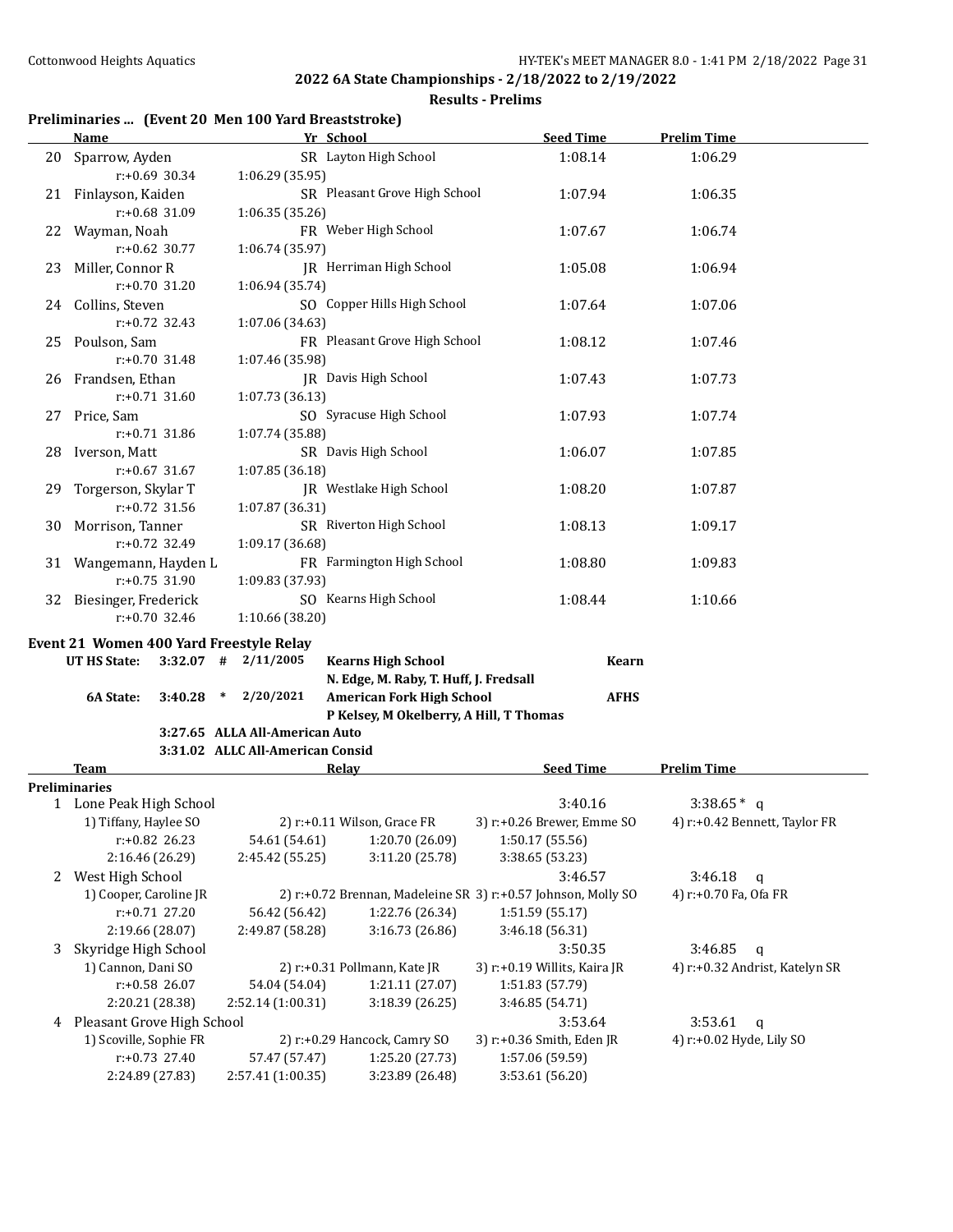## 2022 6A State Championships - 2/18/2022 to 2/19/2022

### Results - Prelims

#### Preliminaries ... (Event 20 Men 100 Yard Breaststroke)

| | Name | Yr | School | Seed Time | Prelim Time |
|---|---|---|---|---|---|
| 20 | Sparrow, Ayden | SR | Layton High School | 1:08.14 | 1:06.29 |
| | r:+0.69 30.34 | 1:06.29 (35.95) | | | |
| 21 | Finlayson, Kaiden | SR | Pleasant Grove High School | 1:07.94 | 1:06.35 |
| | r:+0.68 31.09 | 1:06.35 (35.26) | | | |
| 22 | Wayman, Noah | FR | Weber High School | 1:07.67 | 1:06.74 |
| | r:+0.62 30.77 | 1:06.74 (35.97) | | | |
| 23 | Miller, Connor R | JR | Herriman High School | 1:05.08 | 1:06.94 |
| | r:+0.70 31.20 | 1:06.94 (35.74) | | | |
| 24 | Collins, Steven | SO | Copper Hills High School | 1:07.64 | 1:07.06 |
| | r:+0.72 32.43 | 1:07.06 (34.63) | | | |
| 25 | Poulson, Sam | FR | Pleasant Grove High School | 1:08.12 | 1:07.46 |
| | r:+0.70 31.48 | 1:07.46 (35.98) | | | |
| 26 | Frandsen, Ethan | JR | Davis High School | 1:07.43 | 1:07.73 |
| | r:+0.71 31.60 | 1:07.73 (36.13) | | | |
| 27 | Price, Sam | SO | Syracuse High School | 1:07.93 | 1:07.74 |
| | r:+0.71 31.86 | 1:07.74 (35.88) | | | |
| 28 | Iverson, Matt | SR | Davis High School | 1:06.07 | 1:07.85 |
| | r:+0.67 31.67 | 1:07.85 (36.18) | | | |
| 29 | Torgerson, Skylar T | JR | Westlake High School | 1:08.20 | 1:07.87 |
| | r:+0.72 31.56 | 1:07.87 (36.31) | | | |
| 30 | Morrison, Tanner | SR | Riverton High School | 1:08.13 | 1:09.17 |
| | r:+0.72 32.49 | 1:09.17 (36.68) | | | |
| 31 | Wangemann, Hayden L | FR | Farmington High School | 1:08.80 | 1:09.83 |
| | r:+0.75 31.90 | 1:09.83 (37.93) | | | |
| 32 | Biesinger, Frederick | SO | Kearns High School | 1:08.44 | 1:10.66 |
| | r:+0.70 32.46 | 1:10.66 (38.20) | | | |

#### Event 21 Women 400 Yard Freestyle Relay

| | | | | | |
|---|---|---|---|---|---|
| UT HS State: | 3:32.07 | # | 2/11/2005 | Kearns High School<br>N. Edge, M. Raby, T. Huff, J. Fredsall | Kearn |
| 6A State: | 3:40.28 | * | 2/20/2021 | American Fork High School<br>P Kelsey, M Okelberry, A Hill, T Thomas | AFHS |
| | 3:27.65 | ALLA All-American Auto | | | |
| | 3:31.02 | ALLC All-American Consid | | | |

| | Team | Relay | | Seed Time | Prelim Time |
|---|---|---|---|---|---|
| **Preliminaries** | | | | | |
| 1 | Lone Peak High School | | | 3:40.16 | 3:38.65* q |
| | 1) Tiffany, Haylee SO | 2) r:+0.11 Wilson, Grace FR | | 3) r:+0.26 Brewer, Emme SO | 4) r:+0.42 Bennett, Taylor FR |
| | r:+0.82 26.23 | 54.61 (54.61) | 1:20.70 (26.09) | 1:50.17 (55.56) | |
| | 2:16.46 (26.29) | 2:45.42 (55.25) | 3:11.20 (25.78) | 3:38.65 (53.23) | |
| 2 | West High School | | | 3:46.57 | 3:46.18 q |
| | 1) Cooper, Caroline JR | 2) r:+0.72 Brennan, Madeleine SR | | 3) r:+0.57 Johnson, Molly SO | 4) r:+0.70 Fa, Ofa FR |
| | r:+0.71 27.20 | 56.42 (56.42) | 1:22.76 (26.34) | 1:51.59 (55.17) | |
| | 2:19.66 (28.07) | 2:49.87 (58.28) | 3:16.73 (26.86) | 3:46.18 (56.31) | |
| 3 | Skyridge High School | | | 3:50.35 | 3:46.85 q |
| | 1) Cannon, Dani SO | 2) r:+0.31 Pollmann, Kate JR | | 3) r:+0.19 Willits, Kaira JR | 4) r:+0.32 Andrist, Katelyn SR |
| | r:+0.58 26.07 | 54.04 (54.04) | 1:21.11 (27.07) | 1:51.83 (57.79) | |
| | 2:20.21 (28.38) | 2:52.14 (1:00.31) | 3:18.39 (26.25) | 3:46.85 (54.71) | |
| 4 | Pleasant Grove High School | | | 3:53.64 | 3:53.61 q |
| | 1) Scoville, Sophie FR | 2) r:+0.29 Hancock, Camry SO | | 3) r:+0.36 Smith, Eden JR | 4) r:+0.02 Hyde, Lily SO |
| | r:+0.73 27.40 | 57.47 (57.47) | 1:25.20 (27.73) | 1:57.06 (59.59) | |
| | 2:24.89 (27.83) | 2:57.41 (1:00.35) | 3:23.89 (26.48) | 3:53.61 (56.20) | |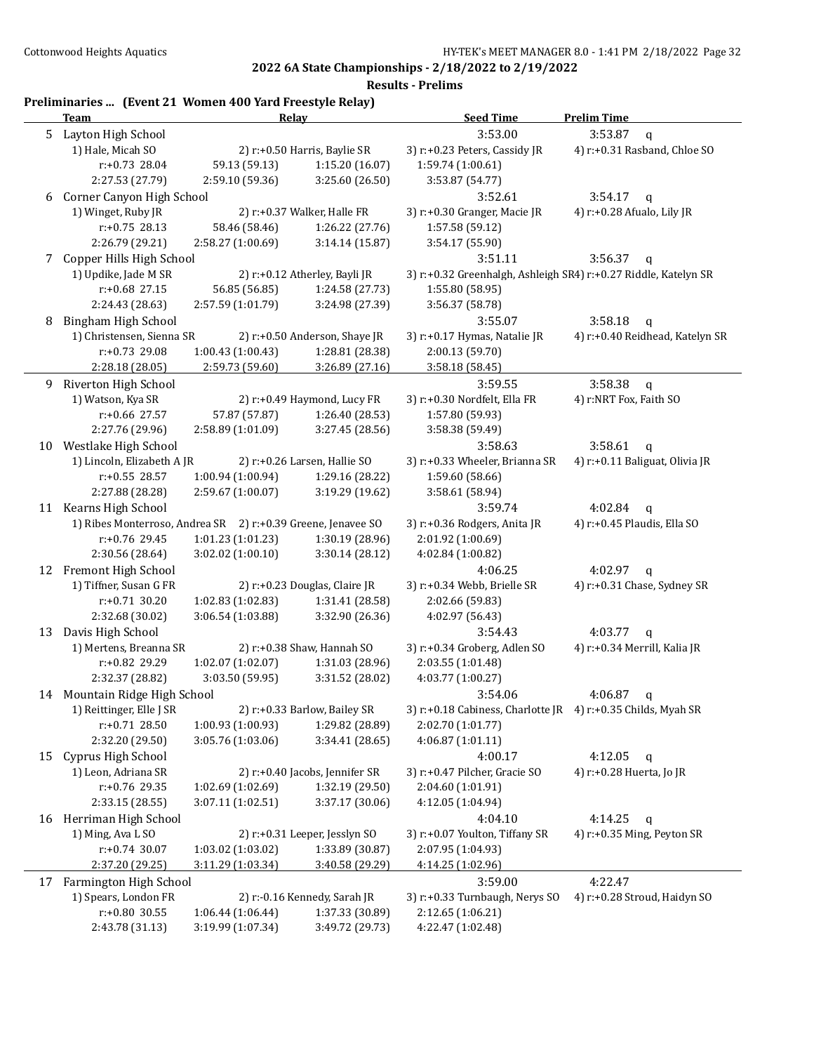**2022 6A State Championships - 2/18/2022 to 2/19/2022**

**Results - Prelims**

## Preliminaries ... (Event 21 Women 400 Yard Freestyle Relay)

| | Team | Relay | | Seed Time | Prelim Time |
|---|---|---|---|---|---|
| 5 | Layton High School | | | 3:53.00 | 3:53.87 q |
| | 1) Hale, Micah SO | 2) r:+0.50 Harris, Baylie SR | | 3) r:+0.23 Peters, Cassidy JR | 4) r:+0.31 Rasband, Chloe SO |
| | r:+0.73 28.04 | 59.13 (59.13) | 1:15.20 (16.07) | 1:59.74 (1:00.61) | |
| | 2:27.53 (27.79) | 2:59.10 (59.36) | 3:25.60 (26.50) | 3:53.87 (54.77) | |
| 6 | Corner Canyon High School | | | 3:52.61 | 3:54.17 q |
| | 1) Winget, Ruby JR | 2) r:+0.37 Walker, Halle FR | | 3) r:+0.30 Granger, Macie JR | 4) r:+0.28 Afualo, Lily JR |
| | r:+0.75 28.13 | 58.46 (58.46) | 1:26.22 (27.76) | 1:57.58 (59.12) | |
| | 2:26.79 (29.21) | 2:58.27 (1:00.69) | 3:14.14 (15.87) | 3:54.17 (55.90) | |
| 7 | Copper Hills High School | | | 3:51.11 | 3:56.37 q |
| | 1) Updike, Jade M SR | 2) r:+0.12 Atherley, Bayli JR | | 3) r:+0.32 Greenhalgh, Ashleigh SR | 4) r:+0.27 Riddle, Katelyn SR |
| | r:+0.68 27.15 | 56.85 (56.85) | 1:24.58 (27.73) | 1:55.80 (58.95) | |
| | 2:24.43 (28.63) | 2:57.59 (1:01.79) | 3:24.98 (27.39) | 3:56.37 (58.78) | |
| 8 | Bingham High School | | | 3:55.07 | 3:58.18 q |
| | 1) Christensen, Sienna SR | 2) r:+0.50 Anderson, Shaye JR | | 3) r:+0.17 Hymas, Natalie JR | 4) r:+0.40 Reidhead, Katelyn SR |
| | r:+0.73 29.08 | 1:00.43 (1:00.43) | 1:28.81 (28.38) | 2:00.13 (59.70) | |
| | 2:28.18 (28.05) | 2:59.73 (59.60) | 3:26.89 (27.16) | 3:58.18 (58.45) | |
| 9 | Riverton High School | | | 3:59.55 | 3:58.38 q |
| | 1) Watson, Kya SR | 2) r:+0.49 Haymond, Lucy FR | | 3) r:+0.30 Nordfelt, Ella FR | 4) r:NRT Fox, Faith SO |
| | r:+0.66 27.57 | 57.87 (57.87) | 1:26.40 (28.53) | 1:57.80 (59.93) | |
| | 2:27.76 (29.96) | 2:58.89 (1:01.09) | 3:27.45 (28.56) | 3:58.38 (59.49) | |
| 10 | Westlake High School | | | 3:58.63 | 3:58.61 q |
| | 1) Lincoln, Elizabeth A JR | 2) r:+0.26 Larsen, Hallie SO | | 3) r:+0.33 Wheeler, Brianna SR | 4) r:+0.11 Baliguat, Olivia JR |
| | r:+0.55 28.57 | 1:00.94 (1:00.94) | 1:29.16 (28.22) | 1:59.60 (58.66) | |
| | 2:27.88 (28.28) | 2:59.67 (1:00.07) | 3:19.29 (19.62) | 3:58.61 (58.94) | |
| 11 | Kearns High School | | | 3:59.74 | 4:02.84 q |
| | 1) Ribes Monterroso, Andrea SR | 2) r:+0.39 Greene, Jenavee SO | | 3) r:+0.36 Rodgers, Anita JR | 4) r:+0.45 Plaudis, Ella SO |
| | r:+0.76 29.45 | 1:01.23 (1:01.23) | 1:30.19 (28.96) | 2:01.92 (1:00.69) | |
| | 2:30.56 (28.64) | 3:02.02 (1:00.10) | 3:30.14 (28.12) | 4:02.84 (1:00.82) | |
| 12 | Fremont High School | | | 4:06.25 | 4:02.97 q |
| | 1) Tiffner, Susan G FR | 2) r:+0.23 Douglas, Claire JR | | 3) r:+0.34 Webb, Brielle SR | 4) r:+0.31 Chase, Sydney SR |
| | r:+0.71 30.20 | 1:02.83 (1:02.83) | 1:31.41 (28.58) | 2:02.66 (59.83) | |
| | 2:32.68 (30.02) | 3:06.54 (1:03.88) | 3:32.90 (26.36) | 4:02.97 (56.43) | |
| 13 | Davis High School | | | 3:54.43 | 4:03.77 q |
| | 1) Mertens, Breanna SR | 2) r:+0.38 Shaw, Hannah SO | | 3) r:+0.34 Groberg, Adlen SO | 4) r:+0.34 Merrill, Kalia JR |
| | r:+0.82 29.29 | 1:02.07 (1:02.07) | 1:31.03 (28.96) | 2:03.55 (1:01.48) | |
| | 2:32.37 (28.82) | 3:03.50 (59.95) | 3:31.52 (28.02) | 4:03.77 (1:00.27) | |
| 14 | Mountain Ridge High School | | | 3:54.06 | 4:06.87 q |
| | 1) Reittinger, Elle J SR | 2) r:+0.33 Barlow, Bailey SR | | 3) r:+0.18 Cabiness, Charlotte JR | 4) r:+0.35 Childs, Myah SR |
| | r:+0.71 28.50 | 1:00.93 (1:00.93) | 1:29.82 (28.89) | 2:02.70 (1:01.77) | |
| | 2:32.20 (29.50) | 3:05.76 (1:03.06) | 3:34.41 (28.65) | 4:06.87 (1:01.11) | |
| 15 | Cyprus High School | | | 4:00.17 | 4:12.05 q |
| | 1) Leon, Adriana SR | 2) r:+0.40 Jacobs, Jennifer SR | | 3) r:+0.47 Pilcher, Gracie SO | 4) r:+0.28 Huerta, Jo JR |
| | r:+0.76 29.35 | 1:02.69 (1:02.69) | 1:32.19 (29.50) | 2:04.60 (1:01.91) | |
| | 2:33.15 (28.55) | 3:07.11 (1:02.51) | 3:37.17 (30.06) | 4:12.05 (1:04.94) | |
| 16 | Herriman High School | | | 4:04.10 | 4:14.25 q |
| | 1) Ming, Ava L SO | 2) r:+0.31 Leeper, Jesslyn SO | | 3) r:+0.07 Youlton, Tiffany SR | 4) r:+0.35 Ming, Peyton SR |
| | r:+0.74 30.07 | 1:03.02 (1:03.02) | 1:33.89 (30.87) | 2:07.95 (1:04.93) | |
| | 2:37.20 (29.25) | 3:11.29 (1:03.34) | 3:40.58 (29.29) | 4:14.25 (1:02.96) | |
| 17 | Farmington High School | | | 3:59.00 | 4:22.47 |
| | 1) Spears, London FR | 2) r:-0.16 Kennedy, Sarah JR | | 3) r:+0.33 Turnbaugh, Nerys SO | 4) r:+0.28 Stroud, Haidyn SO |
| | r:+0.80 30.55 | 1:06.44 (1:06.44) | 1:37.33 (30.89) | 2:12.65 (1:06.21) | |
| | 2:43.78 (31.13) | 3:19.99 (1:07.34) | 3:49.72 (29.73) | 4:22.47 (1:02.48) | |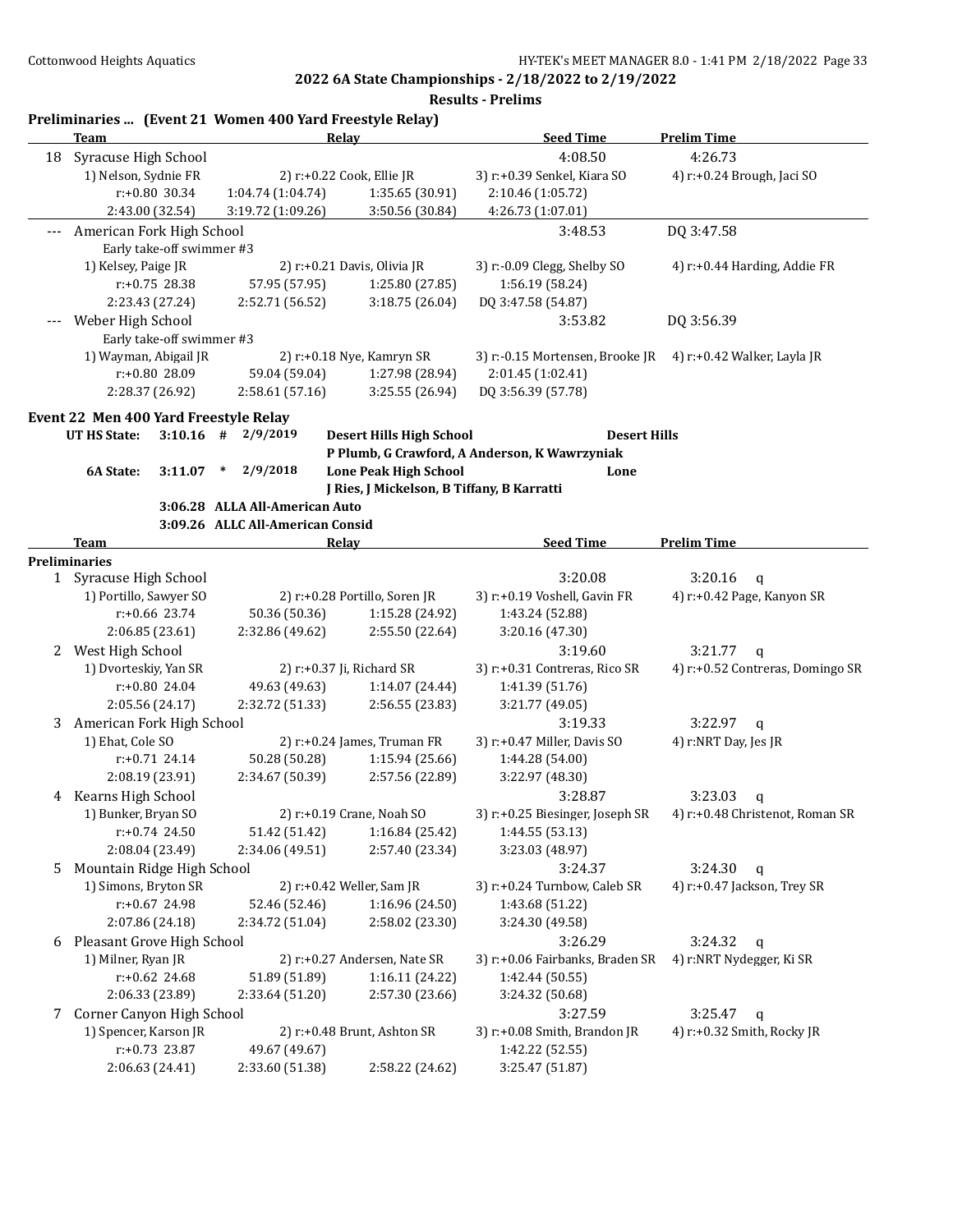**2022 6A State Championships - 2/18/2022 to 2/19/2022**

**Results - Prelims**

## Preliminaries ... (Event 21 Women 400 Yard Freestyle Relay)

| | Team | Relay | | Seed Time | Prelim Time |
|---|---|---|---|---|---|
| 18 | Syracuse High School | | | 4:08.50 | 4:26.73 |
| | 1) Nelson, Sydnie FR | 2) r:+0.22 Cook, Ellie JR | 3) r:+0.39 Senkel, Kiara SO | 4) r:+0.24 Brough, Jaci SO | |
| | r:+0.80 30.34 | 1:04.74 (1:04.74) | 1:35.65 (30.91) | 2:10.46 (1:05.72) | |
| | 2:43.00 (32.54) | 3:19.72 (1:09.26) | 3:50.56 (30.84) | 4:26.73 (1:07.01) | |
| --- | American Fork High School | | | 3:48.53 | DQ 3:47.58 |
| | Early take-off swimmer #3 | | | | |
| | 1) Kelsey, Paige JR | 2) r:+0.21 Davis, Olivia JR | 3) r:-0.09 Clegg, Shelby SO | 4) r:+0.44 Harding, Addie FR | |
| | r:+0.75 28.38 | 57.95 (57.95) | 1:25.80 (27.85) | 1:56.19 (58.24) | |
| | 2:23.43 (27.24) | 2:52.71 (56.52) | 3:18.75 (26.04) | DQ 3:47.58 (54.87) | |
| --- | Weber High School | | | 3:53.82 | DQ 3:56.39 |
| | Early take-off swimmer #3 | | | | |
| | 1) Wayman, Abigail JR | 2) r:+0.18 Nye, Kamryn SR | 3) r:-0.15 Mortensen, Brooke JR | 4) r:+0.42 Walker, Layla JR | |
| | r:+0.80 28.09 | 59.04 (59.04) | 1:27.98 (28.94) | 2:01.45 (1:02.41) | |
| | 2:28.37 (26.92) | 2:58.61 (57.16) | 3:25.55 (26.94) | DQ 3:56.39 (57.78) | |

## Event 22 Men 400 Yard Freestyle Relay

| | | | | | |
|---|---|---|---|---|---|
| UT HS State: | 3:10.16 # | 2/9/2019 | Desert Hills High School | Desert Hills | |
| | | | P Plumb, G Crawford, A Anderson, K Wawrzyniak | | |
| 6A State: | 3:11.07 * | 2/9/2018 | Lone Peak High School | Lone | |
| | | | J Ries, J Mickelson, B Tiffany, B Karratti | | |
| | 3:06.28 | ALLA All-American Auto | | | |
| | 3:09.26 | ALLC All-American Consid | | | |

### Preliminaries

| | Team | Relay | | Seed Time | Prelim Time |
|---|---|---|---|---|---|
| 1 | Syracuse High School | | | 3:20.08 | 3:20.16 q |
| | 1) Portillo, Sawyer SO | 2) r:+0.28 Portillo, Soren JR | 3) r:+0.19 Voshell, Gavin FR | 4) r:+0.42 Page, Kanyon SR | |
| | r:+0.66 23.74 | 50.36 (50.36) | 1:15.28 (24.92) | 1:43.24 (52.88) | |
| | 2:06.85 (23.61) | 2:32.86 (49.62) | 2:55.50 (22.64) | 3:20.16 (47.30) | |
| 2 | West High School | | | 3:19.60 | 3:21.77 q |
| | 1) Dvorteskiy, Yan SR | 2) r:+0.37 Ji, Richard SR | 3) r:+0.31 Contreras, Rico SR | 4) r:+0.52 Contreras, Domingo SR | |
| | r:+0.80 24.04 | 49.63 (49.63) | 1:14.07 (24.44) | 1:41.39 (51.76) | |
| | 2:05.56 (24.17) | 2:32.72 (51.33) | 2:56.55 (23.83) | 3:21.77 (49.05) | |
| 3 | American Fork High School | | | 3:19.33 | 3:22.97 q |
| | 1) Ehat, Cole SO | 2) r:+0.24 James, Truman FR | 3) r:+0.47 Miller, Davis SO | 4) r:NRT Day, Jes JR | |
| | r:+0.71 24.14 | 50.28 (50.28) | 1:15.94 (25.66) | 1:44.28 (54.00) | |
| | 2:08.19 (23.91) | 2:34.67 (50.39) | 2:57.56 (22.89) | 3:22.97 (48.30) | |
| 4 | Kearns High School | | | 3:28.87 | 3:23.03 q |
| | 1) Bunker, Bryan SO | 2) r:+0.19 Crane, Noah SO | 3) r:+0.25 Biesinger, Joseph SR | 4) r:+0.48 Christenot, Roman SR | |
| | r:+0.74 24.50 | 51.42 (51.42) | 1:16.84 (25.42) | 1:44.55 (53.13) | |
| | 2:08.04 (23.49) | 2:34.06 (49.51) | 2:57.40 (23.34) | 3:23.03 (48.97) | |
| 5 | Mountain Ridge High School | | | 3:24.37 | 3:24.30 q |
| | 1) Simons, Bryton SR | 2) r:+0.42 Weller, Sam JR | 3) r:+0.24 Turnbow, Caleb SR | 4) r:+0.47 Jackson, Trey SR | |
| | r:+0.67 24.98 | 52.46 (52.46) | 1:16.96 (24.50) | 1:43.68 (51.22) | |
| | 2:07.86 (24.18) | 2:34.72 (51.04) | 2:58.02 (23.30) | 3:24.30 (49.58) | |
| 6 | Pleasant Grove High School | | | 3:26.29 | 3:24.32 q |
| | 1) Milner, Ryan JR | 2) r:+0.27 Andersen, Nate SR | 3) r:+0.06 Fairbanks, Braden SR | 4) r:NRT Nydegger, Ki SR | |
| | r:+0.62 24.68 | 51.89 (51.89) | 1:16.11 (24.22) | 1:42.44 (50.55) | |
| | 2:06.33 (23.89) | 2:33.64 (51.20) | 2:57.30 (23.66) | 3:24.32 (50.68) | |
| 7 | Corner Canyon High School | | | 3:27.59 | 3:25.47 q |
| | 1) Spencer, Karson JR | 2) r:+0.48 Brunt, Ashton SR | 3) r:+0.08 Smith, Brandon JR | 4) r:+0.32 Smith, Rocky JR | |
| | r:+0.73 23.87 | 49.67 (49.67) | | 1:42.22 (52.55) | |
| | 2:06.63 (24.41) | 2:33.60 (51.38) | 2:58.22 (24.62) | 3:25.47 (51.87) | |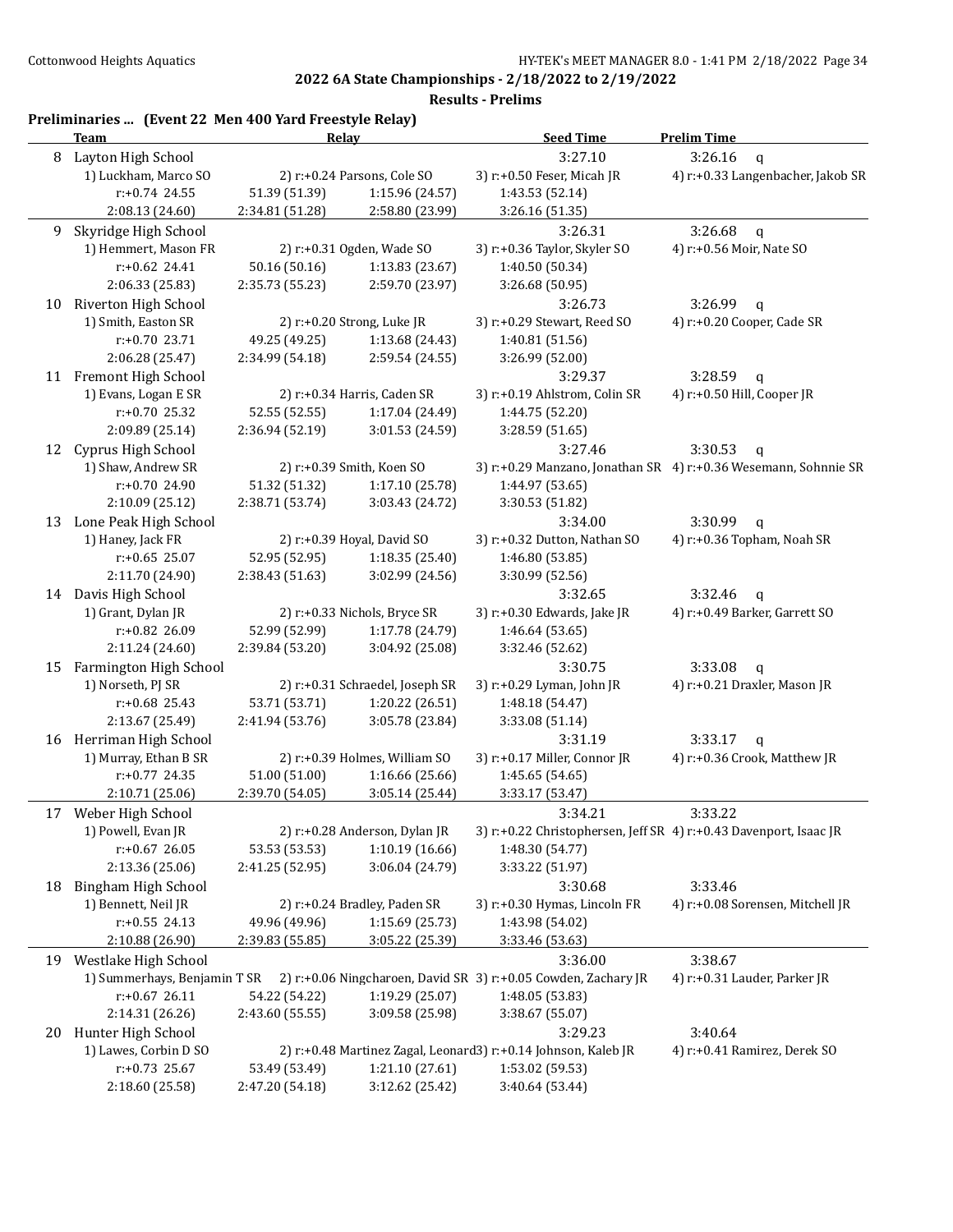**2022 6A State Championships - 2/18/2022 to 2/19/2022**

**Results - Prelims**

## Preliminaries ... (Event 22 Men 400 Yard Freestyle Relay)

| | Team | Relay | | Seed Time | Prelim Time |
|---|---|---|---|---|---|
| 8 | Layton High School | | | 3:27.10 | 3:26.16 q |
| | 1) Luckham, Marco SO | 2) r:+0.24 Parsons, Cole SO | | 3) r:+0.50 Feser, Micah JR | 4) r:+0.33 Langenbacher, Jakob SR |
| | r:+0.74 24.55 | 51.39 (51.39) | 1:15.96 (24.57) | 1:43.53 (52.14) | |
| | 2:08.13 (24.60) | 2:34.81 (51.28) | 2:58.80 (23.99) | 3:26.16 (51.35) | |
| 9 | Skyridge High School | | | 3:26.31 | 3:26.68 q |
| | 1) Hemmert, Mason FR | 2) r:+0.31 Ogden, Wade SO | | 3) r:+0.36 Taylor, Skyler SO | 4) r:+0.56 Moir, Nate SO |
| | r:+0.62 24.41 | 50.16 (50.16) | 1:13.83 (23.67) | 1:40.50 (50.34) | |
| | 2:06.33 (25.83) | 2:35.73 (55.23) | 2:59.70 (23.97) | 3:26.68 (50.95) | |
| 10 | Riverton High School | | | 3:26.73 | 3:26.99 q |
| | 1) Smith, Easton SR | 2) r:+0.20 Strong, Luke JR | | 3) r:+0.29 Stewart, Reed SO | 4) r:+0.20 Cooper, Cade SR |
| | r:+0.70 23.71 | 49.25 (49.25) | 1:13.68 (24.43) | 1:40.81 (51.56) | |
| | 2:06.28 (25.47) | 2:34.99 (54.18) | 2:59.54 (24.55) | 3:26.99 (52.00) | |
| 11 | Fremont High School | | | 3:29.37 | 3:28.59 q |
| | 1) Evans, Logan E SR | 2) r:+0.34 Harris, Caden SR | | 3) r:+0.19 Ahlstrom, Colin SR | 4) r:+0.50 Hill, Cooper JR |
| | r:+0.70 25.32 | 52.55 (52.55) | 1:17.04 (24.49) | 1:44.75 (52.20) | |
| | 2:09.89 (25.14) | 2:36.94 (52.19) | 3:01.53 (24.59) | 3:28.59 (51.65) | |
| 12 | Cyprus High School | | | 3:27.46 | 3:30.53 q |
| | 1) Shaw, Andrew SR | 2) r:+0.39 Smith, Koen SO | | 3) r:+0.29 Manzano, Jonathan SR | 4) r:+0.36 Wesemann, Sohnnie SR |
| | r:+0.70 24.90 | 51.32 (51.32) | 1:17.10 (25.78) | 1:44.97 (53.65) | |
| | 2:10.09 (25.12) | 2:38.71 (53.74) | 3:03.43 (24.72) | 3:30.53 (51.82) | |
| 13 | Lone Peak High School | | | 3:34.00 | 3:30.99 q |
| | 1) Haney, Jack FR | 2) r:+0.39 Hoyal, David SO | | 3) r:+0.32 Dutton, Nathan SO | 4) r:+0.36 Topham, Noah SR |
| | r:+0.65 25.07 | 52.95 (52.95) | 1:18.35 (25.40) | 1:46.80 (53.85) | |
| | 2:11.70 (24.90) | 2:38.43 (51.63) | 3:02.99 (24.56) | 3:30.99 (52.56) | |
| 14 | Davis High School | | | 3:32.65 | 3:32.46 q |
| | 1) Grant, Dylan JR | 2) r:+0.33 Nichols, Bryce SR | | 3) r:+0.30 Edwards, Jake JR | 4) r:+0.49 Barker, Garrett SO |
| | r:+0.82 26.09 | 52.99 (52.99) | 1:17.78 (24.79) | 1:46.64 (53.65) | |
| | 2:11.24 (24.60) | 2:39.84 (53.20) | 3:04.92 (25.08) | 3:32.46 (52.62) | |
| 15 | Farmington High School | | | 3:30.75 | 3:33.08 q |
| | 1) Norseth, PJ SR | 2) r:+0.31 Schraedel, Joseph SR | | 3) r:+0.29 Lyman, John JR | 4) r:+0.21 Draxler, Mason JR |
| | r:+0.68 25.43 | 53.71 (53.71) | 1:20.22 (26.51) | 1:48.18 (54.47) | |
| | 2:13.67 (25.49) | 2:41.94 (53.76) | 3:05.78 (23.84) | 3:33.08 (51.14) | |
| 16 | Herriman High School | | | 3:31.19 | 3:33.17 q |
| | 1) Murray, Ethan B SR | 2) r:+0.39 Holmes, William SO | | 3) r:+0.17 Miller, Connor JR | 4) r:+0.36 Crook, Matthew JR |
| | r:+0.77 24.35 | 51.00 (51.00) | 1:16.66 (25.66) | 1:45.65 (54.65) | |
| | 2:10.71 (25.06) | 2:39.70 (54.05) | 3:05.14 (25.44) | 3:33.17 (53.47) | |
| 17 | Weber High School | | | 3:34.21 | 3:33.22 |
| | 1) Powell, Evan JR | 2) r:+0.28 Anderson, Dylan JR | | 3) r:+0.22 Christophersen, Jeff SR | 4) r:+0.43 Davenport, Isaac JR |
| | r:+0.67 26.05 | 53.53 (53.53) | 1:10.19 (16.66) | 1:48.30 (54.77) | |
| | 2:13.36 (25.06) | 2:41.25 (52.95) | 3:06.04 (24.79) | 3:33.22 (51.97) | |
| 18 | Bingham High School | | | 3:30.68 | 3:33.46 |
| | 1) Bennett, Neil JR | 2) r:+0.24 Bradley, Paden SR | | 3) r:+0.30 Hymas, Lincoln FR | 4) r:+0.08 Sorensen, Mitchell JR |
| | r:+0.55 24.13 | 49.96 (49.96) | 1:15.69 (25.73) | 1:43.98 (54.02) | |
| | 2:10.88 (26.90) | 2:39.83 (55.85) | 3:05.22 (25.39) | 3:33.46 (53.63) | |
| 19 | Westlake High School | | | 3:36.00 | 3:38.67 |
| | 1) Summerhays, Benjamin T SR | 2) r:+0.06 Ningcharoen, David SR | | 3) r:+0.05 Cowden, Zachary JR | 4) r:+0.31 Lauder, Parker JR |
| | r:+0.67 26.11 | 54.22 (54.22) | 1:19.29 (25.07) | 1:48.05 (53.83) | |
| | 2:14.31 (26.26) | 2:43.60 (55.55) | 3:09.58 (25.98) | 3:38.67 (55.07) | |
| 20 | Hunter High School | | | 3:29.23 | 3:40.64 |
| | 1) Lawes, Corbin D SO | 2) r:+0.48 Martinez Zagal, Leonard | | 3) r:+0.14 Johnson, Kaleb JR | 4) r:+0.41 Ramirez, Derek SO |
| | r:+0.73 25.67 | 53.49 (53.49) | 1:21.10 (27.61) | 1:53.02 (59.53) | |
| | 2:18.60 (25.58) | 2:47.20 (54.18) | 3:12.62 (25.42) | 3:40.64 (53.44) | |